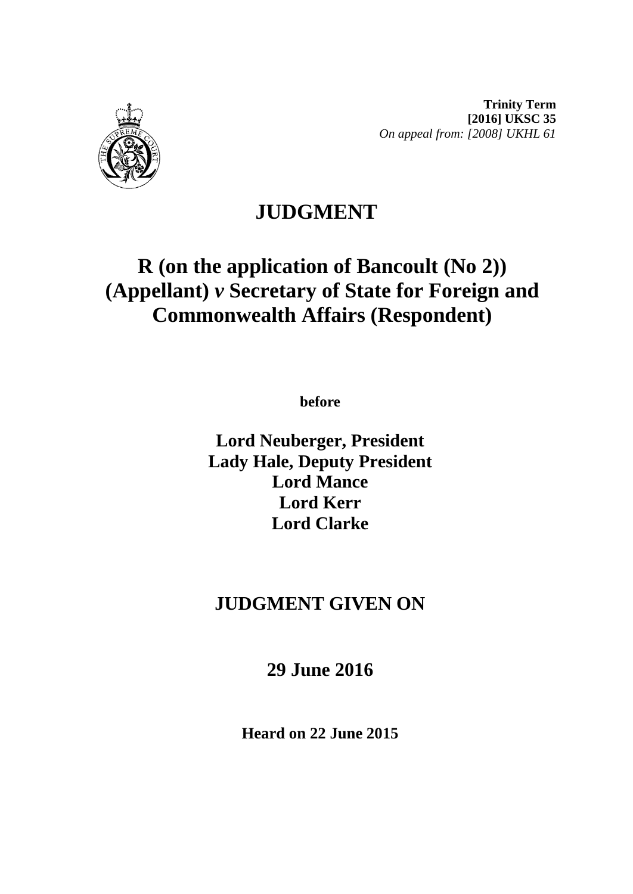**Trinity Term**
**[2016] UKSC 35**
*On appeal from: [2008] UKHL 61*

# JUDGMENT

## R (on the application of Bancoult (No 2)) (Appellant) *v* Secretary of State for Foreign and Commonwealth Affairs (Respondent)

**before**

**Lord Neuberger, President**
**Lady Hale, Deputy President**
**Lord Mance**
**Lord Kerr**
**Lord Clarke**

## JUDGMENT GIVEN ON

## 29 June 2016

**Heard on 22 June 2015**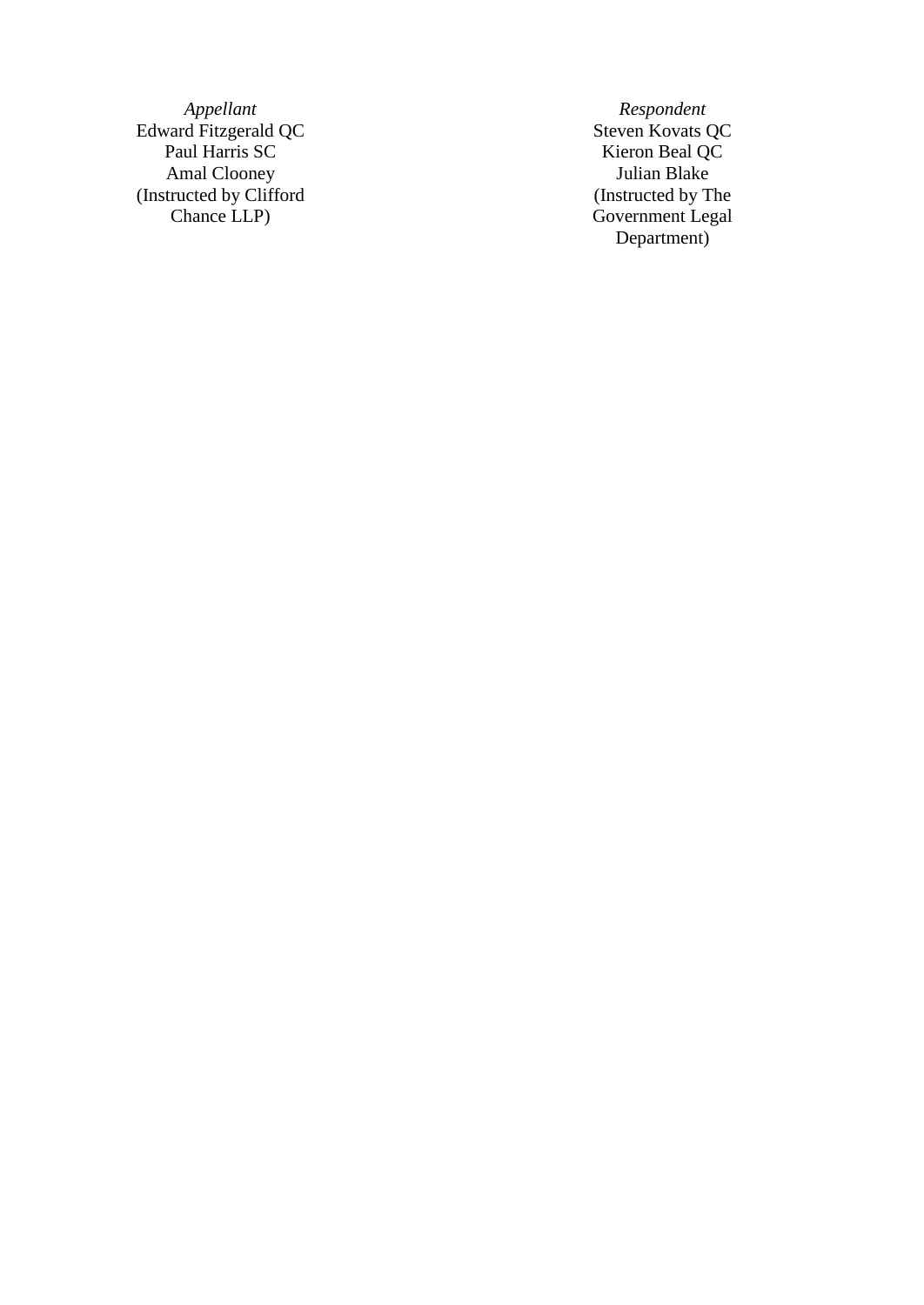| *Appellant* | *Respondent* |
|---|---|
| Edward Fitzgerald QC | Steven Kovats QC |
| Paul Harris SC | Kieron Beal QC |
| Amal Clooney | Julian Blake |
| (Instructed by Clifford Chance LLP) | (Instructed by The Government Legal Department) |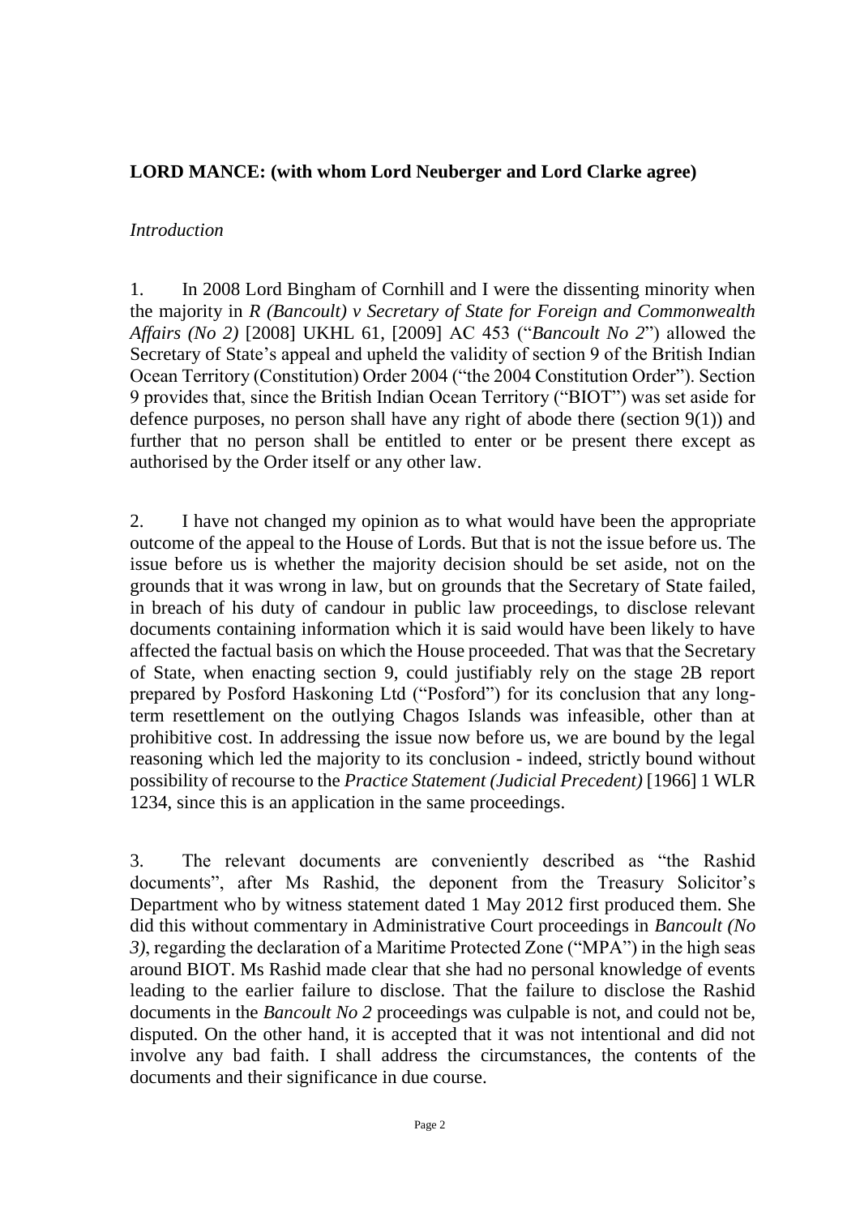**LORD MANCE: (with whom Lord Neuberger and Lord Clarke agree)**

*Introduction*

1. In 2008 Lord Bingham of Cornhill and I were the dissenting minority when the majority in *R (Bancoult) v Secretary of State for Foreign and Commonwealth Affairs (No 2)* [2008] UKHL 61, [2009] AC 453 ("*Bancoult No 2*") allowed the Secretary of State's appeal and upheld the validity of section 9 of the British Indian Ocean Territory (Constitution) Order 2004 ("the 2004 Constitution Order"). Section 9 provides that, since the British Indian Ocean Territory ("BIOT") was set aside for defence purposes, no person shall have any right of abode there (section 9(1)) and further that no person shall be entitled to enter or be present there except as authorised by the Order itself or any other law.

2. I have not changed my opinion as to what would have been the appropriate outcome of the appeal to the House of Lords. But that is not the issue before us. The issue before us is whether the majority decision should be set aside, not on the grounds that it was wrong in law, but on grounds that the Secretary of State failed, in breach of his duty of candour in public law proceedings, to disclose relevant documents containing information which it is said would have been likely to have affected the factual basis on which the House proceeded. That was that the Secretary of State, when enacting section 9, could justifiably rely on the stage 2B report prepared by Posford Haskoning Ltd ("Posford") for its conclusion that any long-term resettlement on the outlying Chagos Islands was infeasible, other than at prohibitive cost. In addressing the issue now before us, we are bound by the legal reasoning which led the majority to its conclusion - indeed, strictly bound without possibility of recourse to the *Practice Statement (Judicial Precedent)* [1966] 1 WLR 1234, since this is an application in the same proceedings.

3. The relevant documents are conveniently described as "the Rashid documents", after Ms Rashid, the deponent from the Treasury Solicitor's Department who by witness statement dated 1 May 2012 first produced them. She did this without commentary in Administrative Court proceedings in *Bancoult (No 3)*, regarding the declaration of a Maritime Protected Zone ("MPA") in the high seas around BIOT. Ms Rashid made clear that she had no personal knowledge of events leading to the earlier failure to disclose. That the failure to disclose the Rashid documents in the *Bancoult No 2* proceedings was culpable is not, and could not be, disputed. On the other hand, it is accepted that it was not intentional and did not involve any bad faith. I shall address the circumstances, the contents of the documents and their significance in due course.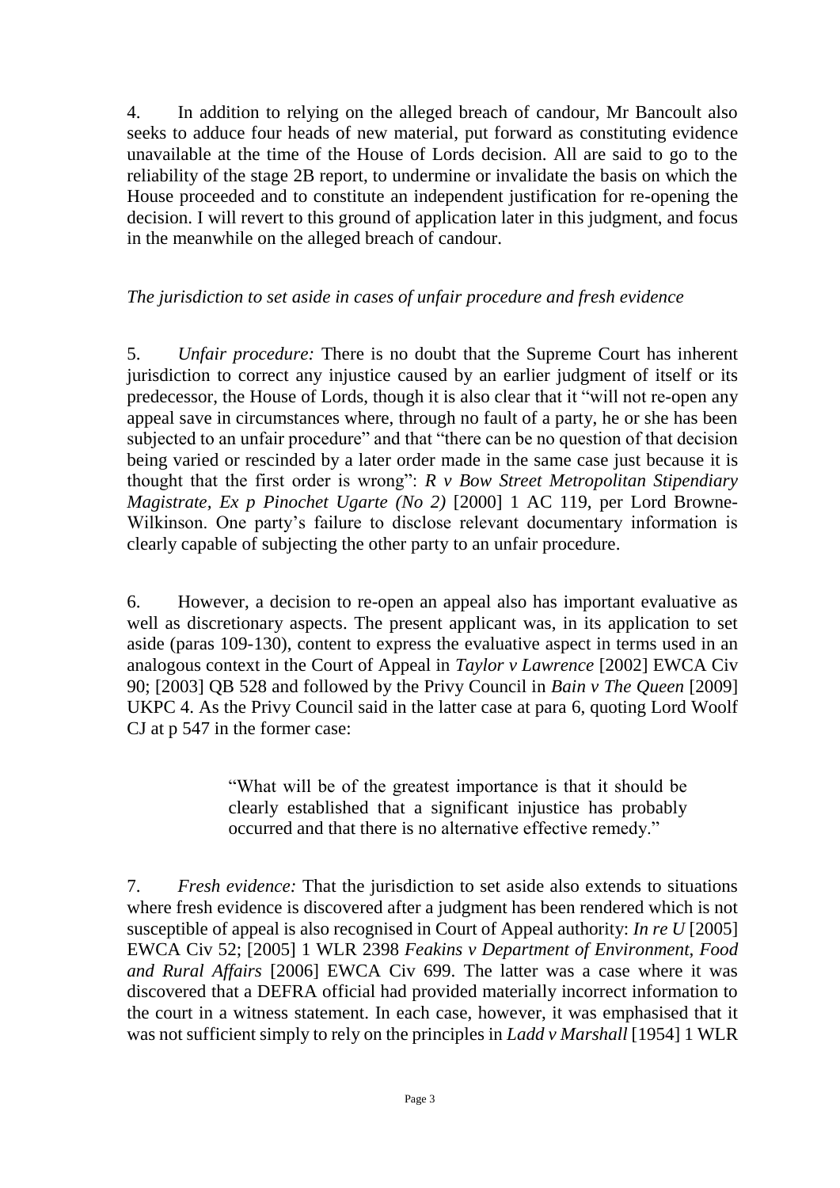4. In addition to relying on the alleged breach of candour, Mr Bancoult also seeks to adduce four heads of new material, put forward as constituting evidence unavailable at the time of the House of Lords decision. All are said to go to the reliability of the stage 2B report, to undermine or invalidate the basis on which the House proceeded and to constitute an independent justification for re-opening the decision. I will revert to this ground of application later in this judgment, and focus in the meanwhile on the alleged breach of candour.

*The jurisdiction to set aside in cases of unfair procedure and fresh evidence*

5. *Unfair procedure:* There is no doubt that the Supreme Court has inherent jurisdiction to correct any injustice caused by an earlier judgment of itself or its predecessor, the House of Lords, though it is also clear that it "will not re-open any appeal save in circumstances where, through no fault of a party, he or she has been subjected to an unfair procedure" and that "there can be no question of that decision being varied or rescinded by a later order made in the same case just because it is thought that the first order is wrong": *R v Bow Street Metropolitan Stipendiary Magistrate, Ex p Pinochet Ugarte (No 2)* [2000] 1 AC 119, per Lord Browne-Wilkinson. One party's failure to disclose relevant documentary information is clearly capable of subjecting the other party to an unfair procedure.

6. However, a decision to re-open an appeal also has important evaluative as well as discretionary aspects. The present applicant was, in its application to set aside (paras 109-130), content to express the evaluative aspect in terms used in an analogous context in the Court of Appeal in *Taylor v Lawrence* [2002] EWCA Civ 90; [2003] QB 528 and followed by the Privy Council in *Bain v The Queen* [2009] UKPC 4. As the Privy Council said in the latter case at para 6, quoting Lord Woolf CJ at p 547 in the former case:

> "What will be of the greatest importance is that it should be clearly established that a significant injustice has probably occurred and that there is no alternative effective remedy."

7. *Fresh evidence:* That the jurisdiction to set aside also extends to situations where fresh evidence is discovered after a judgment has been rendered which is not susceptible of appeal is also recognised in Court of Appeal authority: *In re U* [2005] EWCA Civ 52; [2005] 1 WLR 2398 *Feakins v Department of Environment, Food and Rural Affairs* [2006] EWCA Civ 699. The latter was a case where it was discovered that a DEFRA official had provided materially incorrect information to the court in a witness statement. In each case, however, it was emphasised that it was not sufficient simply to rely on the principles in *Ladd v Marshall* [1954] 1 WLR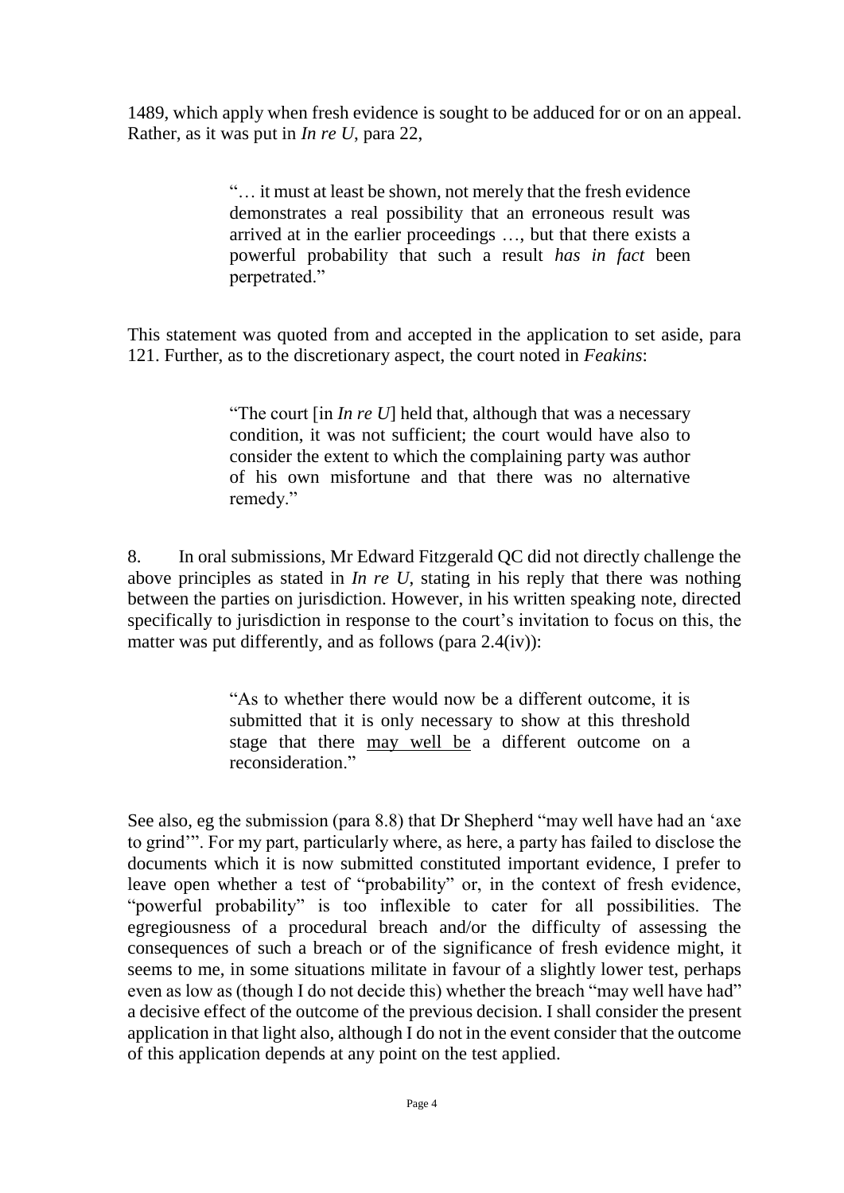1489, which apply when fresh evidence is sought to be adduced for or on an appeal. Rather, as it was put in *In re U*, para 22,

> "… it must at least be shown, not merely that the fresh evidence demonstrates a real possibility that an erroneous result was arrived at in the earlier proceedings …, but that there exists a powerful probability that such a result *has in fact* been perpetrated."

This statement was quoted from and accepted in the application to set aside, para 121. Further, as to the discretionary aspect, the court noted in *Feakins*:

> "The court [in *In re U*] held that, although that was a necessary condition, it was not sufficient; the court would have also to consider the extent to which the complaining party was author of his own misfortune and that there was no alternative remedy."

8. In oral submissions, Mr Edward Fitzgerald QC did not directly challenge the above principles as stated in *In re U*, stating in his reply that there was nothing between the parties on jurisdiction. However, in his written speaking note, directed specifically to jurisdiction in response to the court's invitation to focus on this, the matter was put differently, and as follows (para 2.4(iv)):

> "As to whether there would now be a different outcome, it is submitted that it is only necessary to show at this threshold stage that there <u>may well be</u> a different outcome on a reconsideration."

See also, eg the submission (para 8.8) that Dr Shepherd "may well have had an 'axe to grind'". For my part, particularly where, as here, a party has failed to disclose the documents which it is now submitted constituted important evidence, I prefer to leave open whether a test of "probability" or, in the context of fresh evidence, "powerful probability" is too inflexible to cater for all possibilities. The egregiousness of a procedural breach and/or the difficulty of assessing the consequences of such a breach or of the significance of fresh evidence might, it seems to me, in some situations militate in favour of a slightly lower test, perhaps even as low as (though I do not decide this) whether the breach "may well have had" a decisive effect of the outcome of the previous decision. I shall consider the present application in that light also, although I do not in the event consider that the outcome of this application depends at any point on the test applied.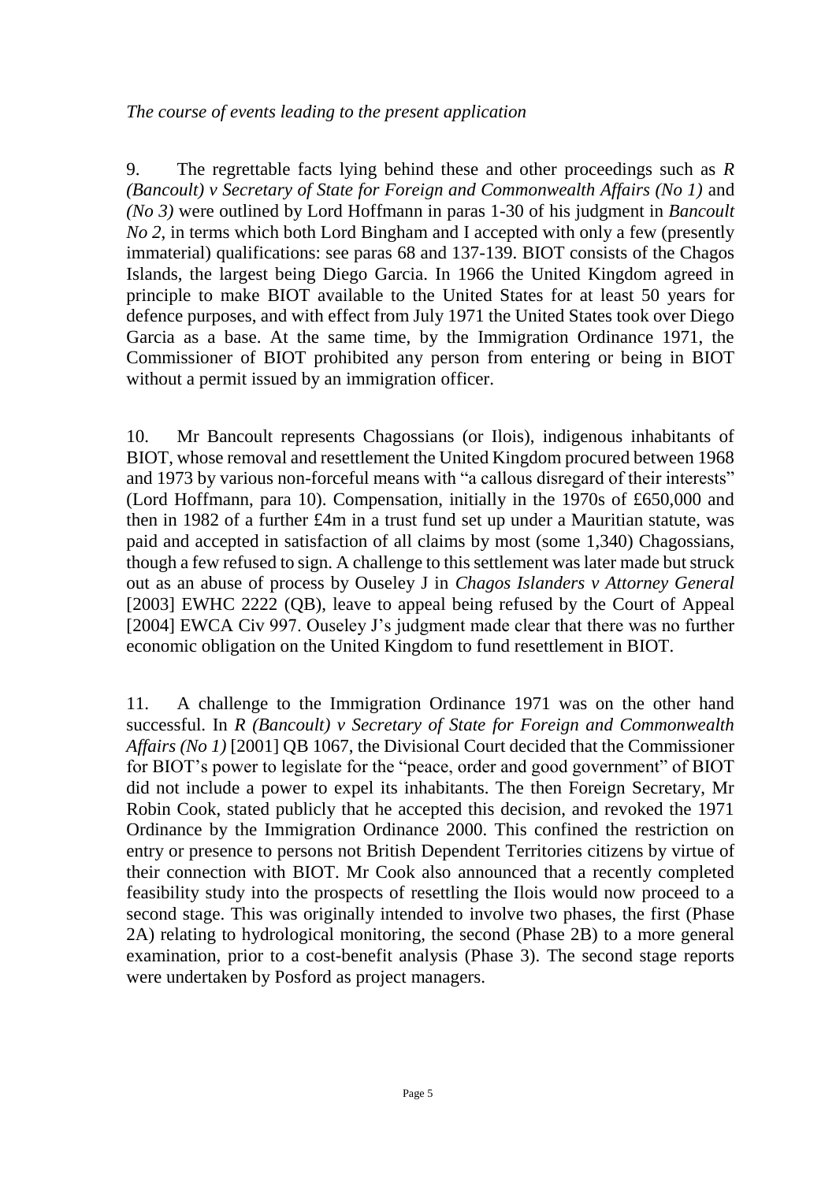*The course of events leading to the present application*

9. The regrettable facts lying behind these and other proceedings such as *R (Bancoult) v Secretary of State for Foreign and Commonwealth Affairs (No 1)* and *(No 3)* were outlined by Lord Hoffmann in paras 1-30 of his judgment in *Bancoult No 2*, in terms which both Lord Bingham and I accepted with only a few (presently immaterial) qualifications: see paras 68 and 137-139. BIOT consists of the Chagos Islands, the largest being Diego Garcia. In 1966 the United Kingdom agreed in principle to make BIOT available to the United States for at least 50 years for defence purposes, and with effect from July 1971 the United States took over Diego Garcia as a base. At the same time, by the Immigration Ordinance 1971, the Commissioner of BIOT prohibited any person from entering or being in BIOT without a permit issued by an immigration officer.

10. Mr Bancoult represents Chagossians (or Ilois), indigenous inhabitants of BIOT, whose removal and resettlement the United Kingdom procured between 1968 and 1973 by various non-forceful means with "a callous disregard of their interests" (Lord Hoffmann, para 10). Compensation, initially in the 1970s of £650,000 and then in 1982 of a further £4m in a trust fund set up under a Mauritian statute, was paid and accepted in satisfaction of all claims by most (some 1,340) Chagossians, though a few refused to sign. A challenge to this settlement was later made but struck out as an abuse of process by Ouseley J in *Chagos Islanders v Attorney General* [2003] EWHC 2222 (QB), leave to appeal being refused by the Court of Appeal [2004] EWCA Civ 997. Ouseley J's judgment made clear that there was no further economic obligation on the United Kingdom to fund resettlement in BIOT.

11. A challenge to the Immigration Ordinance 1971 was on the other hand successful. In *R (Bancoult) v Secretary of State for Foreign and Commonwealth Affairs (No 1)* [2001] QB 1067, the Divisional Court decided that the Commissioner for BIOT's power to legislate for the "peace, order and good government" of BIOT did not include a power to expel its inhabitants. The then Foreign Secretary, Mr Robin Cook, stated publicly that he accepted this decision, and revoked the 1971 Ordinance by the Immigration Ordinance 2000. This confined the restriction on entry or presence to persons not British Dependent Territories citizens by virtue of their connection with BIOT. Mr Cook also announced that a recently completed feasibility study into the prospects of resettling the Ilois would now proceed to a second stage. This was originally intended to involve two phases, the first (Phase 2A) relating to hydrological monitoring, the second (Phase 2B) to a more general examination, prior to a cost-benefit analysis (Phase 3). The second stage reports were undertaken by Posford as project managers.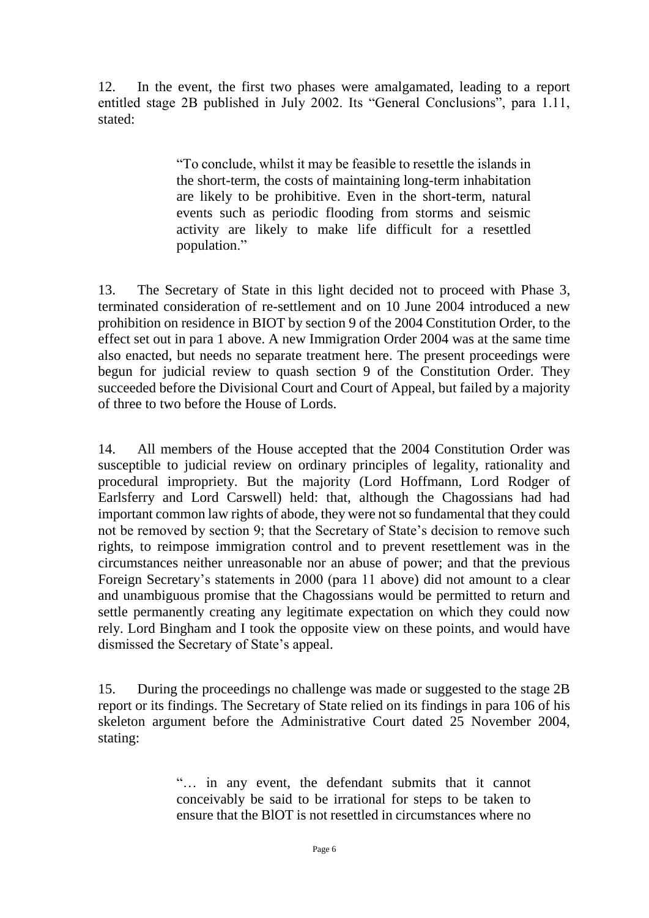12. In the event, the first two phases were amalgamated, leading to a report entitled stage 2B published in July 2002. Its "General Conclusions", para 1.11, stated:

> "To conclude, whilst it may be feasible to resettle the islands in the short-term, the costs of maintaining long-term inhabitation are likely to be prohibitive. Even in the short-term, natural events such as periodic flooding from storms and seismic activity are likely to make life difficult for a resettled population."

13. The Secretary of State in this light decided not to proceed with Phase 3, terminated consideration of re-settlement and on 10 June 2004 introduced a new prohibition on residence in BIOT by section 9 of the 2004 Constitution Order, to the effect set out in para 1 above. A new Immigration Order 2004 was at the same time also enacted, but needs no separate treatment here. The present proceedings were begun for judicial review to quash section 9 of the Constitution Order. They succeeded before the Divisional Court and Court of Appeal, but failed by a majority of three to two before the House of Lords.

14. All members of the House accepted that the 2004 Constitution Order was susceptible to judicial review on ordinary principles of legality, rationality and procedural impropriety. But the majority (Lord Hoffmann, Lord Rodger of Earlsferry and Lord Carswell) held: that, although the Chagossians had had important common law rights of abode, they were not so fundamental that they could not be removed by section 9; that the Secretary of State's decision to remove such rights, to reimpose immigration control and to prevent resettlement was in the circumstances neither unreasonable nor an abuse of power; and that the previous Foreign Secretary's statements in 2000 (para 11 above) did not amount to a clear and unambiguous promise that the Chagossians would be permitted to return and settle permanently creating any legitimate expectation on which they could now rely. Lord Bingham and I took the opposite view on these points, and would have dismissed the Secretary of State's appeal.

15. During the proceedings no challenge was made or suggested to the stage 2B report or its findings. The Secretary of State relied on its findings in para 106 of his skeleton argument before the Administrative Court dated 25 November 2004, stating:

> "… in any event, the defendant submits that it cannot conceivably be said to be irrational for steps to be taken to ensure that the BIOT is not resettled in circumstances where no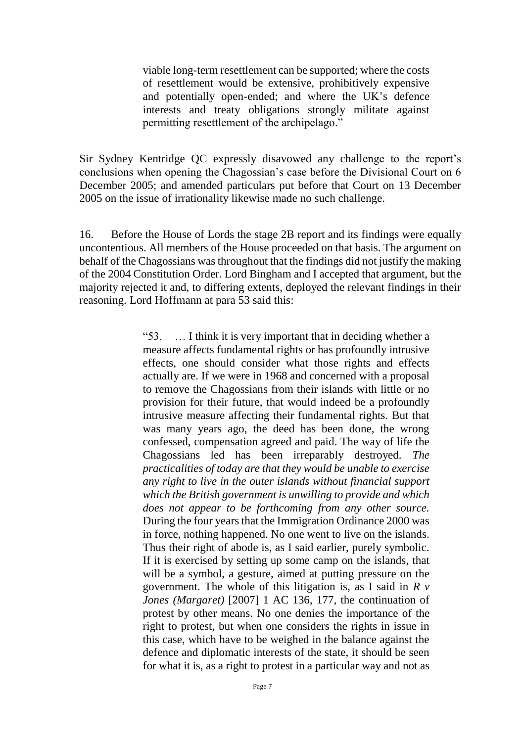> viable long-term resettlement can be supported; where the costs of resettlement would be extensive, prohibitively expensive and potentially open-ended; and where the UK's defence interests and treaty obligations strongly militate against permitting resettlement of the archipelago."

Sir Sydney Kentridge QC expressly disavowed any challenge to the report's conclusions when opening the Chagossian's case before the Divisional Court on 6 December 2005; and amended particulars put before that Court on 13 December 2005 on the issue of irrationality likewise made no such challenge.

16. Before the House of Lords the stage 2B report and its findings were equally uncontentious. All members of the House proceeded on that basis. The argument on behalf of the Chagossians was throughout that the findings did not justify the making of the 2004 Constitution Order. Lord Bingham and I accepted that argument, but the majority rejected it and, to differing extents, deployed the relevant findings in their reasoning. Lord Hoffmann at para 53 said this:

> "53. … I think it is very important that in deciding whether a measure affects fundamental rights or has profoundly intrusive effects, one should consider what those rights and effects actually are. If we were in 1968 and concerned with a proposal to remove the Chagossians from their islands with little or no provision for their future, that would indeed be a profoundly intrusive measure affecting their fundamental rights. But that was many years ago, the deed has been done, the wrong confessed, compensation agreed and paid. The way of life the Chagossians led has been irreparably destroyed. *The practicalities of today are that they would be unable to exercise any right to live in the outer islands without financial support which the British government is unwilling to provide and which does not appear to be forthcoming from any other source.* During the four years that the Immigration Ordinance 2000 was in force, nothing happened. No one went to live on the islands. Thus their right of abode is, as I said earlier, purely symbolic. If it is exercised by setting up some camp on the islands, that will be a symbol, a gesture, aimed at putting pressure on the government. The whole of this litigation is, as I said in *R v Jones (Margaret)* [2007] 1 AC 136, 177, the continuation of protest by other means. No one denies the importance of the right to protest, but when one considers the rights in issue in this case, which have to be weighed in the balance against the defence and diplomatic interests of the state, it should be seen for what it is, as a right to protest in a particular way and not as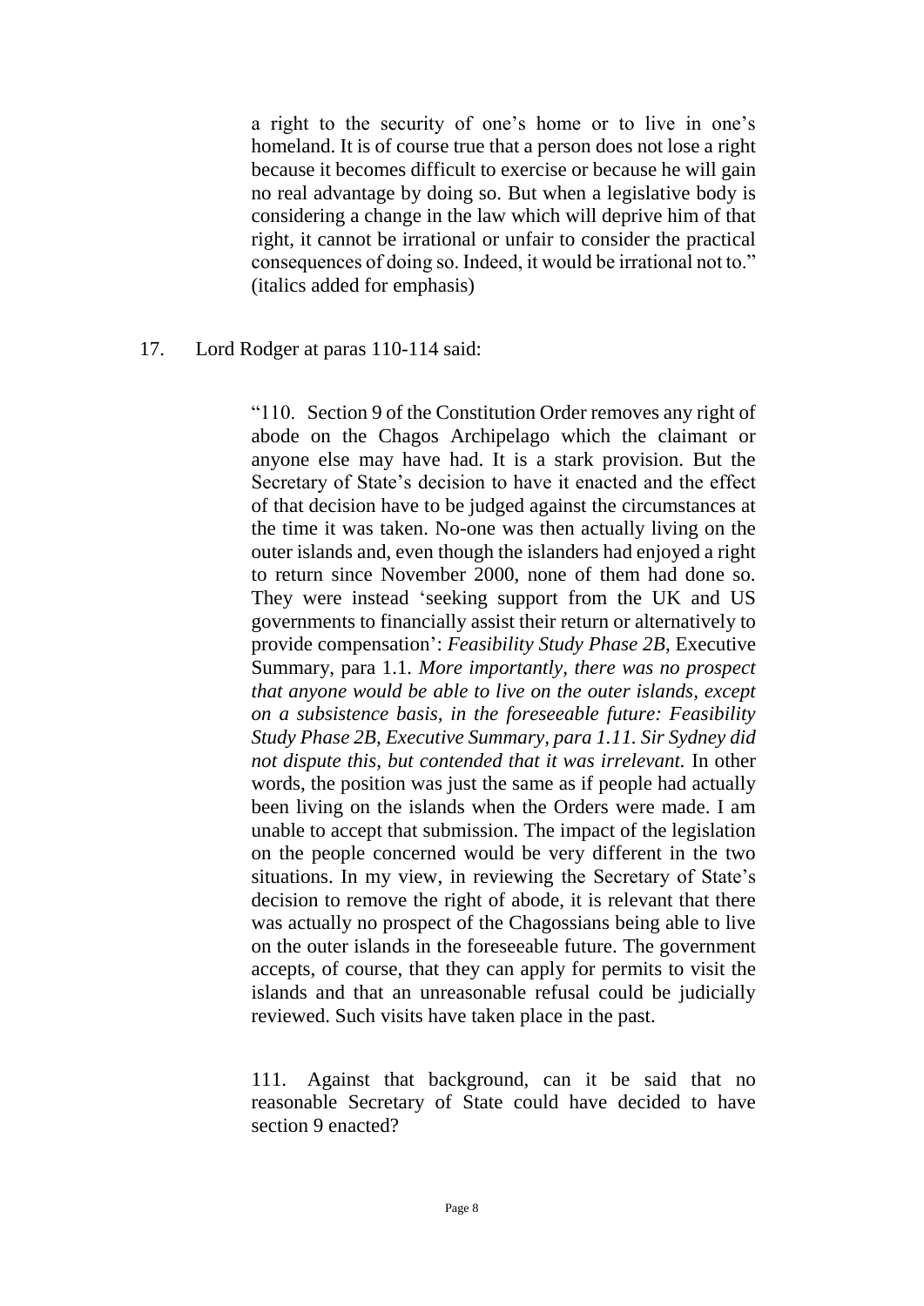a right to the security of one's home or to live in one's homeland. It is of course true that a person does not lose a right because it becomes difficult to exercise or because he will gain no real advantage by doing so. But when a legislative body is considering a change in the law which will deprive him of that right, it cannot be irrational or unfair to consider the practical consequences of doing so. Indeed, it would be irrational not to." (italics added for emphasis)

17. Lord Rodger at paras 110-114 said:

> "110. Section 9 of the Constitution Order removes any right of abode on the Chagos Archipelago which the claimant or anyone else may have had. It is a stark provision. But the Secretary of State's decision to have it enacted and the effect of that decision have to be judged against the circumstances at the time it was taken. No-one was then actually living on the outer islands and, even though the islanders had enjoyed a right to return since November 2000, none of them had done so. They were instead 'seeking support from the UK and US governments to financially assist their return or alternatively to provide compensation': *Feasibility Study Phase 2B*, Executive Summary, para 1.1. *More importantly, there was no prospect that anyone would be able to live on the outer islands, except on a subsistence basis, in the foreseeable future: Feasibility Study Phase 2B, Executive Summary, para 1.11. Sir Sydney did not dispute this, but contended that it was irrelevant.* In other words, the position was just the same as if people had actually been living on the islands when the Orders were made. I am unable to accept that submission. The impact of the legislation on the people concerned would be very different in the two situations. In my view, in reviewing the Secretary of State's decision to remove the right of abode, it is relevant that there was actually no prospect of the Chagossians being able to live on the outer islands in the foreseeable future. The government accepts, of course, that they can apply for permits to visit the islands and that an unreasonable refusal could be judicially reviewed. Such visits have taken place in the past.
>
> 111. Against that background, can it be said that no reasonable Secretary of State could have decided to have section 9 enacted?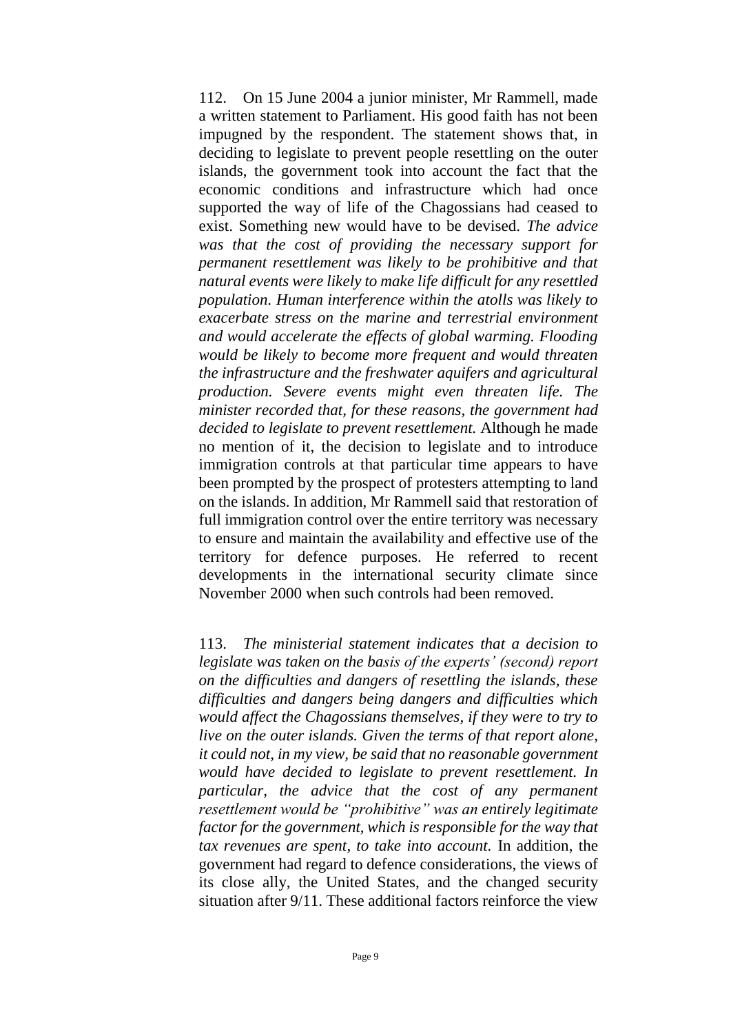112. On 15 June 2004 a junior minister, Mr Rammell, made a written statement to Parliament. His good faith has not been impugned by the respondent. The statement shows that, in deciding to legislate to prevent people resettling on the outer islands, the government took into account the fact that the economic conditions and infrastructure which had once supported the way of life of the Chagossians had ceased to exist. Something new would have to be devised. *The advice was that the cost of providing the necessary support for permanent resettlement was likely to be prohibitive and that natural events were likely to make life difficult for any resettled population. Human interference within the atolls was likely to exacerbate stress on the marine and terrestrial environment and would accelerate the effects of global warming. Flooding would be likely to become more frequent and would threaten the infrastructure and the freshwater aquifers and agricultural production. Severe events might even threaten life. The minister recorded that, for these reasons, the government had decided to legislate to prevent resettlement.* Although he made no mention of it, the decision to legislate and to introduce immigration controls at that particular time appears to have been prompted by the prospect of protesters attempting to land on the islands. In addition, Mr Rammell said that restoration of full immigration control over the entire territory was necessary to ensure and maintain the availability and effective use of the territory for defence purposes. He referred to recent developments in the international security climate since November 2000 when such controls had been removed.

113. *The ministerial statement indicates that a decision to legislate was taken on the basis of the experts' (second) report on the difficulties and dangers of resettling the islands, these difficulties and dangers being dangers and difficulties which would affect the Chagossians themselves, if they were to try to live on the outer islands. Given the terms of that report alone, it could not, in my view, be said that no reasonable government would have decided to legislate to prevent resettlement. In particular, the advice that the cost of any permanent resettlement would be "prohibitive" was an entirely legitimate factor for the government, which is responsible for the way that tax revenues are spent, to take into account.* In addition, the government had regard to defence considerations, the views of its close ally, the United States, and the changed security situation after 9/11. These additional factors reinforce the view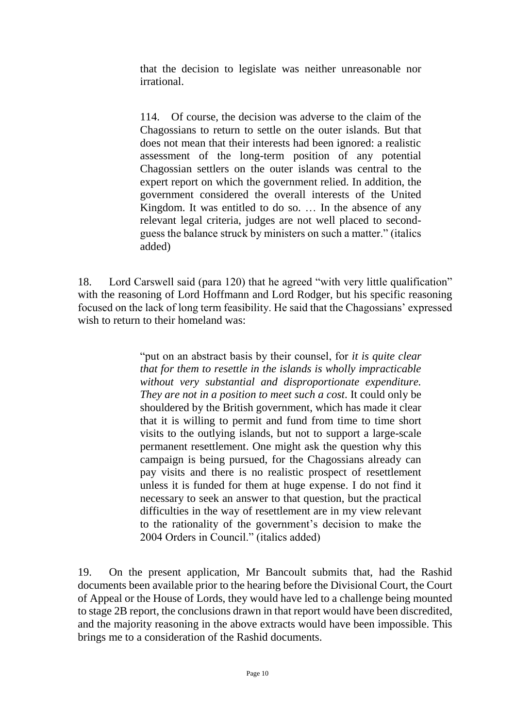> that the decision to legislate was neither unreasonable nor irrational.
>
> 114. Of course, the decision was adverse to the claim of the Chagossians to return to settle on the outer islands. But that does not mean that their interests had been ignored: a realistic assessment of the long-term position of any potential Chagossian settlers on the outer islands was central to the expert report on which the government relied. In addition, the government considered the overall interests of the United Kingdom. It was entitled to do so. … In the absence of any relevant legal criteria, judges are not well placed to second-guess the balance struck by ministers on such a matter." (italics added)

18. Lord Carswell said (para 120) that he agreed "with very little qualification" with the reasoning of Lord Hoffmann and Lord Rodger, but his specific reasoning focused on the lack of long term feasibility. He said that the Chagossians' expressed wish to return to their homeland was:

> "put on an abstract basis by their counsel, for *it is quite clear that for them to resettle in the islands is wholly impracticable without very substantial and disproportionate expenditure. They are not in a position to meet such a cost*. It could only be shouldered by the British government, which has made it clear that it is willing to permit and fund from time to time short visits to the outlying islands, but not to support a large-scale permanent resettlement. One might ask the question why this campaign is being pursued, for the Chagossians already can pay visits and there is no realistic prospect of resettlement unless it is funded for them at huge expense. I do not find it necessary to seek an answer to that question, but the practical difficulties in the way of resettlement are in my view relevant to the rationality of the government's decision to make the 2004 Orders in Council." (italics added)

19. On the present application, Mr Bancoult submits that, had the Rashid documents been available prior to the hearing before the Divisional Court, the Court of Appeal or the House of Lords, they would have led to a challenge being mounted to stage 2B report, the conclusions drawn in that report would have been discredited, and the majority reasoning in the above extracts would have been impossible. This brings me to a consideration of the Rashid documents.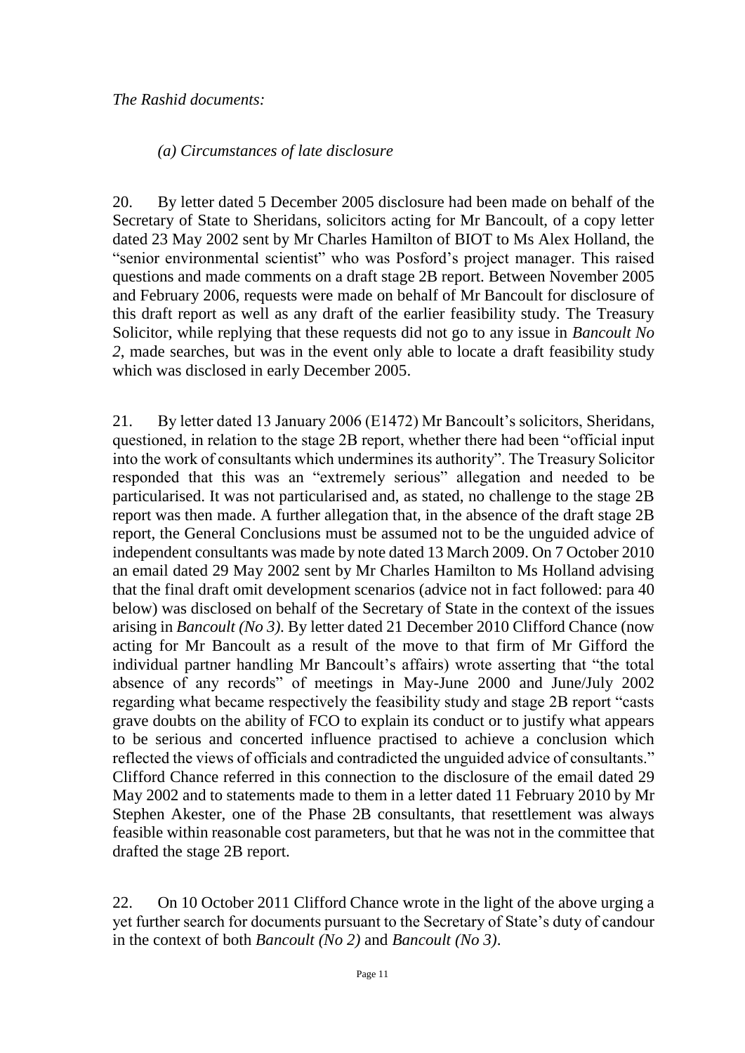*The Rashid documents:*

*(a) Circumstances of late disclosure*

20. By letter dated 5 December 2005 disclosure had been made on behalf of the Secretary of State to Sheridans, solicitors acting for Mr Bancoult, of a copy letter dated 23 May 2002 sent by Mr Charles Hamilton of BIOT to Ms Alex Holland, the "senior environmental scientist" who was Posford's project manager. This raised questions and made comments on a draft stage 2B report. Between November 2005 and February 2006, requests were made on behalf of Mr Bancoult for disclosure of this draft report as well as any draft of the earlier feasibility study. The Treasury Solicitor, while replying that these requests did not go to any issue in *Bancoult No 2*, made searches, but was in the event only able to locate a draft feasibility study which was disclosed in early December 2005.

21. By letter dated 13 January 2006 (E1472) Mr Bancoult's solicitors, Sheridans, questioned, in relation to the stage 2B report, whether there had been "official input into the work of consultants which undermines its authority". The Treasury Solicitor responded that this was an "extremely serious" allegation and needed to be particularised. It was not particularised and, as stated, no challenge to the stage 2B report was then made. A further allegation that, in the absence of the draft stage 2B report, the General Conclusions must be assumed not to be the unguided advice of independent consultants was made by note dated 13 March 2009. On 7 October 2010 an email dated 29 May 2002 sent by Mr Charles Hamilton to Ms Holland advising that the final draft omit development scenarios (advice not in fact followed: para 40 below) was disclosed on behalf of the Secretary of State in the context of the issues arising in *Bancoult (No 3)*. By letter dated 21 December 2010 Clifford Chance (now acting for Mr Bancoult as a result of the move to that firm of Mr Gifford the individual partner handling Mr Bancoult's affairs) wrote asserting that "the total absence of any records" of meetings in May-June 2000 and June/July 2002 regarding what became respectively the feasibility study and stage 2B report "casts grave doubts on the ability of FCO to explain its conduct or to justify what appears to be serious and concerted influence practised to achieve a conclusion which reflected the views of officials and contradicted the unguided advice of consultants." Clifford Chance referred in this connection to the disclosure of the email dated 29 May 2002 and to statements made to them in a letter dated 11 February 2010 by Mr Stephen Akester, one of the Phase 2B consultants, that resettlement was always feasible within reasonable cost parameters, but that he was not in the committee that drafted the stage 2B report.

22. On 10 October 2011 Clifford Chance wrote in the light of the above urging a yet further search for documents pursuant to the Secretary of State's duty of candour in the context of both *Bancoult (No 2)* and *Bancoult (No 3)*.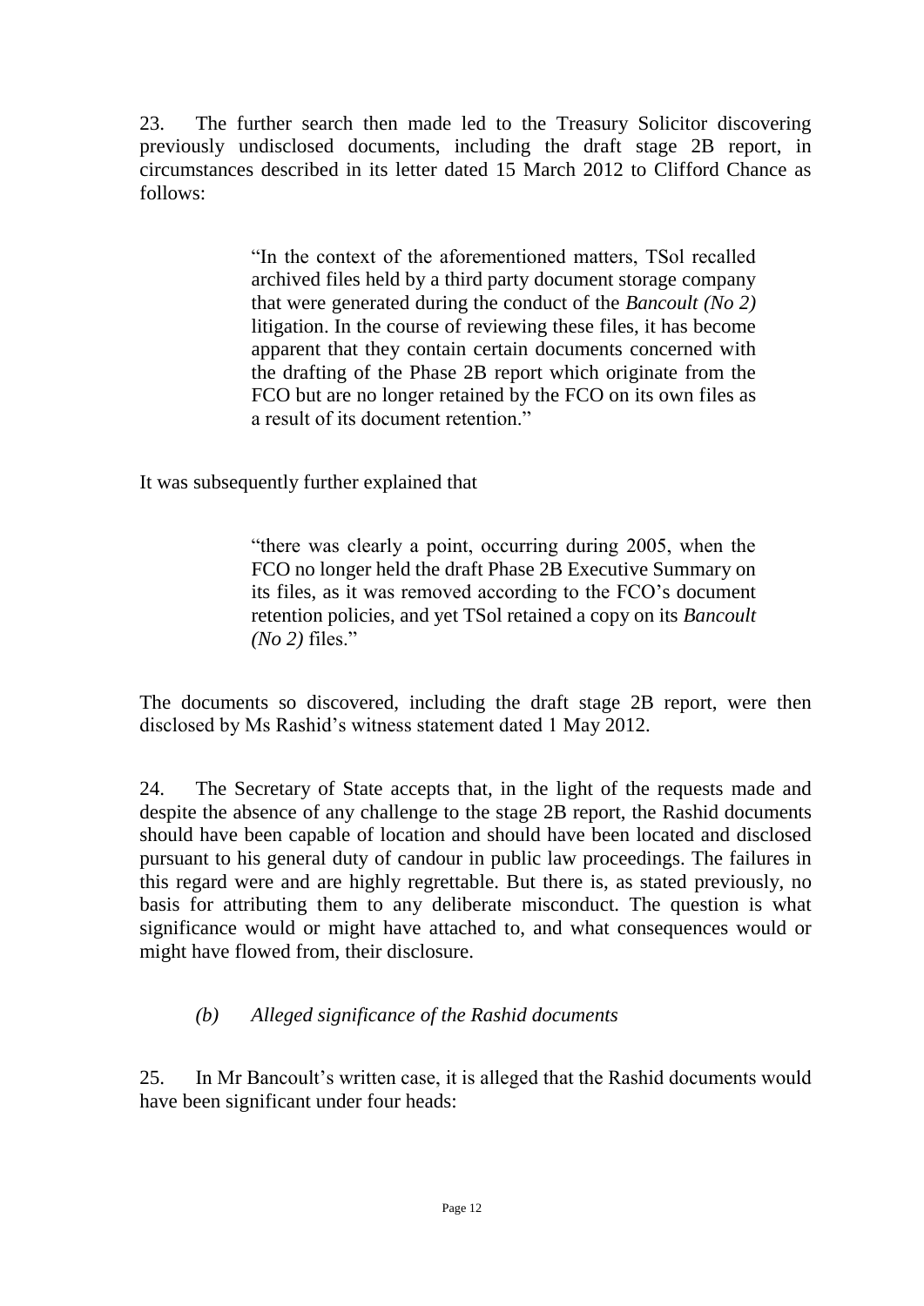23. The further search then made led to the Treasury Solicitor discovering previously undisclosed documents, including the draft stage 2B report, in circumstances described in its letter dated 15 March 2012 to Clifford Chance as follows:

> "In the context of the aforementioned matters, TSol recalled archived files held by a third party document storage company that were generated during the conduct of the *Bancoult (No 2)* litigation. In the course of reviewing these files, it has become apparent that they contain certain documents concerned with the drafting of the Phase 2B report which originate from the FCO but are no longer retained by the FCO on its own files as a result of its document retention."

It was subsequently further explained that

> "there was clearly a point, occurring during 2005, when the FCO no longer held the draft Phase 2B Executive Summary on its files, as it was removed according to the FCO's document retention policies, and yet TSol retained a copy on its *Bancoult (No 2)* files."

The documents so discovered, including the draft stage 2B report, were then disclosed by Ms Rashid's witness statement dated 1 May 2012.

24. The Secretary of State accepts that, in the light of the requests made and despite the absence of any challenge to the stage 2B report, the Rashid documents should have been capable of location and should have been located and disclosed pursuant to his general duty of candour in public law proceedings. The failures in this regard were and are highly regrettable. But there is, as stated previously, no basis for attributing them to any deliberate misconduct. The question is what significance would or might have attached to, and what consequences would or might have flowed from, their disclosure.

### *(b) Alleged significance of the Rashid documents*

25. In Mr Bancoult's written case, it is alleged that the Rashid documents would have been significant under four heads: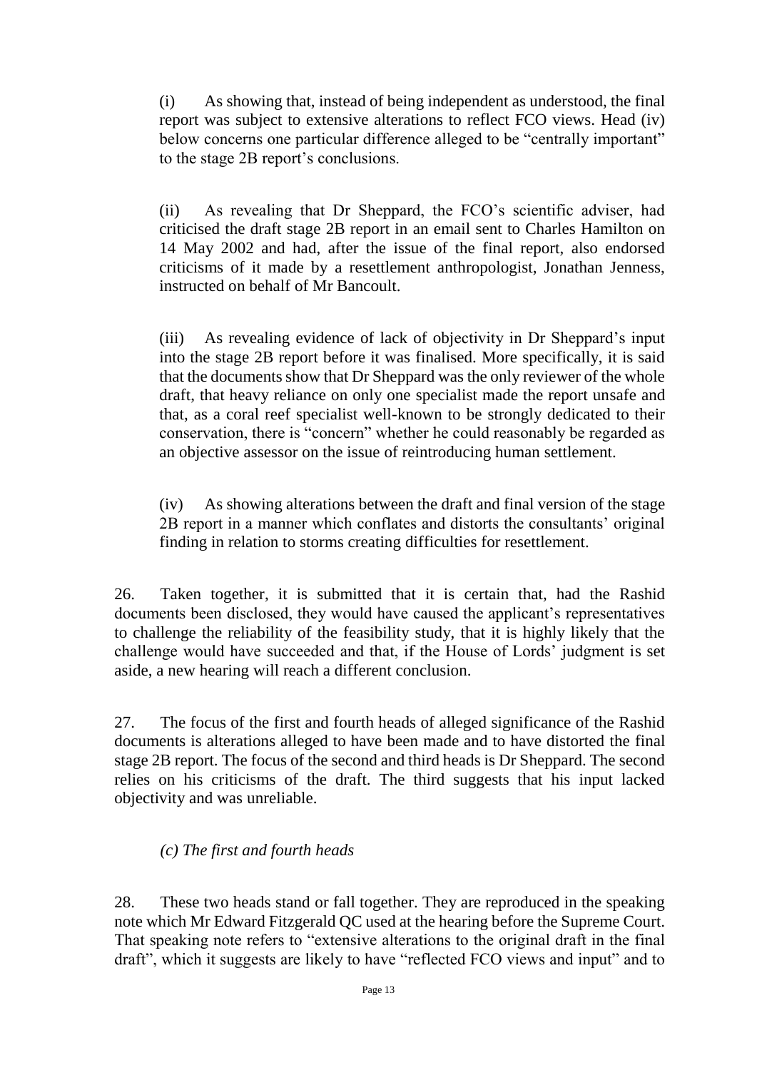(i) As showing that, instead of being independent as understood, the final report was subject to extensive alterations to reflect FCO views. Head (iv) below concerns one particular difference alleged to be "centrally important" to the stage 2B report's conclusions.

(ii) As revealing that Dr Sheppard, the FCO's scientific adviser, had criticised the draft stage 2B report in an email sent to Charles Hamilton on 14 May 2002 and had, after the issue of the final report, also endorsed criticisms of it made by a resettlement anthropologist, Jonathan Jenness, instructed on behalf of Mr Bancoult.

(iii) As revealing evidence of lack of objectivity in Dr Sheppard's input into the stage 2B report before it was finalised. More specifically, it is said that the documents show that Dr Sheppard was the only reviewer of the whole draft, that heavy reliance on only one specialist made the report unsafe and that, as a coral reef specialist well-known to be strongly dedicated to their conservation, there is "concern" whether he could reasonably be regarded as an objective assessor on the issue of reintroducing human settlement.

(iv) As showing alterations between the draft and final version of the stage 2B report in a manner which conflates and distorts the consultants' original finding in relation to storms creating difficulties for resettlement.

26. Taken together, it is submitted that it is certain that, had the Rashid documents been disclosed, they would have caused the applicant's representatives to challenge the reliability of the feasibility study, that it is highly likely that the challenge would have succeeded and that, if the House of Lords' judgment is set aside, a new hearing will reach a different conclusion.

27. The focus of the first and fourth heads of alleged significance of the Rashid documents is alterations alleged to have been made and to have distorted the final stage 2B report. The focus of the second and third heads is Dr Sheppard. The second relies on his criticisms of the draft. The third suggests that his input lacked objectivity and was unreliable.

### *(c) The first and fourth heads*

28. These two heads stand or fall together. They are reproduced in the speaking note which Mr Edward Fitzgerald QC used at the hearing before the Supreme Court. That speaking note refers to "extensive alterations to the original draft in the final draft", which it suggests are likely to have "reflected FCO views and input" and to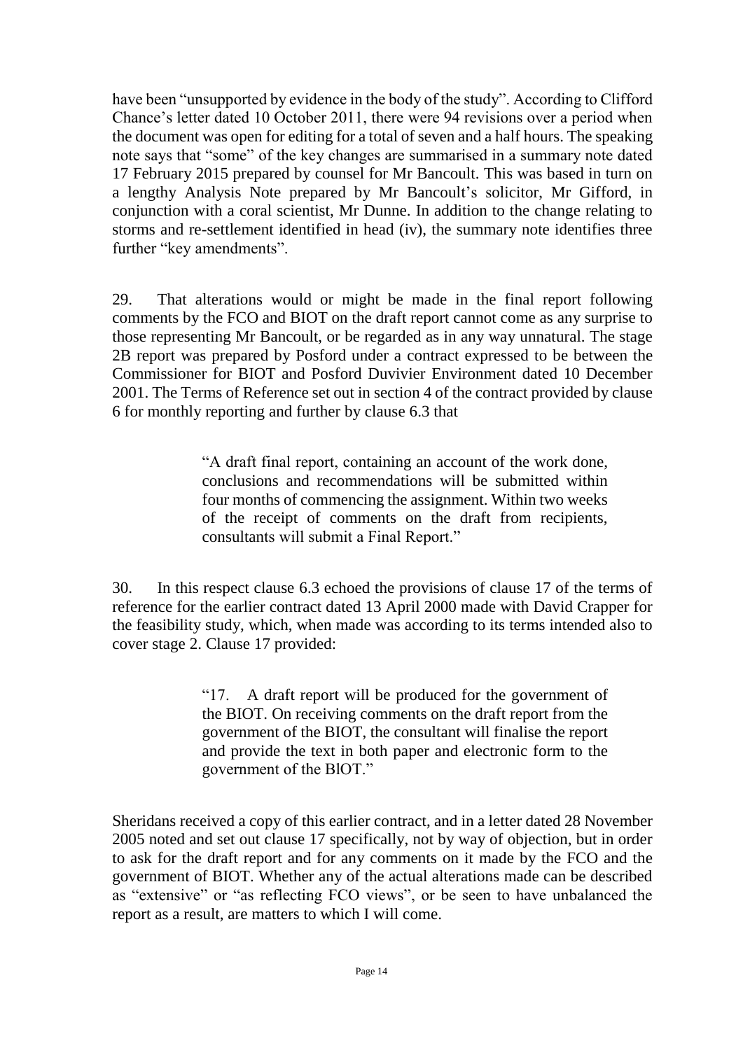have been "unsupported by evidence in the body of the study". According to Clifford Chance's letter dated 10 October 2011, there were 94 revisions over a period when the document was open for editing for a total of seven and a half hours. The speaking note says that "some" of the key changes are summarised in a summary note dated 17 February 2015 prepared by counsel for Mr Bancoult. This was based in turn on a lengthy Analysis Note prepared by Mr Bancoult's solicitor, Mr Gifford, in conjunction with a coral scientist, Mr Dunne. In addition to the change relating to storms and re-settlement identified in head (iv), the summary note identifies three further "key amendments".

29. That alterations would or might be made in the final report following comments by the FCO and BIOT on the draft report cannot come as any surprise to those representing Mr Bancoult, or be regarded as in any way unnatural. The stage 2B report was prepared by Posford under a contract expressed to be between the Commissioner for BIOT and Posford Duvivier Environment dated 10 December 2001. The Terms of Reference set out in section 4 of the contract provided by clause 6 for monthly reporting and further by clause 6.3 that

> "A draft final report, containing an account of the work done, conclusions and recommendations will be submitted within four months of commencing the assignment. Within two weeks of the receipt of comments on the draft from recipients, consultants will submit a Final Report."

30. In this respect clause 6.3 echoed the provisions of clause 17 of the terms of reference for the earlier contract dated 13 April 2000 made with David Crapper for the feasibility study, which, when made was according to its terms intended also to cover stage 2. Clause 17 provided:

> "17. A draft report will be produced for the government of the BIOT. On receiving comments on the draft report from the government of the BIOT, the consultant will finalise the report and provide the text in both paper and electronic form to the government of the BIOT."

Sheridans received a copy of this earlier contract, and in a letter dated 28 November 2005 noted and set out clause 17 specifically, not by way of objection, but in order to ask for the draft report and for any comments on it made by the FCO and the government of BIOT. Whether any of the actual alterations made can be described as "extensive" or "as reflecting FCO views", or be seen to have unbalanced the report as a result, are matters to which I will come.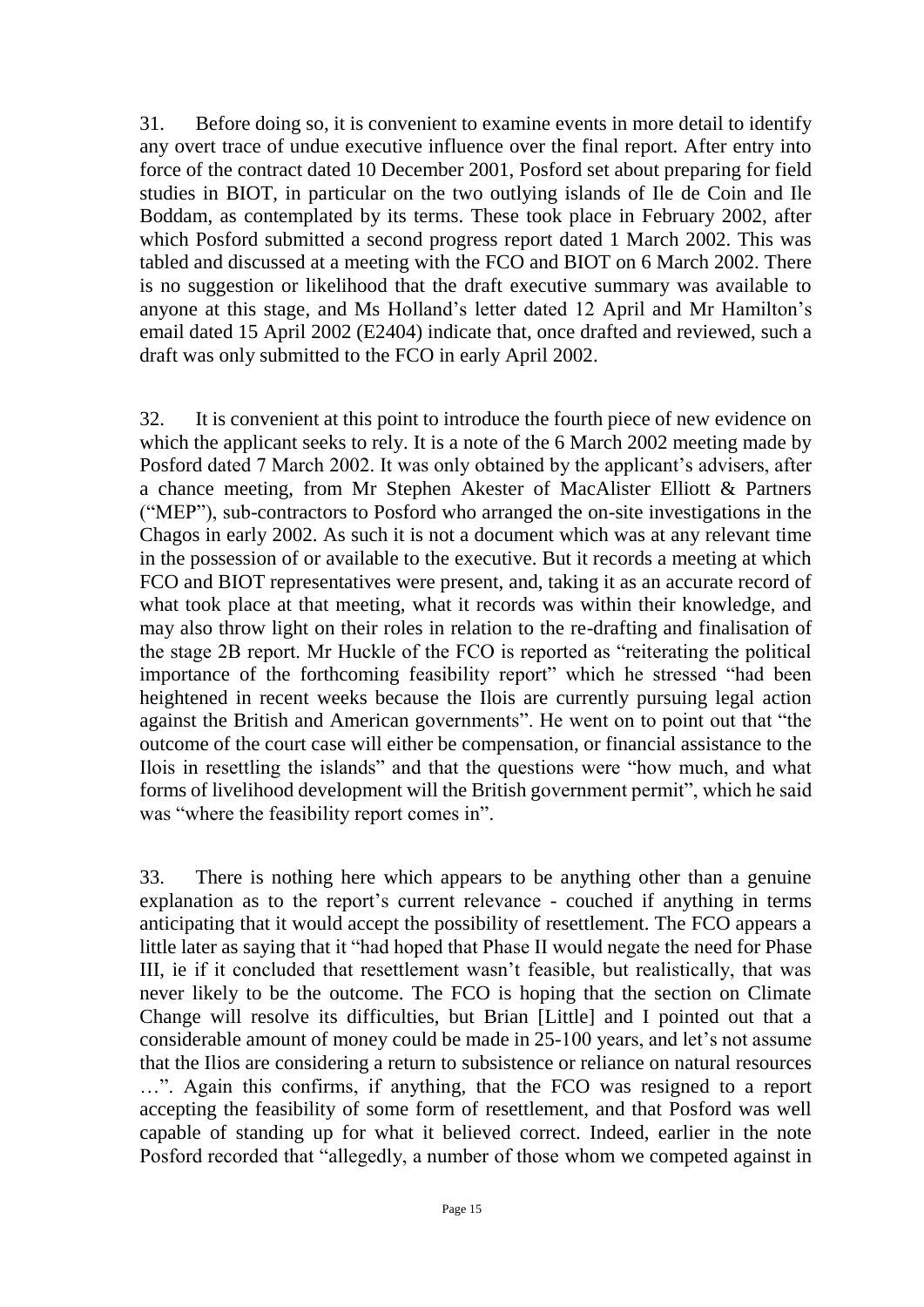31. Before doing so, it is convenient to examine events in more detail to identify any overt trace of undue executive influence over the final report. After entry into force of the contract dated 10 December 2001, Posford set about preparing for field studies in BIOT, in particular on the two outlying islands of Ile de Coin and Ile Boddam, as contemplated by its terms. These took place in February 2002, after which Posford submitted a second progress report dated 1 March 2002. This was tabled and discussed at a meeting with the FCO and BIOT on 6 March 2002. There is no suggestion or likelihood that the draft executive summary was available to anyone at this stage, and Ms Holland's letter dated 12 April and Mr Hamilton's email dated 15 April 2002 (E2404) indicate that, once drafted and reviewed, such a draft was only submitted to the FCO in early April 2002.

32. It is convenient at this point to introduce the fourth piece of new evidence on which the applicant seeks to rely. It is a note of the 6 March 2002 meeting made by Posford dated 7 March 2002. It was only obtained by the applicant's advisers, after a chance meeting, from Mr Stephen Akester of MacAlister Elliott & Partners ("MEP"), sub-contractors to Posford who arranged the on-site investigations in the Chagos in early 2002. As such it is not a document which was at any relevant time in the possession of or available to the executive. But it records a meeting at which FCO and BIOT representatives were present, and, taking it as an accurate record of what took place at that meeting, what it records was within their knowledge, and may also throw light on their roles in relation to the re-drafting and finalisation of the stage 2B report. Mr Huckle of the FCO is reported as "reiterating the political importance of the forthcoming feasibility report" which he stressed "had been heightened in recent weeks because the Ilois are currently pursuing legal action against the British and American governments". He went on to point out that "the outcome of the court case will either be compensation, or financial assistance to the Ilois in resettling the islands" and that the questions were "how much, and what forms of livelihood development will the British government permit", which he said was "where the feasibility report comes in".

33. There is nothing here which appears to be anything other than a genuine explanation as to the report's current relevance - couched if anything in terms anticipating that it would accept the possibility of resettlement. The FCO appears a little later as saying that it "had hoped that Phase II would negate the need for Phase III, ie if it concluded that resettlement wasn't feasible, but realistically, that was never likely to be the outcome. The FCO is hoping that the section on Climate Change will resolve its difficulties, but Brian [Little] and I pointed out that a considerable amount of money could be made in 25-100 years, and let's not assume that the Ilios are considering a return to subsistence or reliance on natural resources …". Again this confirms, if anything, that the FCO was resigned to a report accepting the feasibility of some form of resettlement, and that Posford was well capable of standing up for what it believed correct. Indeed, earlier in the note Posford recorded that "allegedly, a number of those whom we competed against in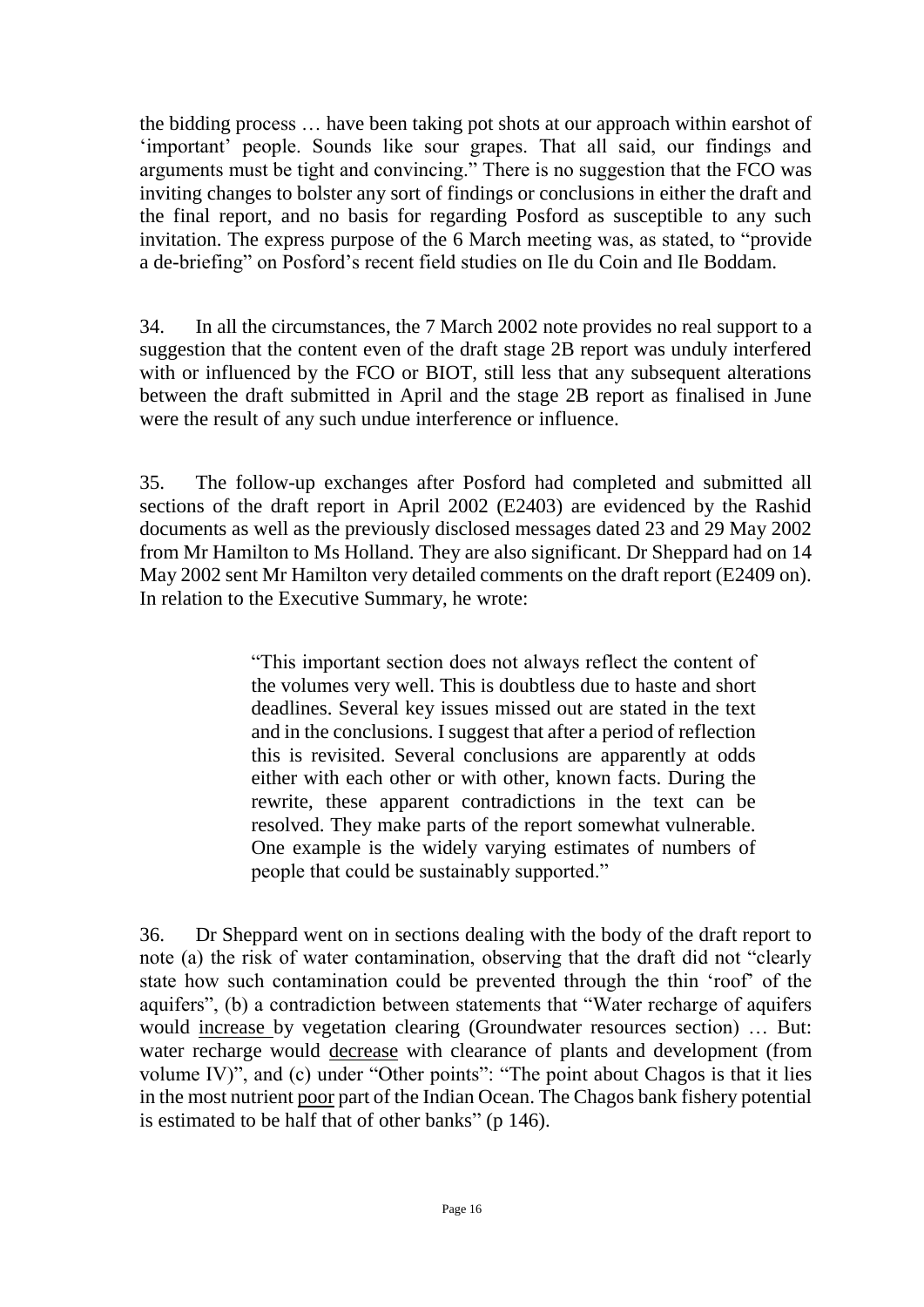the bidding process … have been taking pot shots at our approach within earshot of 'important' people. Sounds like sour grapes. That all said, our findings and arguments must be tight and convincing." There is no suggestion that the FCO was inviting changes to bolster any sort of findings or conclusions in either the draft and the final report, and no basis for regarding Posford as susceptible to any such invitation. The express purpose of the 6 March meeting was, as stated, to "provide a de-briefing" on Posford's recent field studies on Ile du Coin and Ile Boddam.

34. In all the circumstances, the 7 March 2002 note provides no real support to a suggestion that the content even of the draft stage 2B report was unduly interfered with or influenced by the FCO or BIOT, still less that any subsequent alterations between the draft submitted in April and the stage 2B report as finalised in June were the result of any such undue interference or influence.

35. The follow-up exchanges after Posford had completed and submitted all sections of the draft report in April 2002 (E2403) are evidenced by the Rashid documents as well as the previously disclosed messages dated 23 and 29 May 2002 from Mr Hamilton to Ms Holland. They are also significant. Dr Sheppard had on 14 May 2002 sent Mr Hamilton very detailed comments on the draft report (E2409 on). In relation to the Executive Summary, he wrote:

> "This important section does not always reflect the content of the volumes very well. This is doubtless due to haste and short deadlines. Several key issues missed out are stated in the text and in the conclusions. I suggest that after a period of reflection this is revisited. Several conclusions are apparently at odds either with each other or with other, known facts. During the rewrite, these apparent contradictions in the text can be resolved. They make parts of the report somewhat vulnerable. One example is the widely varying estimates of numbers of people that could be sustainably supported."

36. Dr Sheppard went on in sections dealing with the body of the draft report to note (a) the risk of water contamination, observing that the draft did not "clearly state how such contamination could be prevented through the thin 'roof' of the aquifers", (b) a contradiction between statements that "Water recharge of aquifers would <u>increase</u> by vegetation clearing (Groundwater resources section) … But: water recharge would <u>decrease</u> with clearance of plants and development (from volume IV)", and (c) under "Other points": "The point about Chagos is that it lies in the most nutrient <u>poor</u> part of the Indian Ocean. The Chagos bank fishery potential is estimated to be half that of other banks" (p 146).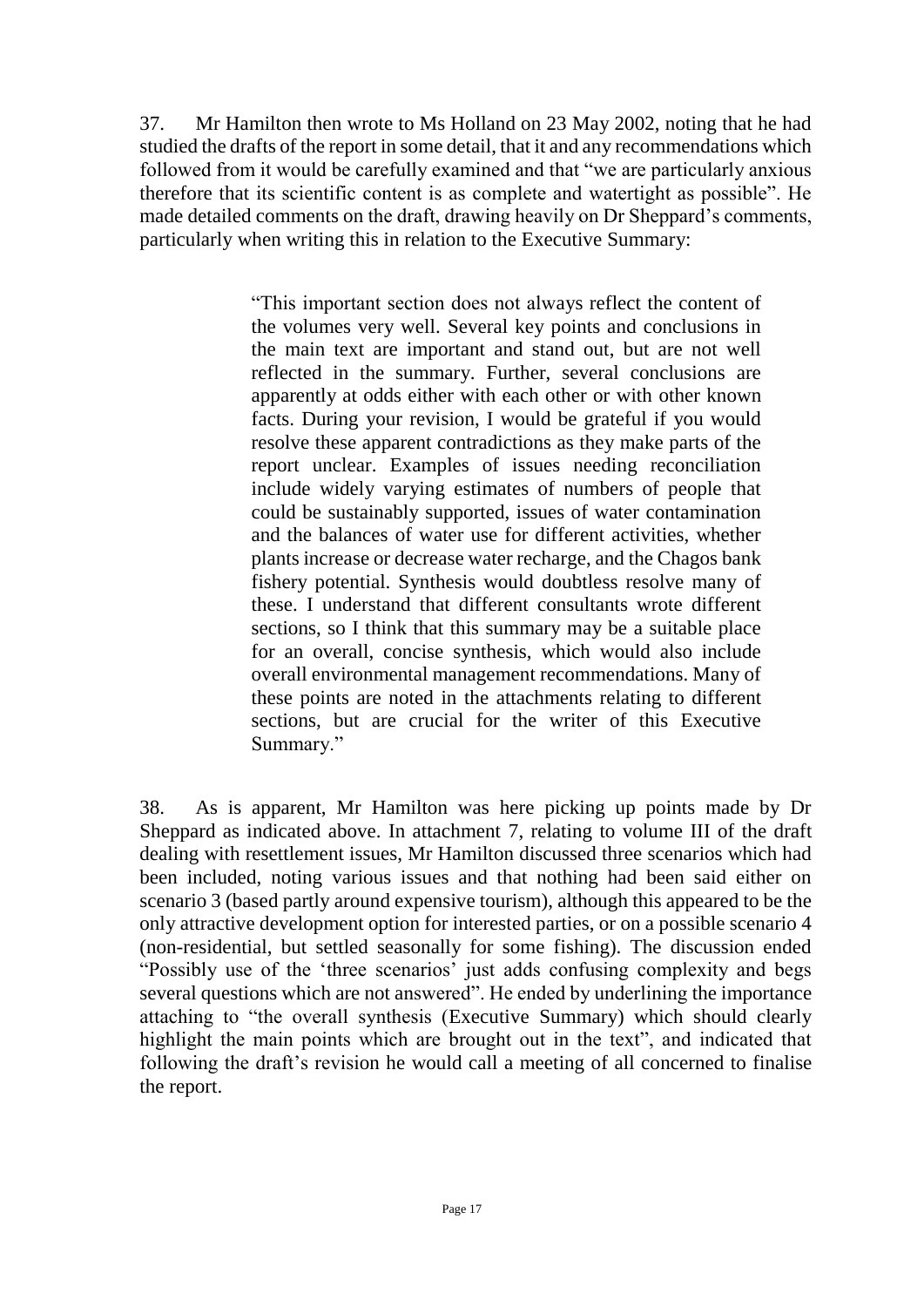37. Mr Hamilton then wrote to Ms Holland on 23 May 2002, noting that he had studied the drafts of the report in some detail, that it and any recommendations which followed from it would be carefully examined and that "we are particularly anxious therefore that its scientific content is as complete and watertight as possible". He made detailed comments on the draft, drawing heavily on Dr Sheppard's comments, particularly when writing this in relation to the Executive Summary:

> "This important section does not always reflect the content of the volumes very well. Several key points and conclusions in the main text are important and stand out, but are not well reflected in the summary. Further, several conclusions are apparently at odds either with each other or with other known facts. During your revision, I would be grateful if you would resolve these apparent contradictions as they make parts of the report unclear. Examples of issues needing reconciliation include widely varying estimates of numbers of people that could be sustainably supported, issues of water contamination and the balances of water use for different activities, whether plants increase or decrease water recharge, and the Chagos bank fishery potential. Synthesis would doubtless resolve many of these. I understand that different consultants wrote different sections, so I think that this summary may be a suitable place for an overall, concise synthesis, which would also include overall environmental management recommendations. Many of these points are noted in the attachments relating to different sections, but are crucial for the writer of this Executive Summary."

38. As is apparent, Mr Hamilton was here picking up points made by Dr Sheppard as indicated above. In attachment 7, relating to volume III of the draft dealing with resettlement issues, Mr Hamilton discussed three scenarios which had been included, noting various issues and that nothing had been said either on scenario 3 (based partly around expensive tourism), although this appeared to be the only attractive development option for interested parties, or on a possible scenario 4 (non-residential, but settled seasonally for some fishing). The discussion ended "Possibly use of the 'three scenarios' just adds confusing complexity and begs several questions which are not answered". He ended by underlining the importance attaching to "the overall synthesis (Executive Summary) which should clearly highlight the main points which are brought out in the text", and indicated that following the draft's revision he would call a meeting of all concerned to finalise the report.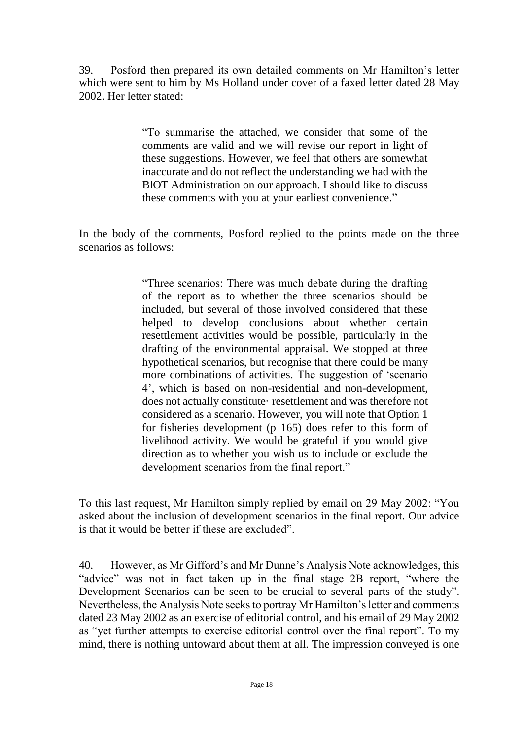39. Posford then prepared its own detailed comments on Mr Hamilton's letter which were sent to him by Ms Holland under cover of a faxed letter dated 28 May 2002. Her letter stated:

> "To summarise the attached, we consider that some of the comments are valid and we will revise our report in light of these suggestions. However, we feel that others are somewhat inaccurate and do not reflect the understanding we had with the BIOT Administration on our approach. I should like to discuss these comments with you at your earliest convenience."

In the body of the comments, Posford replied to the points made on the three scenarios as follows:

> "Three scenarios: There was much debate during the drafting of the report as to whether the three scenarios should be included, but several of those involved considered that these helped to develop conclusions about whether certain resettlement activities would be possible, particularly in the drafting of the environmental appraisal. We stopped at three hypothetical scenarios, but recognise that there could be many more combinations of activities. The suggestion of 'scenario 4', which is based on non-residential and non-development, does not actually constitute· resettlement and was therefore not considered as a scenario. However, you will note that Option 1 for fisheries development (p 165) does refer to this form of livelihood activity. We would be grateful if you would give direction as to whether you wish us to include or exclude the development scenarios from the final report."

To this last request, Mr Hamilton simply replied by email on 29 May 2002: "You asked about the inclusion of development scenarios in the final report. Our advice is that it would be better if these are excluded".

40. However, as Mr Gifford's and Mr Dunne's Analysis Note acknowledges, this "advice" was not in fact taken up in the final stage 2B report, "where the Development Scenarios can be seen to be crucial to several parts of the study". Nevertheless, the Analysis Note seeks to portray Mr Hamilton's letter and comments dated 23 May 2002 as an exercise of editorial control, and his email of 29 May 2002 as "yet further attempts to exercise editorial control over the final report". To my mind, there is nothing untoward about them at all. The impression conveyed is one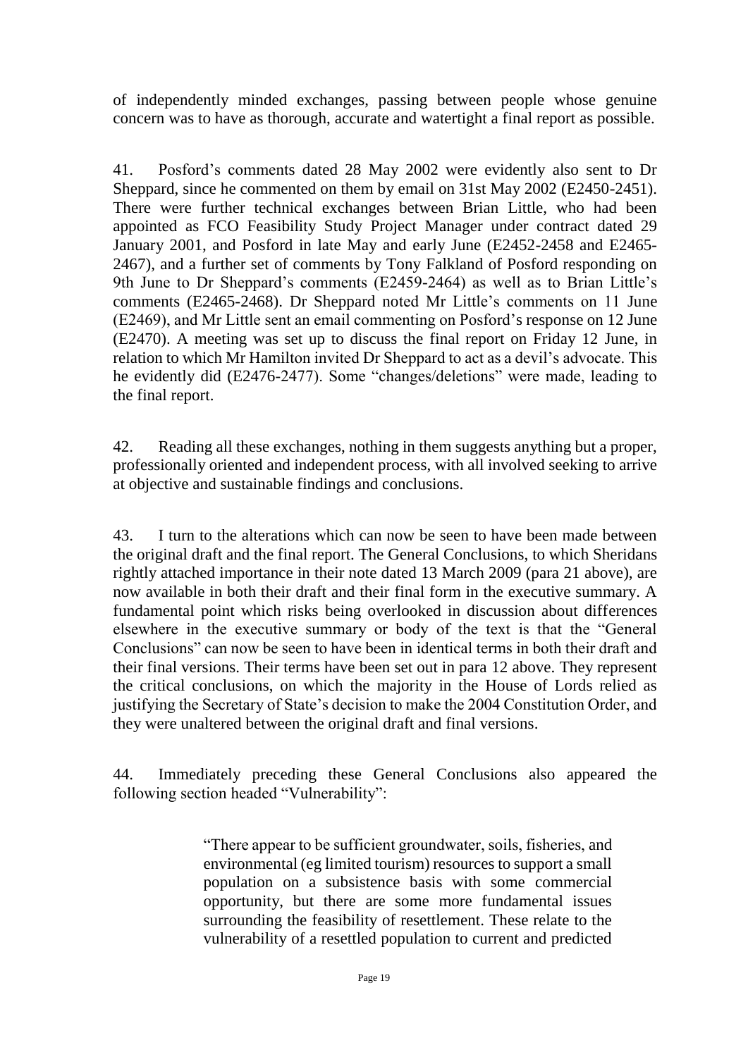of independently minded exchanges, passing between people whose genuine concern was to have as thorough, accurate and watertight a final report as possible.

41. Posford's comments dated 28 May 2002 were evidently also sent to Dr Sheppard, since he commented on them by email on 31st May 2002 (E2450-2451). There were further technical exchanges between Brian Little, who had been appointed as FCO Feasibility Study Project Manager under contract dated 29 January 2001, and Posford in late May and early June (E2452-2458 and E2465-2467), and a further set of comments by Tony Falkland of Posford responding on 9th June to Dr Sheppard's comments (E2459-2464) as well as to Brian Little's comments (E2465-2468). Dr Sheppard noted Mr Little's comments on 11 June (E2469), and Mr Little sent an email commenting on Posford's response on 12 June (E2470). A meeting was set up to discuss the final report on Friday 12 June, in relation to which Mr Hamilton invited Dr Sheppard to act as a devil's advocate. This he evidently did (E2476-2477). Some "changes/deletions" were made, leading to the final report.

42. Reading all these exchanges, nothing in them suggests anything but a proper, professionally oriented and independent process, with all involved seeking to arrive at objective and sustainable findings and conclusions.

43. I turn to the alterations which can now be seen to have been made between the original draft and the final report. The General Conclusions, to which Sheridans rightly attached importance in their note dated 13 March 2009 (para 21 above), are now available in both their draft and their final form in the executive summary. A fundamental point which risks being overlooked in discussion about differences elsewhere in the executive summary or body of the text is that the "General Conclusions" can now be seen to have been in identical terms in both their draft and their final versions. Their terms have been set out in para 12 above. They represent the critical conclusions, on which the majority in the House of Lords relied as justifying the Secretary of State's decision to make the 2004 Constitution Order, and they were unaltered between the original draft and final versions.

44. Immediately preceding these General Conclusions also appeared the following section headed "Vulnerability":

> "There appear to be sufficient groundwater, soils, fisheries, and environmental (eg limited tourism) resources to support a small population on a subsistence basis with some commercial opportunity, but there are some more fundamental issues surrounding the feasibility of resettlement. These relate to the vulnerability of a resettled population to current and predicted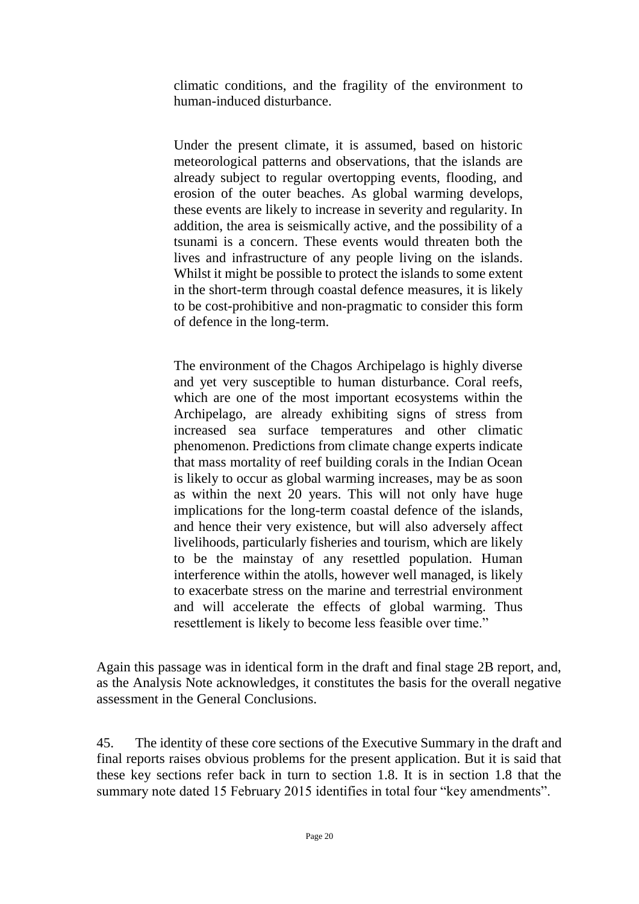climatic conditions, and the fragility of the environment to human-induced disturbance.

> Under the present climate, it is assumed, based on historic meteorological patterns and observations, that the islands are already subject to regular overtopping events, flooding, and erosion of the outer beaches. As global warming develops, these events are likely to increase in severity and regularity. In addition, the area is seismically active, and the possibility of a tsunami is a concern. These events would threaten both the lives and infrastructure of any people living on the islands. Whilst it might be possible to protect the islands to some extent in the short-term through coastal defence measures, it is likely to be cost-prohibitive and non-pragmatic to consider this form of defence in the long-term.
>
> The environment of the Chagos Archipelago is highly diverse and yet very susceptible to human disturbance. Coral reefs, which are one of the most important ecosystems within the Archipelago, are already exhibiting signs of stress from increased sea surface temperatures and other climatic phenomenon. Predictions from climate change experts indicate that mass mortality of reef building corals in the Indian Ocean is likely to occur as global warming increases, may be as soon as within the next 20 years. This will not only have huge implications for the long-term coastal defence of the islands, and hence their very existence, but will also adversely affect livelihoods, particularly fisheries and tourism, which are likely to be the mainstay of any resettled population. Human interference within the atolls, however well managed, is likely to exacerbate stress on the marine and terrestrial environment and will accelerate the effects of global warming. Thus resettlement is likely to become less feasible over time."

Again this passage was in identical form in the draft and final stage 2B report, and, as the Analysis Note acknowledges, it constitutes the basis for the overall negative assessment in the General Conclusions.

45. The identity of these core sections of the Executive Summary in the draft and final reports raises obvious problems for the present application. But it is said that these key sections refer back in turn to section 1.8. It is in section 1.8 that the summary note dated 15 February 2015 identifies in total four "key amendments".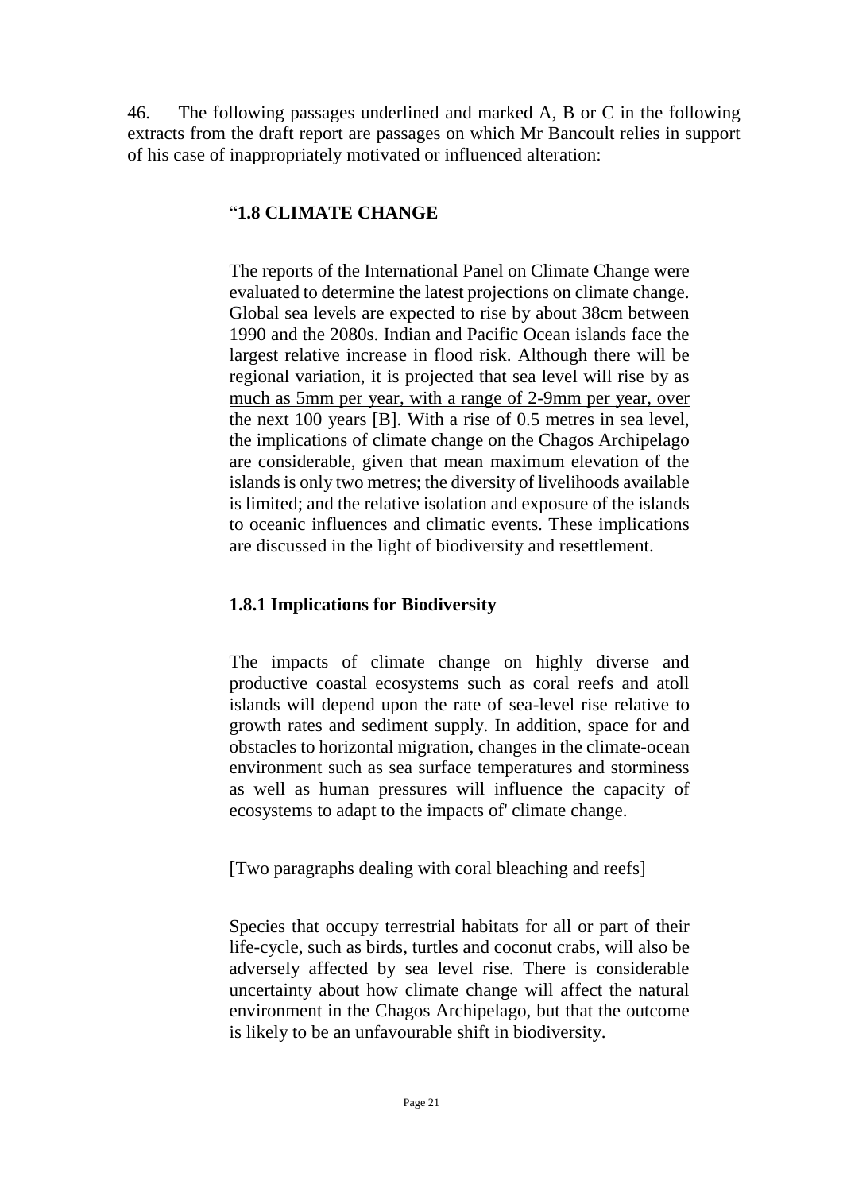46. The following passages underlined and marked A, B or C in the following extracts from the draft report are passages on which Mr Bancoult relies in support of his case of inappropriately motivated or influenced alteration:

> "**1.8 CLIMATE CHANGE**
>
> The reports of the International Panel on Climate Change were evaluated to determine the latest projections on climate change. Global sea levels are expected to rise by about 38cm between 1990 and the 2080s. Indian and Pacific Ocean islands face the largest relative increase in flood risk. Although there will be regional variation, <u>it is projected that sea level will rise by as much as 5mm per year, with a range of 2-9mm per year, over the next 100 years [B]</u>. With a rise of 0.5 metres in sea level, the implications of climate change on the Chagos Archipelago are considerable, given that mean maximum elevation of the islands is only two metres; the diversity of livelihoods available is limited; and the relative isolation and exposure of the islands to oceanic influences and climatic events. These implications are discussed in the light of biodiversity and resettlement.
>
> **1.8.1 Implications for Biodiversity**
>
> The impacts of climate change on highly diverse and productive coastal ecosystems such as coral reefs and atoll islands will depend upon the rate of sea-level rise relative to growth rates and sediment supply. In addition, space for and obstacles to horizontal migration, changes in the climate-ocean environment such as sea surface temperatures and storminess as well as human pressures will influence the capacity of ecosystems to adapt to the impacts of' climate change.
>
> [Two paragraphs dealing with coral bleaching and reefs]
>
> Species that occupy terrestrial habitats for all or part of their life-cycle, such as birds, turtles and coconut crabs, will also be adversely affected by sea level rise. There is considerable uncertainty about how climate change will affect the natural environment in the Chagos Archipelago, but that the outcome is likely to be an unfavourable shift in biodiversity.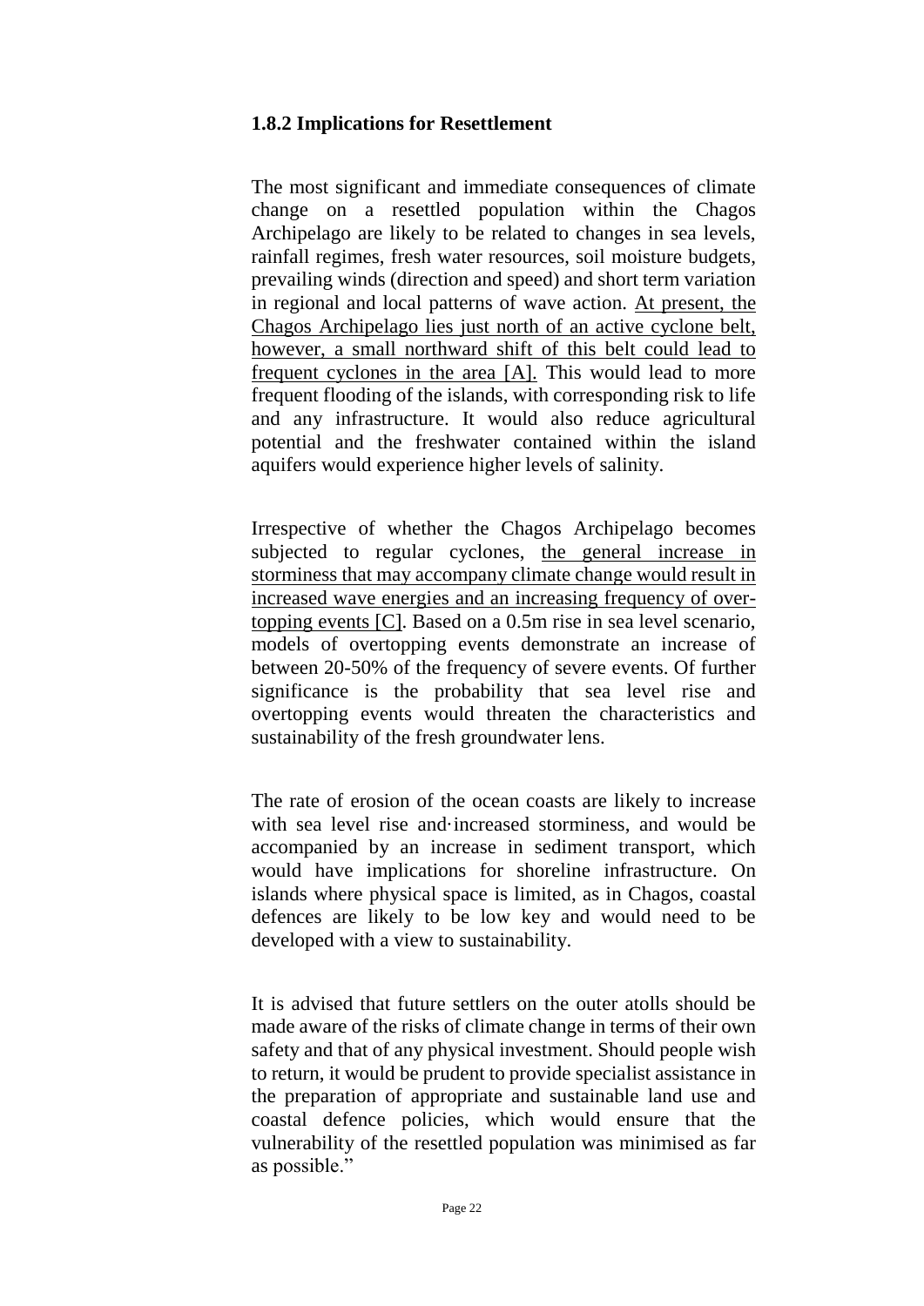### 1.8.2 Implications for Resettlement

The most significant and immediate consequences of climate change on a resettled population within the Chagos Archipelago are likely to be related to changes in sea levels, rainfall regimes, fresh water resources, soil moisture budgets, prevailing winds (direction and speed) and short term variation in regional and local patterns of wave action. <u>At present, the Chagos Archipelago lies just north of an active cyclone belt, however, a small northward shift of this belt could lead to frequent cyclones in the area [A].</u> This would lead to more frequent flooding of the islands, with corresponding risk to life and any infrastructure. It would also reduce agricultural potential and the freshwater contained within the island aquifers would experience higher levels of salinity.

Irrespective of whether the Chagos Archipelago becomes subjected to regular cyclones, <u>the general increase in storminess that may accompany climate change would result in increased wave energies and an increasing frequency of over-topping events [C]</u>. Based on a 0.5m rise in sea level scenario, models of overtopping events demonstrate an increase of between 20-50% of the frequency of severe events. Of further significance is the probability that sea level rise and overtopping events would threaten the characteristics and sustainability of the fresh groundwater lens.

The rate of erosion of the ocean coasts are likely to increase with sea level rise and·increased storminess, and would be accompanied by an increase in sediment transport, which would have implications for shoreline infrastructure. On islands where physical space is limited, as in Chagos, coastal defences are likely to be low key and would need to be developed with a view to sustainability.

It is advised that future settlers on the outer atolls should be made aware of the risks of climate change in terms of their own safety and that of any physical investment. Should people wish to return, it would be prudent to provide specialist assistance in the preparation of appropriate and sustainable land use and coastal defence policies, which would ensure that the vulnerability of the resettled population was minimised as far as possible."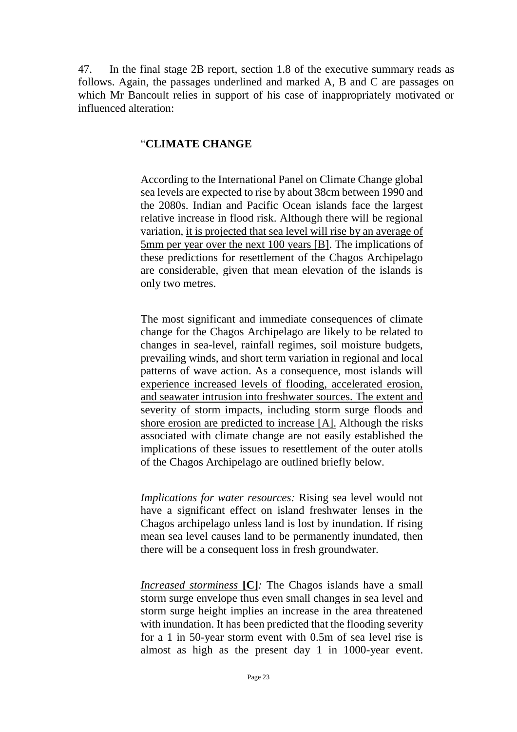47. In the final stage 2B report, section 1.8 of the executive summary reads as follows. Again, the passages underlined and marked A, B and C are passages on which Mr Bancoult relies in support of his case of inappropriately motivated or influenced alteration:

> "**CLIMATE CHANGE**
>
> According to the International Panel on Climate Change global sea levels are expected to rise by about 38cm between 1990 and the 2080s. Indian and Pacific Ocean islands face the largest relative increase in flood risk. Although there will be regional variation, <u>it is projected that sea level will rise by an average of 5mm per year over the next 100 years [B]</u>. The implications of these predictions for resettlement of the Chagos Archipelago are considerable, given that mean elevation of the islands is only two metres.
>
> The most significant and immediate consequences of climate change for the Chagos Archipelago are likely to be related to changes in sea-level, rainfall regimes, soil moisture budgets, prevailing winds, and short term variation in regional and local patterns of wave action. <u>As a consequence, most islands will experience increased levels of flooding, accelerated erosion, and seawater intrusion into freshwater sources. The extent and severity of storm impacts, including storm surge floods and shore erosion are predicted to increase [A].</u> Although the risks associated with climate change are not easily established the implications of these issues to resettlement of the outer atolls of the Chagos Archipelago are outlined briefly below.
>
> *Implications for water resources:* Rising sea level would not have a significant effect on island freshwater lenses in the Chagos archipelago unless land is lost by inundation. If rising mean sea level causes land to be permanently inundated, then there will be a consequent loss in fresh groundwater.
>
> <u>*Increased storminess*</u> **[C]***:* The Chagos islands have a small storm surge envelope thus even small changes in sea level and storm surge height implies an increase in the area threatened with inundation. It has been predicted that the flooding severity for a 1 in 50-year storm event with 0.5m of sea level rise is almost as high as the present day 1 in 1000-year event.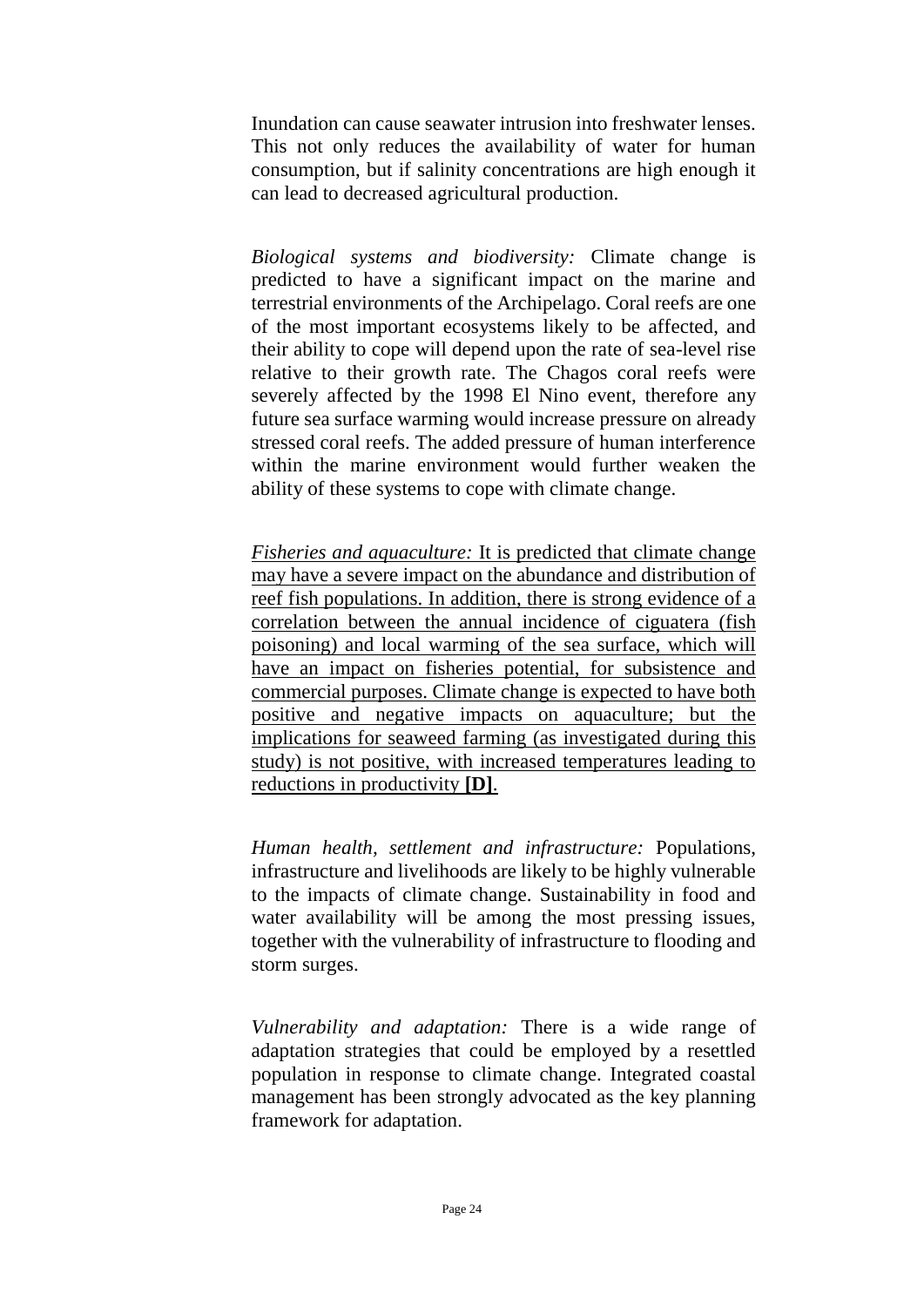Inundation can cause seawater intrusion into freshwater lenses. This not only reduces the availability of water for human consumption, but if salinity concentrations are high enough it can lead to decreased agricultural production.

*Biological systems and biodiversity:* Climate change is predicted to have a significant impact on the marine and terrestrial environments of the Archipelago. Coral reefs are one of the most important ecosystems likely to be affected, and their ability to cope will depend upon the rate of sea-level rise relative to their growth rate. The Chagos coral reefs were severely affected by the 1998 El Nino event, therefore any future sea surface warming would increase pressure on already stressed coral reefs. The added pressure of human interference within the marine environment would further weaken the ability of these systems to cope with climate change.

<u>*Fisheries and aquaculture:* It is predicted that climate change may have a severe impact on the abundance and distribution of reef fish populations. In addition, there is strong evidence of a correlation between the annual incidence of ciguatera (fish poisoning) and local warming of the sea surface, which will have an impact on fisheries potential, for subsistence and commercial purposes. Climate change is expected to have both positive and negative impacts on aquaculture; but the implications for seaweed farming (as investigated during this study) is not positive, with increased temperatures leading to reductions in productivity **[D]**.</u>

*Human health, settlement and infrastructure:* Populations, infrastructure and livelihoods are likely to be highly vulnerable to the impacts of climate change. Sustainability in food and water availability will be among the most pressing issues, together with the vulnerability of infrastructure to flooding and storm surges.

*Vulnerability and adaptation:* There is a wide range of adaptation strategies that could be employed by a resettled population in response to climate change. Integrated coastal management has been strongly advocated as the key planning framework for adaptation.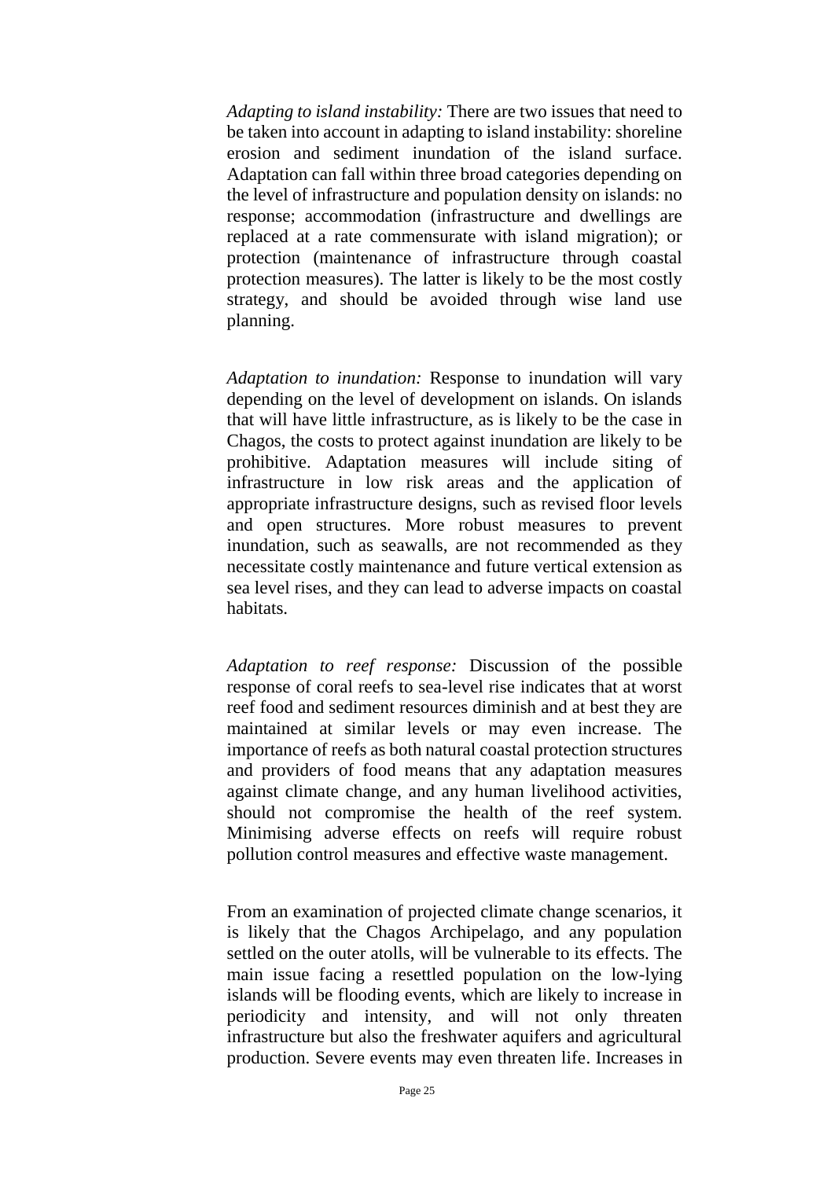*Adapting to island instability:* There are two issues that need to be taken into account in adapting to island instability: shoreline erosion and sediment inundation of the island surface. Adaptation can fall within three broad categories depending on the level of infrastructure and population density on islands: no response; accommodation (infrastructure and dwellings are replaced at a rate commensurate with island migration); or protection (maintenance of infrastructure through coastal protection measures). The latter is likely to be the most costly strategy, and should be avoided through wise land use planning.

*Adaptation to inundation:* Response to inundation will vary depending on the level of development on islands. On islands that will have little infrastructure, as is likely to be the case in Chagos, the costs to protect against inundation are likely to be prohibitive. Adaptation measures will include siting of infrastructure in low risk areas and the application of appropriate infrastructure designs, such as revised floor levels and open structures. More robust measures to prevent inundation, such as seawalls, are not recommended as they necessitate costly maintenance and future vertical extension as sea level rises, and they can lead to adverse impacts on coastal habitats.

*Adaptation to reef response:* Discussion of the possible response of coral reefs to sea-level rise indicates that at worst reef food and sediment resources diminish and at best they are maintained at similar levels or may even increase. The importance of reefs as both natural coastal protection structures and providers of food means that any adaptation measures against climate change, and any human livelihood activities, should not compromise the health of the reef system. Minimising adverse effects on reefs will require robust pollution control measures and effective waste management.

From an examination of projected climate change scenarios, it is likely that the Chagos Archipelago, and any population settled on the outer atolls, will be vulnerable to its effects. The main issue facing a resettled population on the low-lying islands will be flooding events, which are likely to increase in periodicity and intensity, and will not only threaten infrastructure but also the freshwater aquifers and agricultural production. Severe events may even threaten life. Increases in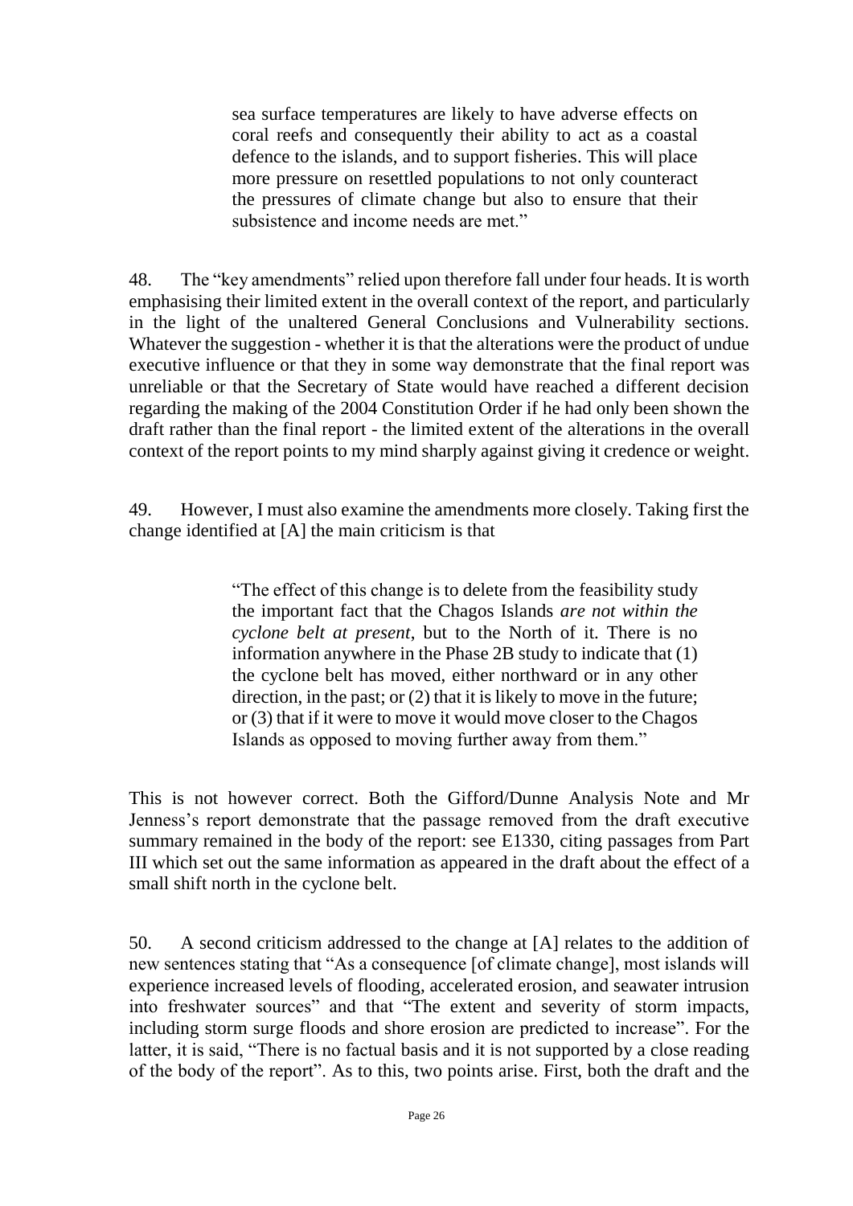> sea surface temperatures are likely to have adverse effects on coral reefs and consequently their ability to act as a coastal defence to the islands, and to support fisheries. This will place more pressure on resettled populations to not only counteract the pressures of climate change but also to ensure that their subsistence and income needs are met."

48. The "key amendments" relied upon therefore fall under four heads. It is worth emphasising their limited extent in the overall context of the report, and particularly in the light of the unaltered General Conclusions and Vulnerability sections. Whatever the suggestion - whether it is that the alterations were the product of undue executive influence or that they in some way demonstrate that the final report was unreliable or that the Secretary of State would have reached a different decision regarding the making of the 2004 Constitution Order if he had only been shown the draft rather than the final report - the limited extent of the alterations in the overall context of the report points to my mind sharply against giving it credence or weight.

49. However, I must also examine the amendments more closely. Taking first the change identified at [A] the main criticism is that

> "The effect of this change is to delete from the feasibility study the important fact that the Chagos Islands *are not within the cyclone belt at present*, but to the North of it. There is no information anywhere in the Phase 2B study to indicate that (1) the cyclone belt has moved, either northward or in any other direction, in the past; or (2) that it is likely to move in the future; or (3) that if it were to move it would move closer to the Chagos Islands as opposed to moving further away from them."

This is not however correct. Both the Gifford/Dunne Analysis Note and Mr Jenness's report demonstrate that the passage removed from the draft executive summary remained in the body of the report: see E1330, citing passages from Part III which set out the same information as appeared in the draft about the effect of a small shift north in the cyclone belt.

50. A second criticism addressed to the change at [A] relates to the addition of new sentences stating that "As a consequence [of climate change], most islands will experience increased levels of flooding, accelerated erosion, and seawater intrusion into freshwater sources" and that "The extent and severity of storm impacts, including storm surge floods and shore erosion are predicted to increase". For the latter, it is said, "There is no factual basis and it is not supported by a close reading of the body of the report". As to this, two points arise. First, both the draft and the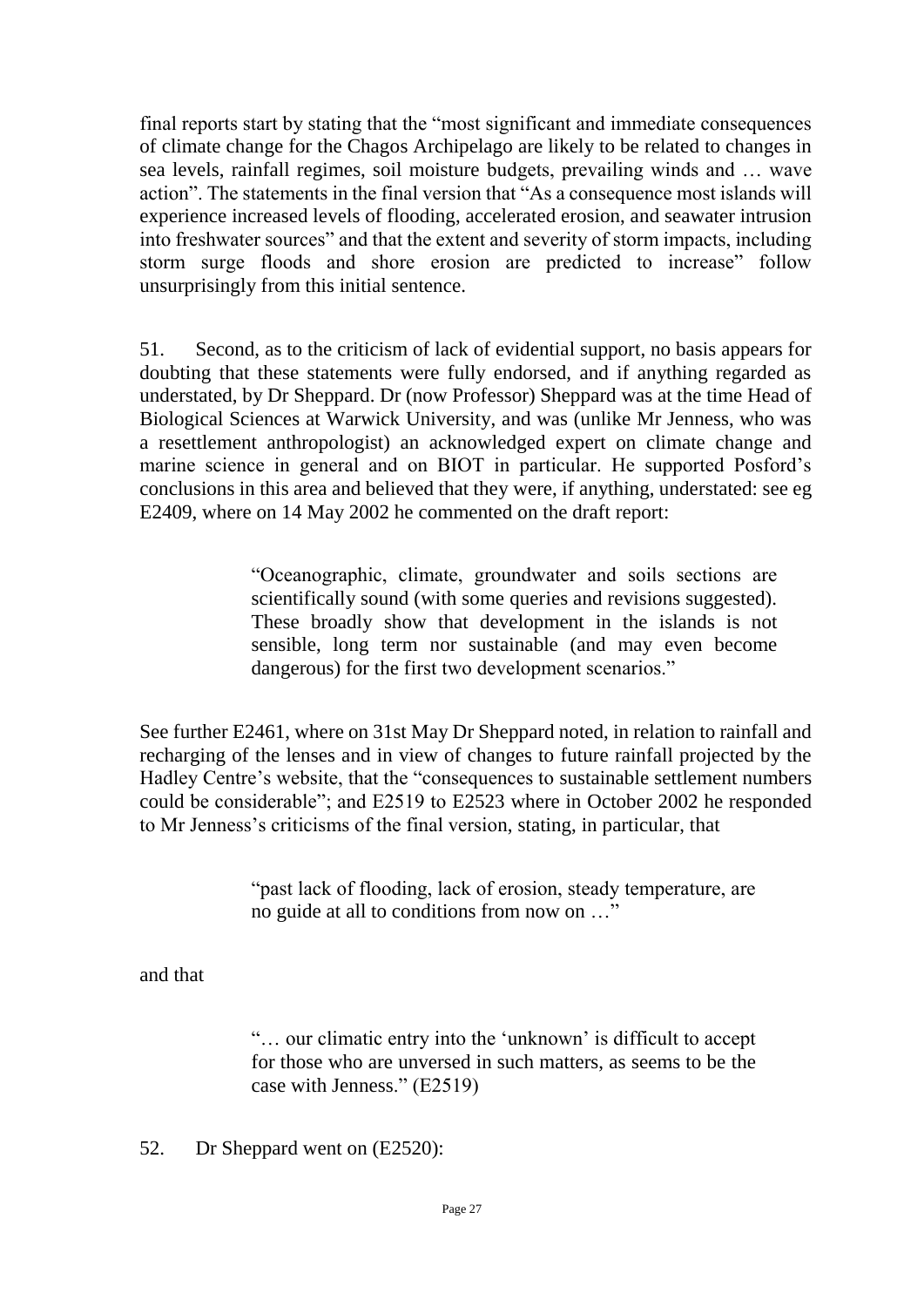final reports start by stating that the "most significant and immediate consequences of climate change for the Chagos Archipelago are likely to be related to changes in sea levels, rainfall regimes, soil moisture budgets, prevailing winds and … wave action". The statements in the final version that "As a consequence most islands will experience increased levels of flooding, accelerated erosion, and seawater intrusion into freshwater sources" and that the extent and severity of storm impacts, including storm surge floods and shore erosion are predicted to increase" follow unsurprisingly from this initial sentence.

51. Second, as to the criticism of lack of evidential support, no basis appears for doubting that these statements were fully endorsed, and if anything regarded as understated, by Dr Sheppard. Dr (now Professor) Sheppard was at the time Head of Biological Sciences at Warwick University, and was (unlike Mr Jenness, who was a resettlement anthropologist) an acknowledged expert on climate change and marine science in general and on BIOT in particular. He supported Posford's conclusions in this area and believed that they were, if anything, understated: see eg E2409, where on 14 May 2002 he commented on the draft report:

> "Oceanographic, climate, groundwater and soils sections are scientifically sound (with some queries and revisions suggested). These broadly show that development in the islands is not sensible, long term nor sustainable (and may even become dangerous) for the first two development scenarios."

See further E2461, where on 31st May Dr Sheppard noted, in relation to rainfall and recharging of the lenses and in view of changes to future rainfall projected by the Hadley Centre's website, that the "consequences to sustainable settlement numbers could be considerable"; and E2519 to E2523 where in October 2002 he responded to Mr Jenness's criticisms of the final version, stating, in particular, that

> "past lack of flooding, lack of erosion, steady temperature, are no guide at all to conditions from now on …"

and that

> "… our climatic entry into the 'unknown' is difficult to accept for those who are unversed in such matters, as seems to be the case with Jenness." (E2519)

52. Dr Sheppard went on (E2520):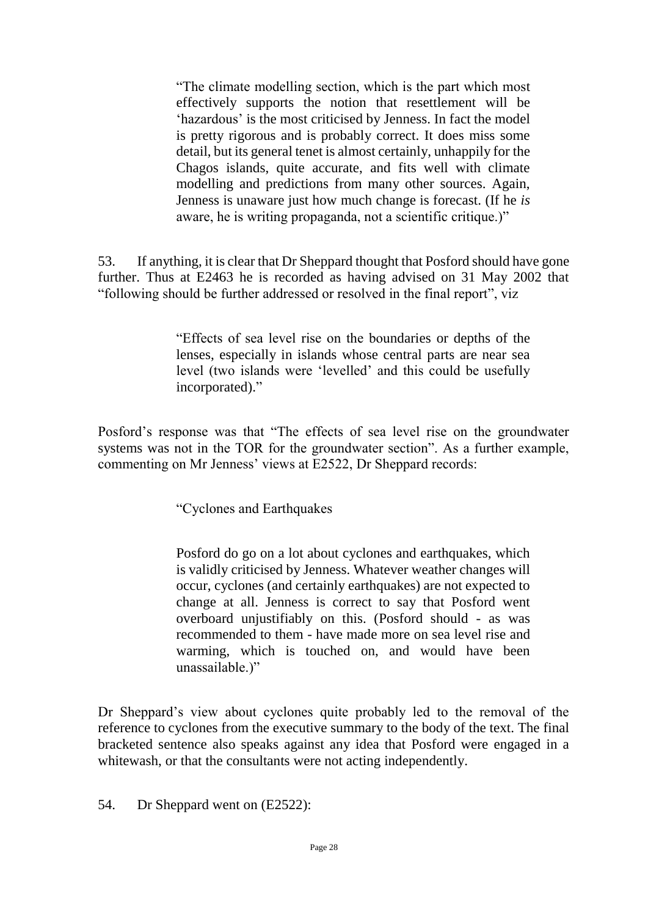> "The climate modelling section, which is the part which most effectively supports the notion that resettlement will be 'hazardous' is the most criticised by Jenness. In fact the model is pretty rigorous and is probably correct. It does miss some detail, but its general tenet is almost certainly, unhappily for the Chagos islands, quite accurate, and fits well with climate modelling and predictions from many other sources. Again, Jenness is unaware just how much change is forecast. (If he *is* aware, he is writing propaganda, not a scientific critique.)"

53. If anything, it is clear that Dr Sheppard thought that Posford should have gone further. Thus at E2463 he is recorded as having advised on 31 May 2002 that "following should be further addressed or resolved in the final report", viz

> "Effects of sea level rise on the boundaries or depths of the lenses, especially in islands whose central parts are near sea level (two islands were 'levelled' and this could be usefully incorporated)."

Posford's response was that "The effects of sea level rise on the groundwater systems was not in the TOR for the groundwater section". As a further example, commenting on Mr Jenness' views at E2522, Dr Sheppard records:

> "Cyclones and Earthquakes
>
> Posford do go on a lot about cyclones and earthquakes, which is validly criticised by Jenness. Whatever weather changes will occur, cyclones (and certainly earthquakes) are not expected to change at all. Jenness is correct to say that Posford went overboard unjustifiably on this. (Posford should - as was recommended to them - have made more on sea level rise and warming, which is touched on, and would have been unassailable.)"

Dr Sheppard's view about cyclones quite probably led to the removal of the reference to cyclones from the executive summary to the body of the text. The final bracketed sentence also speaks against any idea that Posford were engaged in a whitewash, or that the consultants were not acting independently.

54. Dr Sheppard went on (E2522):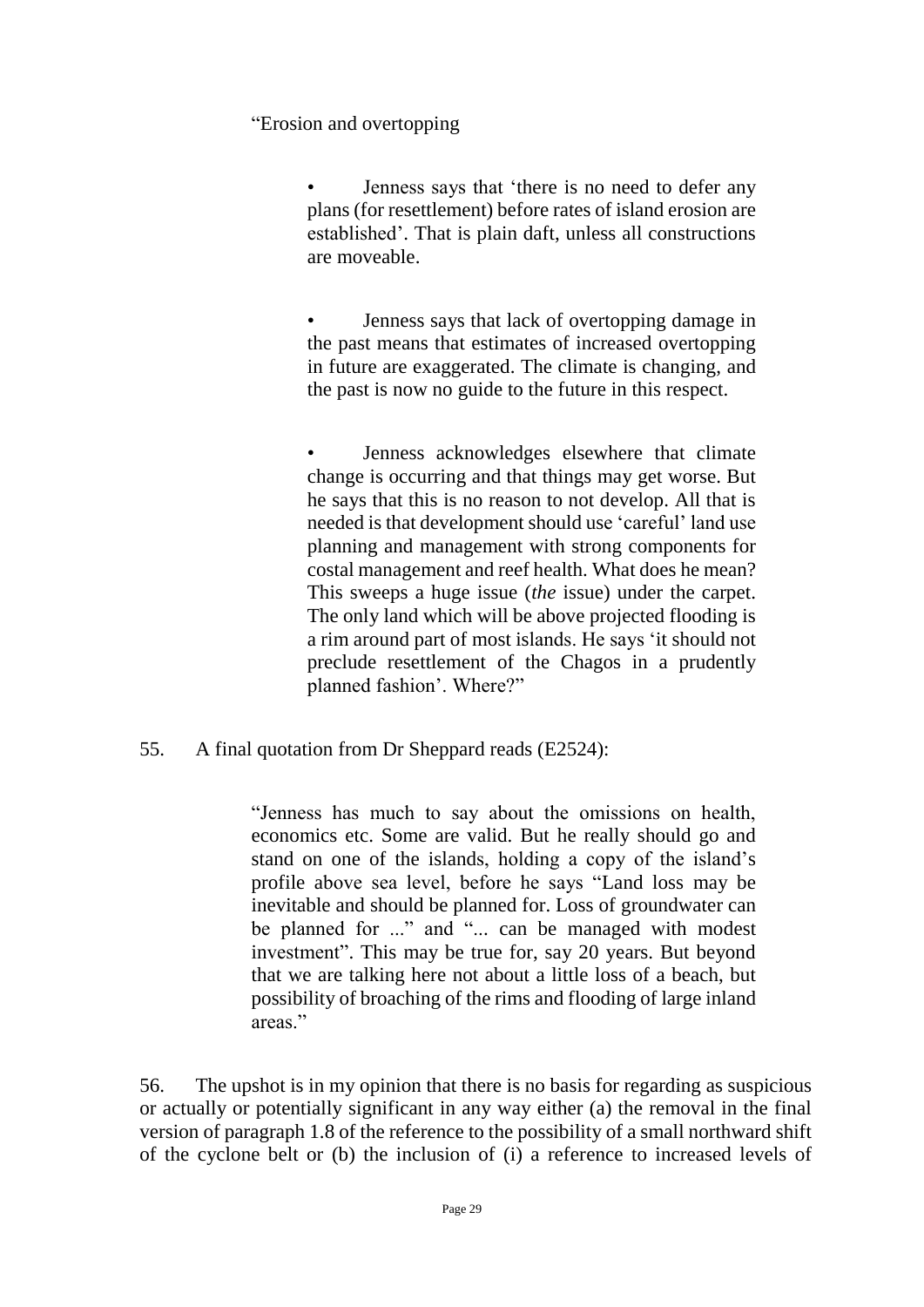> "Erosion and overtopping
>
> - Jenness says that 'there is no need to defer any plans (for resettlement) before rates of island erosion are established'. That is plain daft, unless all constructions are moveable.
>
> - Jenness says that lack of overtopping damage in the past means that estimates of increased overtopping in future are exaggerated. The climate is changing, and the past is now no guide to the future in this respect.
>
> - Jenness acknowledges elsewhere that climate change is occurring and that things may get worse. But he says that this is no reason to not develop. All that is needed is that development should use 'careful' land use planning and management with strong components for costal management and reef health. What does he mean? This sweeps a huge issue (*the* issue) under the carpet. The only land which will be above projected flooding is a rim around part of most islands. He says 'it should not preclude resettlement of the Chagos in a prudently planned fashion'. Where?"

55. A final quotation from Dr Sheppard reads (E2524):

> "Jenness has much to say about the omissions on health, economics etc. Some are valid. But he really should go and stand on one of the islands, holding a copy of the island's profile above sea level, before he says "Land loss may be inevitable and should be planned for. Loss of groundwater can be planned for ..." and "... can be managed with modest investment". This may be true for, say 20 years. But beyond that we are talking here not about a little loss of a beach, but possibility of broaching of the rims and flooding of large inland areas."

56. The upshot is in my opinion that there is no basis for regarding as suspicious or actually or potentially significant in any way either (a) the removal in the final version of paragraph 1.8 of the reference to the possibility of a small northward shift of the cyclone belt or (b) the inclusion of (i) a reference to increased levels of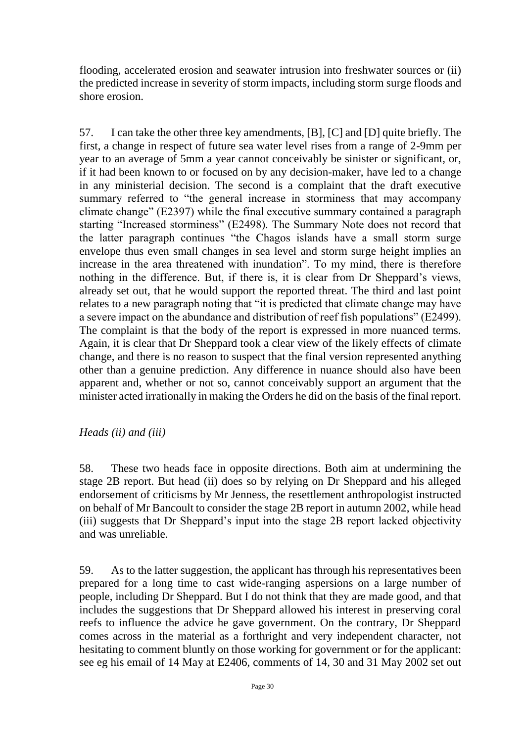flooding, accelerated erosion and seawater intrusion into freshwater sources or (ii) the predicted increase in severity of storm impacts, including storm surge floods and shore erosion.

57. I can take the other three key amendments, [B], [C] and [D] quite briefly. The first, a change in respect of future sea water level rises from a range of 2-9mm per year to an average of 5mm a year cannot conceivably be sinister or significant, or, if it had been known to or focused on by any decision-maker, have led to a change in any ministerial decision. The second is a complaint that the draft executive summary referred to "the general increase in storminess that may accompany climate change" (E2397) while the final executive summary contained a paragraph starting "Increased storminess" (E2498). The Summary Note does not record that the latter paragraph continues "the Chagos islands have a small storm surge envelope thus even small changes in sea level and storm surge height implies an increase in the area threatened with inundation". To my mind, there is therefore nothing in the difference. But, if there is, it is clear from Dr Sheppard's views, already set out, that he would support the reported threat. The third and last point relates to a new paragraph noting that "it is predicted that climate change may have a severe impact on the abundance and distribution of reef fish populations" (E2499). The complaint is that the body of the report is expressed in more nuanced terms. Again, it is clear that Dr Sheppard took a clear view of the likely effects of climate change, and there is no reason to suspect that the final version represented anything other than a genuine prediction. Any difference in nuance should also have been apparent and, whether or not so, cannot conceivably support an argument that the minister acted irrationally in making the Orders he did on the basis of the final report.

*Heads (ii) and (iii)*

58. These two heads face in opposite directions. Both aim at undermining the stage 2B report. But head (ii) does so by relying on Dr Sheppard and his alleged endorsement of criticisms by Mr Jenness, the resettlement anthropologist instructed on behalf of Mr Bancoult to consider the stage 2B report in autumn 2002, while head (iii) suggests that Dr Sheppard's input into the stage 2B report lacked objectivity and was unreliable.

59. As to the latter suggestion, the applicant has through his representatives been prepared for a long time to cast wide-ranging aspersions on a large number of people, including Dr Sheppard. But I do not think that they are made good, and that includes the suggestions that Dr Sheppard allowed his interest in preserving coral reefs to influence the advice he gave government. On the contrary, Dr Sheppard comes across in the material as a forthright and very independent character, not hesitating to comment bluntly on those working for government or for the applicant: see eg his email of 14 May at E2406, comments of 14, 30 and 31 May 2002 set out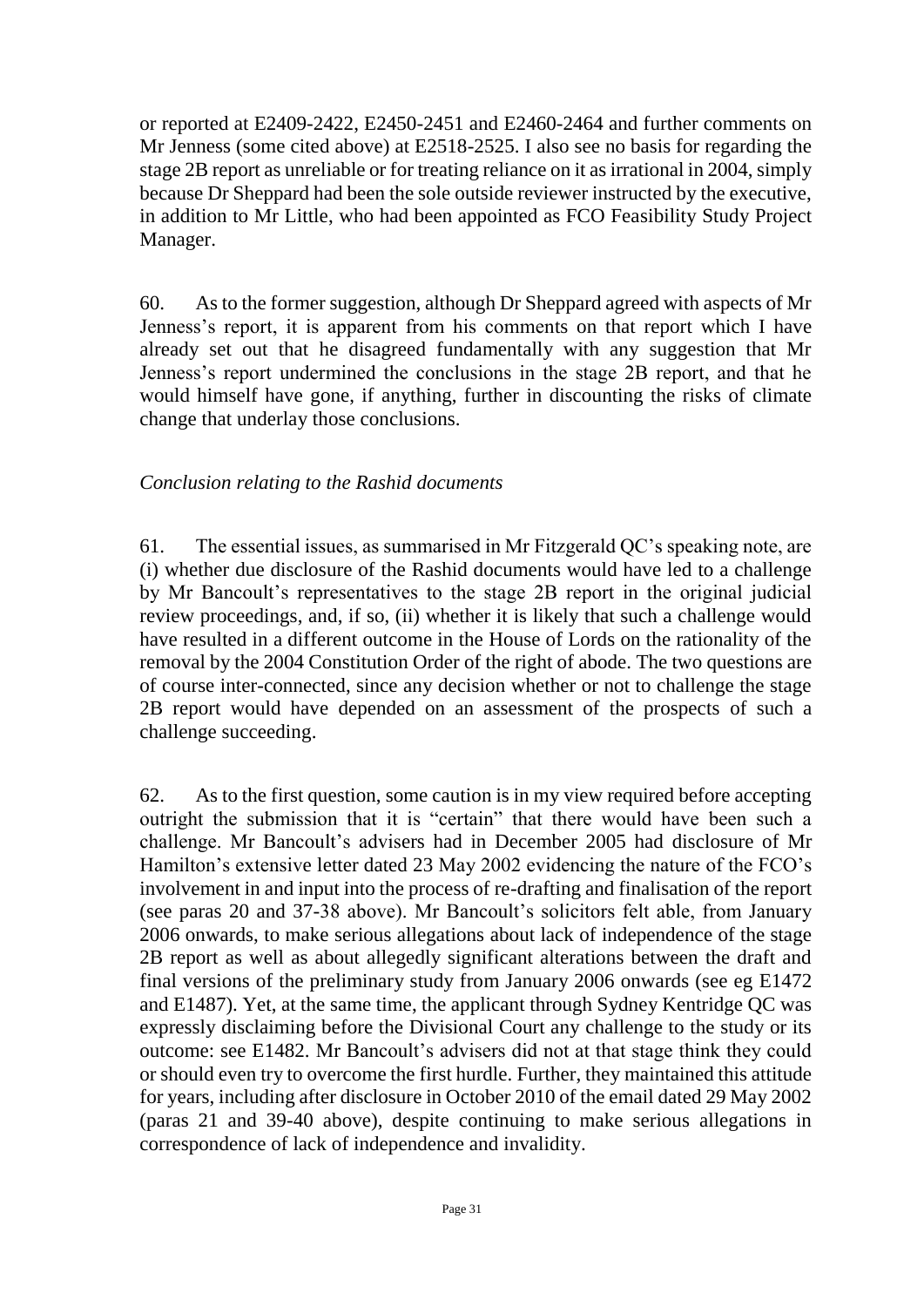or reported at E2409-2422, E2450-2451 and E2460-2464 and further comments on Mr Jenness (some cited above) at E2518-2525. I also see no basis for regarding the stage 2B report as unreliable or for treating reliance on it as irrational in 2004, simply because Dr Sheppard had been the sole outside reviewer instructed by the executive, in addition to Mr Little, who had been appointed as FCO Feasibility Study Project Manager.

60. As to the former suggestion, although Dr Sheppard agreed with aspects of Mr Jenness's report, it is apparent from his comments on that report which I have already set out that he disagreed fundamentally with any suggestion that Mr Jenness's report undermined the conclusions in the stage 2B report, and that he would himself have gone, if anything, further in discounting the risks of climate change that underlay those conclusions.

*Conclusion relating to the Rashid documents*

61. The essential issues, as summarised in Mr Fitzgerald QC's speaking note, are (i) whether due disclosure of the Rashid documents would have led to a challenge by Mr Bancoult's representatives to the stage 2B report in the original judicial review proceedings, and, if so, (ii) whether it is likely that such a challenge would have resulted in a different outcome in the House of Lords on the rationality of the removal by the 2004 Constitution Order of the right of abode. The two questions are of course inter-connected, since any decision whether or not to challenge the stage 2B report would have depended on an assessment of the prospects of such a challenge succeeding.

62. As to the first question, some caution is in my view required before accepting outright the submission that it is "certain" that there would have been such a challenge. Mr Bancoult's advisers had in December 2005 had disclosure of Mr Hamilton's extensive letter dated 23 May 2002 evidencing the nature of the FCO's involvement in and input into the process of re-drafting and finalisation of the report (see paras 20 and 37-38 above). Mr Bancoult's solicitors felt able, from January 2006 onwards, to make serious allegations about lack of independence of the stage 2B report as well as about allegedly significant alterations between the draft and final versions of the preliminary study from January 2006 onwards (see eg E1472 and E1487). Yet, at the same time, the applicant through Sydney Kentridge QC was expressly disclaiming before the Divisional Court any challenge to the study or its outcome: see E1482. Mr Bancoult's advisers did not at that stage think they could or should even try to overcome the first hurdle. Further, they maintained this attitude for years, including after disclosure in October 2010 of the email dated 29 May 2002 (paras 21 and 39-40 above), despite continuing to make serious allegations in correspondence of lack of independence and invalidity.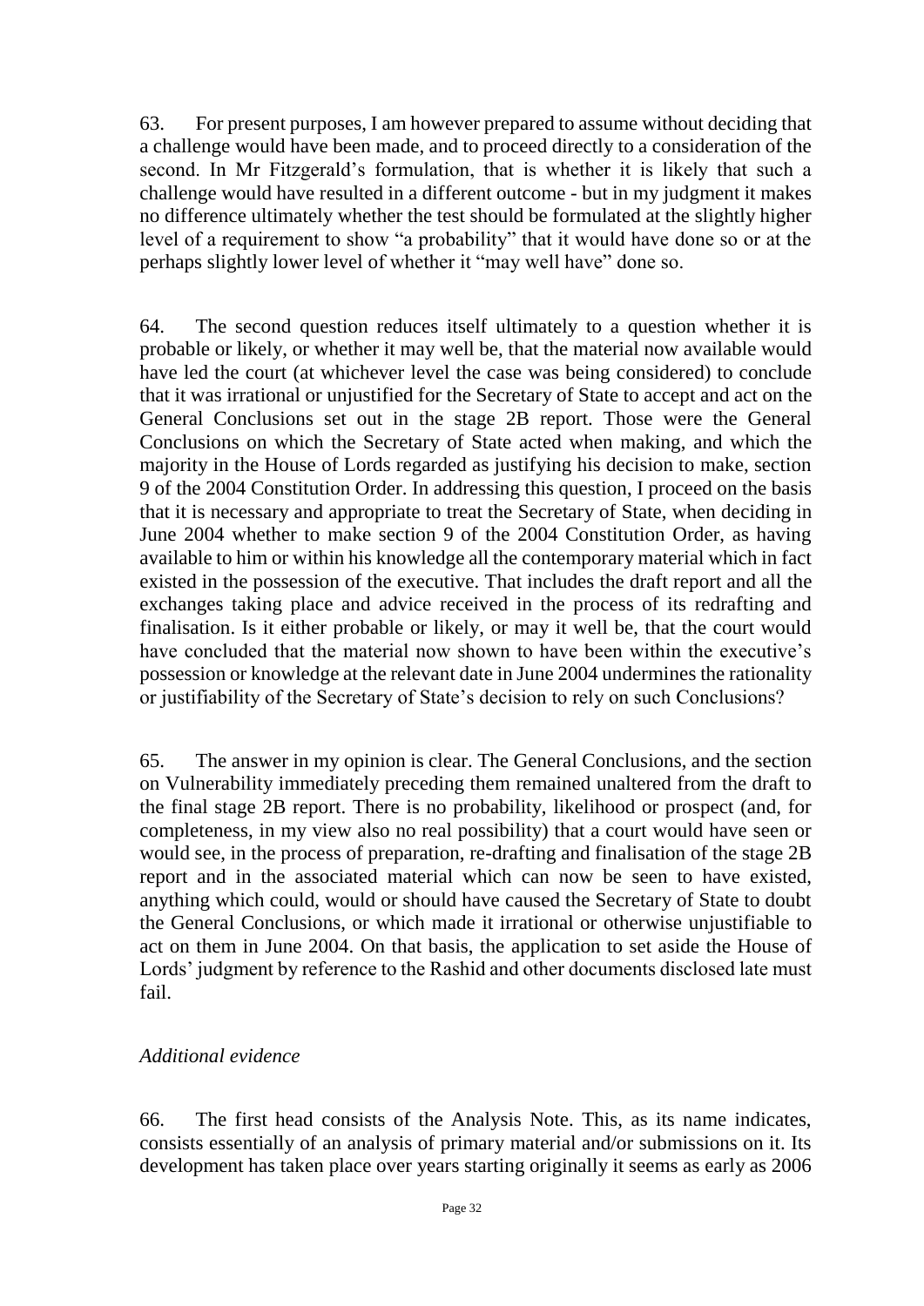63. For present purposes, I am however prepared to assume without deciding that a challenge would have been made, and to proceed directly to a consideration of the second. In Mr Fitzgerald's formulation, that is whether it is likely that such a challenge would have resulted in a different outcome - but in my judgment it makes no difference ultimately whether the test should be formulated at the slightly higher level of a requirement to show "a probability" that it would have done so or at the perhaps slightly lower level of whether it "may well have" done so.

64. The second question reduces itself ultimately to a question whether it is probable or likely, or whether it may well be, that the material now available would have led the court (at whichever level the case was being considered) to conclude that it was irrational or unjustified for the Secretary of State to accept and act on the General Conclusions set out in the stage 2B report. Those were the General Conclusions on which the Secretary of State acted when making, and which the majority in the House of Lords regarded as justifying his decision to make, section 9 of the 2004 Constitution Order. In addressing this question, I proceed on the basis that it is necessary and appropriate to treat the Secretary of State, when deciding in June 2004 whether to make section 9 of the 2004 Constitution Order, as having available to him or within his knowledge all the contemporary material which in fact existed in the possession of the executive. That includes the draft report and all the exchanges taking place and advice received in the process of its redrafting and finalisation. Is it either probable or likely, or may it well be, that the court would have concluded that the material now shown to have been within the executive's possession or knowledge at the relevant date in June 2004 undermines the rationality or justifiability of the Secretary of State's decision to rely on such Conclusions?

65. The answer in my opinion is clear. The General Conclusions, and the section on Vulnerability immediately preceding them remained unaltered from the draft to the final stage 2B report. There is no probability, likelihood or prospect (and, for completeness, in my view also no real possibility) that a court would have seen or would see, in the process of preparation, re-drafting and finalisation of the stage 2B report and in the associated material which can now be seen to have existed, anything which could, would or should have caused the Secretary of State to doubt the General Conclusions, or which made it irrational or otherwise unjustifiable to act on them in June 2004. On that basis, the application to set aside the House of Lords' judgment by reference to the Rashid and other documents disclosed late must fail.

*Additional evidence*

66. The first head consists of the Analysis Note. This, as its name indicates, consists essentially of an analysis of primary material and/or submissions on it. Its development has taken place over years starting originally it seems as early as 2006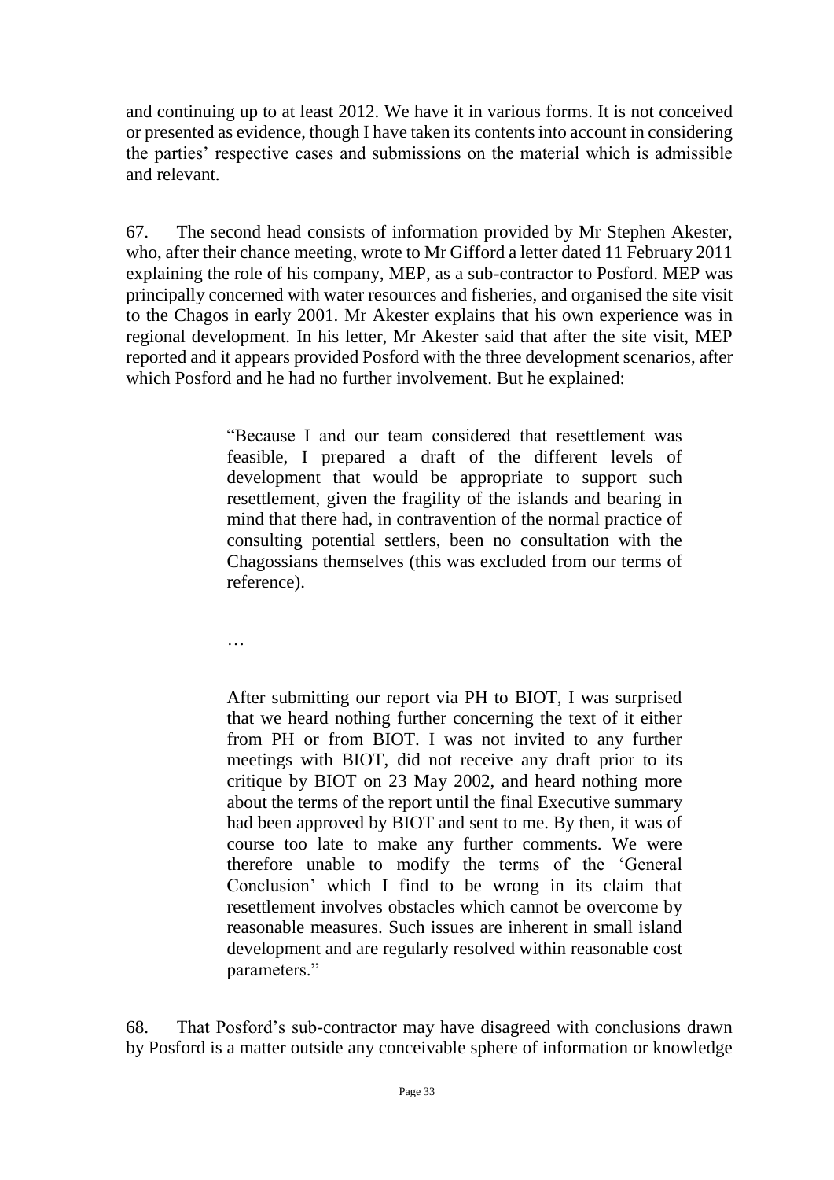and continuing up to at least 2012. We have it in various forms. It is not conceived or presented as evidence, though I have taken its contents into account in considering the parties' respective cases and submissions on the material which is admissible and relevant.

67. The second head consists of information provided by Mr Stephen Akester, who, after their chance meeting, wrote to Mr Gifford a letter dated 11 February 2011 explaining the role of his company, MEP, as a sub-contractor to Posford. MEP was principally concerned with water resources and fisheries, and organised the site visit to the Chagos in early 2001. Mr Akester explains that his own experience was in regional development. In his letter, Mr Akester said that after the site visit, MEP reported and it appears provided Posford with the three development scenarios, after which Posford and he had no further involvement. But he explained:

> "Because I and our team considered that resettlement was feasible, I prepared a draft of the different levels of development that would be appropriate to support such resettlement, given the fragility of the islands and bearing in mind that there had, in contravention of the normal practice of consulting potential settlers, been no consultation with the Chagossians themselves (this was excluded from our terms of reference).
>
> …
>
> After submitting our report via PH to BIOT, I was surprised that we heard nothing further concerning the text of it either from PH or from BIOT. I was not invited to any further meetings with BIOT, did not receive any draft prior to its critique by BIOT on 23 May 2002, and heard nothing more about the terms of the report until the final Executive summary had been approved by BIOT and sent to me. By then, it was of course too late to make any further comments. We were therefore unable to modify the terms of the 'General Conclusion' which I find to be wrong in its claim that resettlement involves obstacles which cannot be overcome by reasonable measures. Such issues are inherent in small island development and are regularly resolved within reasonable cost parameters."

68. That Posford's sub-contractor may have disagreed with conclusions drawn by Posford is a matter outside any conceivable sphere of information or knowledge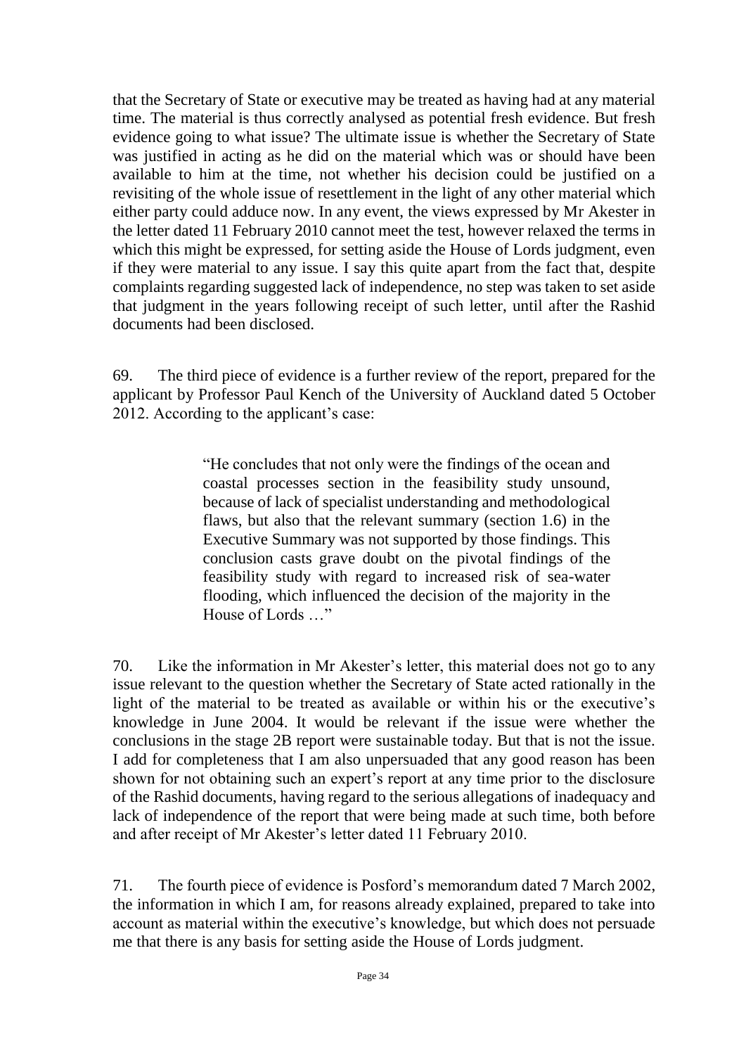that the Secretary of State or executive may be treated as having had at any material time. The material is thus correctly analysed as potential fresh evidence. But fresh evidence going to what issue? The ultimate issue is whether the Secretary of State was justified in acting as he did on the material which was or should have been available to him at the time, not whether his decision could be justified on a revisiting of the whole issue of resettlement in the light of any other material which either party could adduce now. In any event, the views expressed by Mr Akester in the letter dated 11 February 2010 cannot meet the test, however relaxed the terms in which this might be expressed, for setting aside the House of Lords judgment, even if they were material to any issue. I say this quite apart from the fact that, despite complaints regarding suggested lack of independence, no step was taken to set aside that judgment in the years following receipt of such letter, until after the Rashid documents had been disclosed.

69. The third piece of evidence is a further review of the report, prepared for the applicant by Professor Paul Kench of the University of Auckland dated 5 October 2012. According to the applicant's case:

> "He concludes that not only were the findings of the ocean and coastal processes section in the feasibility study unsound, because of lack of specialist understanding and methodological flaws, but also that the relevant summary (section 1.6) in the Executive Summary was not supported by those findings. This conclusion casts grave doubt on the pivotal findings of the feasibility study with regard to increased risk of sea-water flooding, which influenced the decision of the majority in the House of Lords …"

70. Like the information in Mr Akester's letter, this material does not go to any issue relevant to the question whether the Secretary of State acted rationally in the light of the material to be treated as available or within his or the executive's knowledge in June 2004. It would be relevant if the issue were whether the conclusions in the stage 2B report were sustainable today. But that is not the issue. I add for completeness that I am also unpersuaded that any good reason has been shown for not obtaining such an expert's report at any time prior to the disclosure of the Rashid documents, having regard to the serious allegations of inadequacy and lack of independence of the report that were being made at such time, both before and after receipt of Mr Akester's letter dated 11 February 2010.

71. The fourth piece of evidence is Posford's memorandum dated 7 March 2002, the information in which I am, for reasons already explained, prepared to take into account as material within the executive's knowledge, but which does not persuade me that there is any basis for setting aside the House of Lords judgment.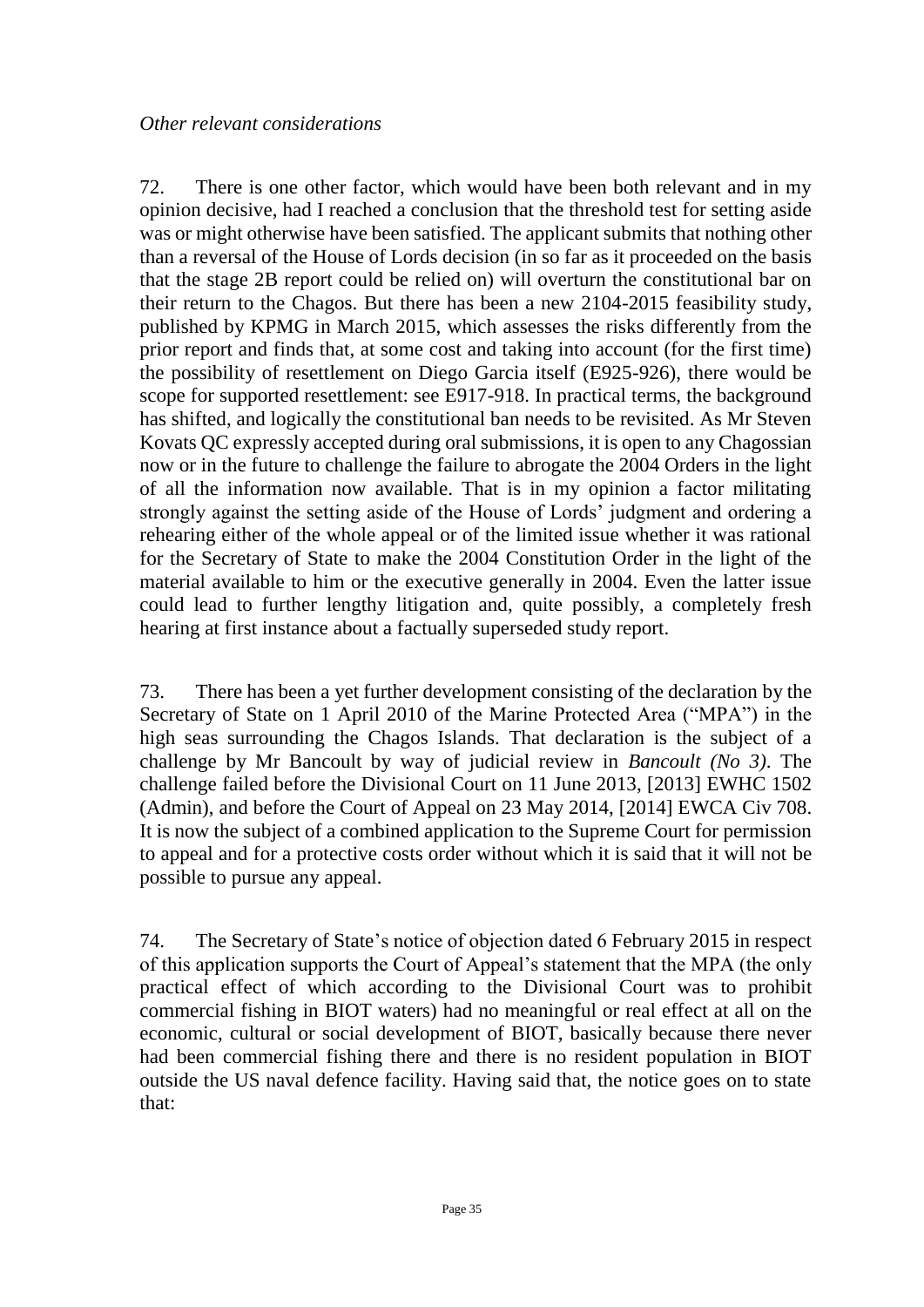*Other relevant considerations*

72. There is one other factor, which would have been both relevant and in my opinion decisive, had I reached a conclusion that the threshold test for setting aside was or might otherwise have been satisfied. The applicant submits that nothing other than a reversal of the House of Lords decision (in so far as it proceeded on the basis that the stage 2B report could be relied on) will overturn the constitutional bar on their return to the Chagos. But there has been a new 2104-2015 feasibility study, published by KPMG in March 2015, which assesses the risks differently from the prior report and finds that, at some cost and taking into account (for the first time) the possibility of resettlement on Diego Garcia itself (E925-926), there would be scope for supported resettlement: see E917-918. In practical terms, the background has shifted, and logically the constitutional ban needs to be revisited. As Mr Steven Kovats QC expressly accepted during oral submissions, it is open to any Chagossian now or in the future to challenge the failure to abrogate the 2004 Orders in the light of all the information now available. That is in my opinion a factor militating strongly against the setting aside of the House of Lords' judgment and ordering a rehearing either of the whole appeal or of the limited issue whether it was rational for the Secretary of State to make the 2004 Constitution Order in the light of the material available to him or the executive generally in 2004. Even the latter issue could lead to further lengthy litigation and, quite possibly, a completely fresh hearing at first instance about a factually superseded study report.

73. There has been a yet further development consisting of the declaration by the Secretary of State on 1 April 2010 of the Marine Protected Area ("MPA") in the high seas surrounding the Chagos Islands. That declaration is the subject of a challenge by Mr Bancoult by way of judicial review in *Bancoult (No 3)*. The challenge failed before the Divisional Court on 11 June 2013, [2013] EWHC 1502 (Admin), and before the Court of Appeal on 23 May 2014, [2014] EWCA Civ 708. It is now the subject of a combined application to the Supreme Court for permission to appeal and for a protective costs order without which it is said that it will not be possible to pursue any appeal.

74. The Secretary of State's notice of objection dated 6 February 2015 in respect of this application supports the Court of Appeal's statement that the MPA (the only practical effect of which according to the Divisional Court was to prohibit commercial fishing in BIOT waters) had no meaningful or real effect at all on the economic, cultural or social development of BIOT, basically because there never had been commercial fishing there and there is no resident population in BIOT outside the US naval defence facility. Having said that, the notice goes on to state that: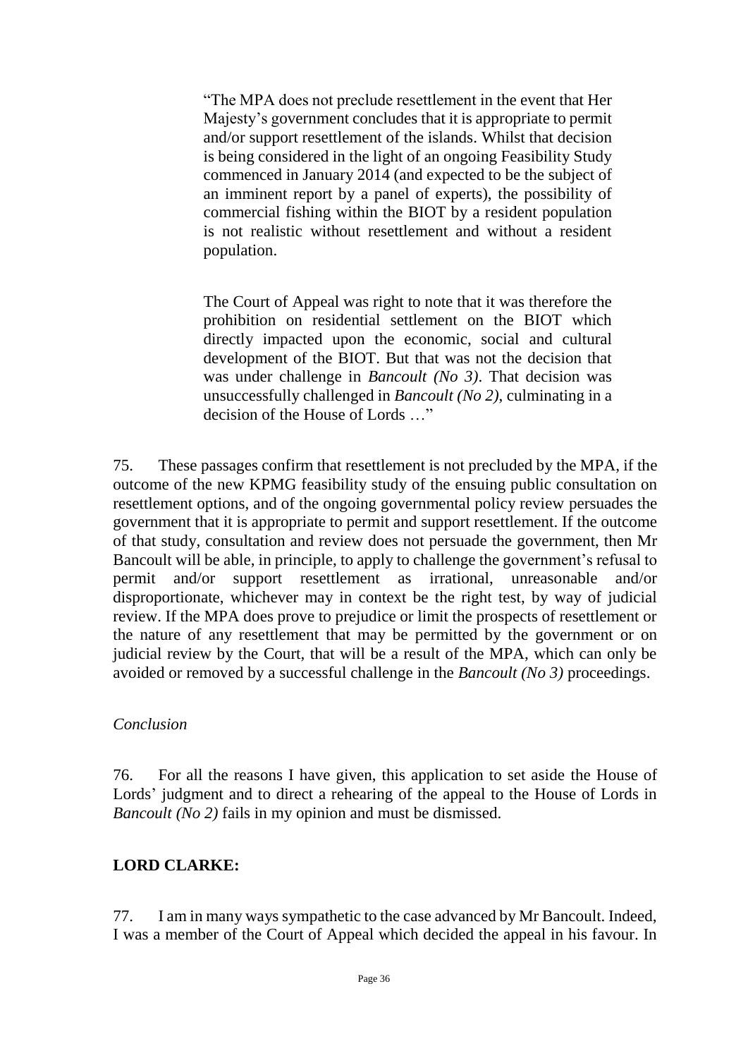> "The MPA does not preclude resettlement in the event that Her Majesty's government concludes that it is appropriate to permit and/or support resettlement of the islands. Whilst that decision is being considered in the light of an ongoing Feasibility Study commenced in January 2014 (and expected to be the subject of an imminent report by a panel of experts), the possibility of commercial fishing within the BIOT by a resident population is not realistic without resettlement and without a resident population.
>
> The Court of Appeal was right to note that it was therefore the prohibition on residential settlement on the BIOT which directly impacted upon the economic, social and cultural development of the BIOT. But that was not the decision that was under challenge in *Bancoult (No 3)*. That decision was unsuccessfully challenged in *Bancoult (No 2)*, culminating in a decision of the House of Lords …"

75. These passages confirm that resettlement is not precluded by the MPA, if the outcome of the new KPMG feasibility study of the ensuing public consultation on resettlement options, and of the ongoing governmental policy review persuades the government that it is appropriate to permit and support resettlement. If the outcome of that study, consultation and review does not persuade the government, then Mr Bancoult will be able, in principle, to apply to challenge the government's refusal to permit and/or support resettlement as irrational, unreasonable and/or disproportionate, whichever may in context be the right test, by way of judicial review. If the MPA does prove to prejudice or limit the prospects of resettlement or the nature of any resettlement that may be permitted by the government or on judicial review by the Court, that will be a result of the MPA, which can only be avoided or removed by a successful challenge in the *Bancoult (No 3)* proceedings.

*Conclusion*

76. For all the reasons I have given, this application to set aside the House of Lords' judgment and to direct a rehearing of the appeal to the House of Lords in *Bancoult (No 2)* fails in my opinion and must be dismissed.

**LORD CLARKE:**

77. I am in many ways sympathetic to the case advanced by Mr Bancoult. Indeed, I was a member of the Court of Appeal which decided the appeal in his favour. In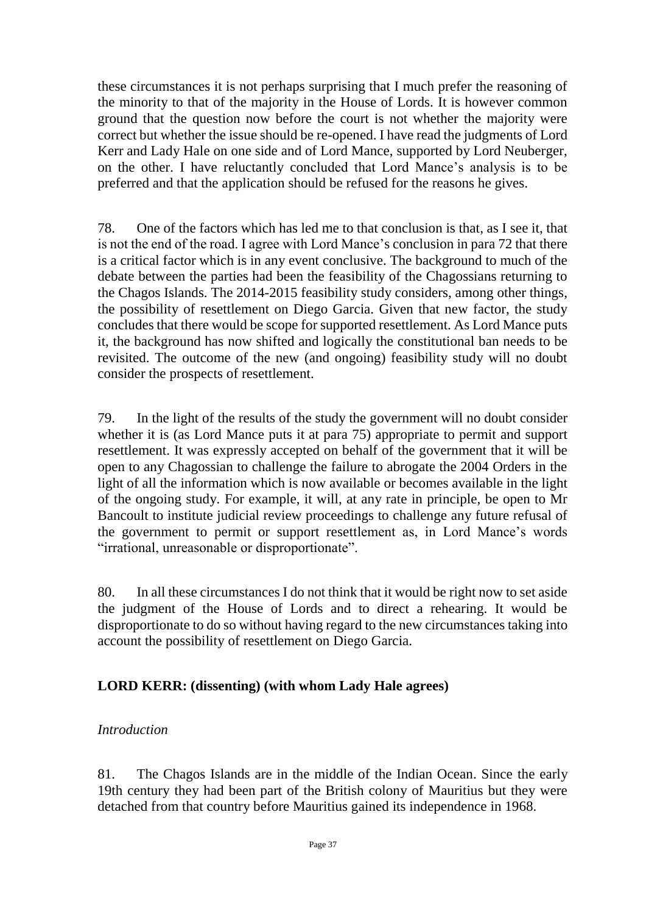these circumstances it is not perhaps surprising that I much prefer the reasoning of the minority to that of the majority in the House of Lords. It is however common ground that the question now before the court is not whether the majority were correct but whether the issue should be re-opened. I have read the judgments of Lord Kerr and Lady Hale on one side and of Lord Mance, supported by Lord Neuberger, on the other. I have reluctantly concluded that Lord Mance's analysis is to be preferred and that the application should be refused for the reasons he gives.

78. One of the factors which has led me to that conclusion is that, as I see it, that is not the end of the road. I agree with Lord Mance's conclusion in para 72 that there is a critical factor which is in any event conclusive. The background to much of the debate between the parties had been the feasibility of the Chagossians returning to the Chagos Islands. The 2014-2015 feasibility study considers, among other things, the possibility of resettlement on Diego Garcia. Given that new factor, the study concludes that there would be scope for supported resettlement. As Lord Mance puts it, the background has now shifted and logically the constitutional ban needs to be revisited. The outcome of the new (and ongoing) feasibility study will no doubt consider the prospects of resettlement.

79. In the light of the results of the study the government will no doubt consider whether it is (as Lord Mance puts it at para 75) appropriate to permit and support resettlement. It was expressly accepted on behalf of the government that it will be open to any Chagossian to challenge the failure to abrogate the 2004 Orders in the light of all the information which is now available or becomes available in the light of the ongoing study. For example, it will, at any rate in principle, be open to Mr Bancoult to institute judicial review proceedings to challenge any future refusal of the government to permit or support resettlement as, in Lord Mance's words "irrational, unreasonable or disproportionate".

80. In all these circumstances I do not think that it would be right now to set aside the judgment of the House of Lords and to direct a rehearing. It would be disproportionate to do so without having regard to the new circumstances taking into account the possibility of resettlement on Diego Garcia.

**LORD KERR: (dissenting) (with whom Lady Hale agrees)**

*Introduction*

81. The Chagos Islands are in the middle of the Indian Ocean. Since the early 19th century they had been part of the British colony of Mauritius but they were detached from that country before Mauritius gained its independence in 1968.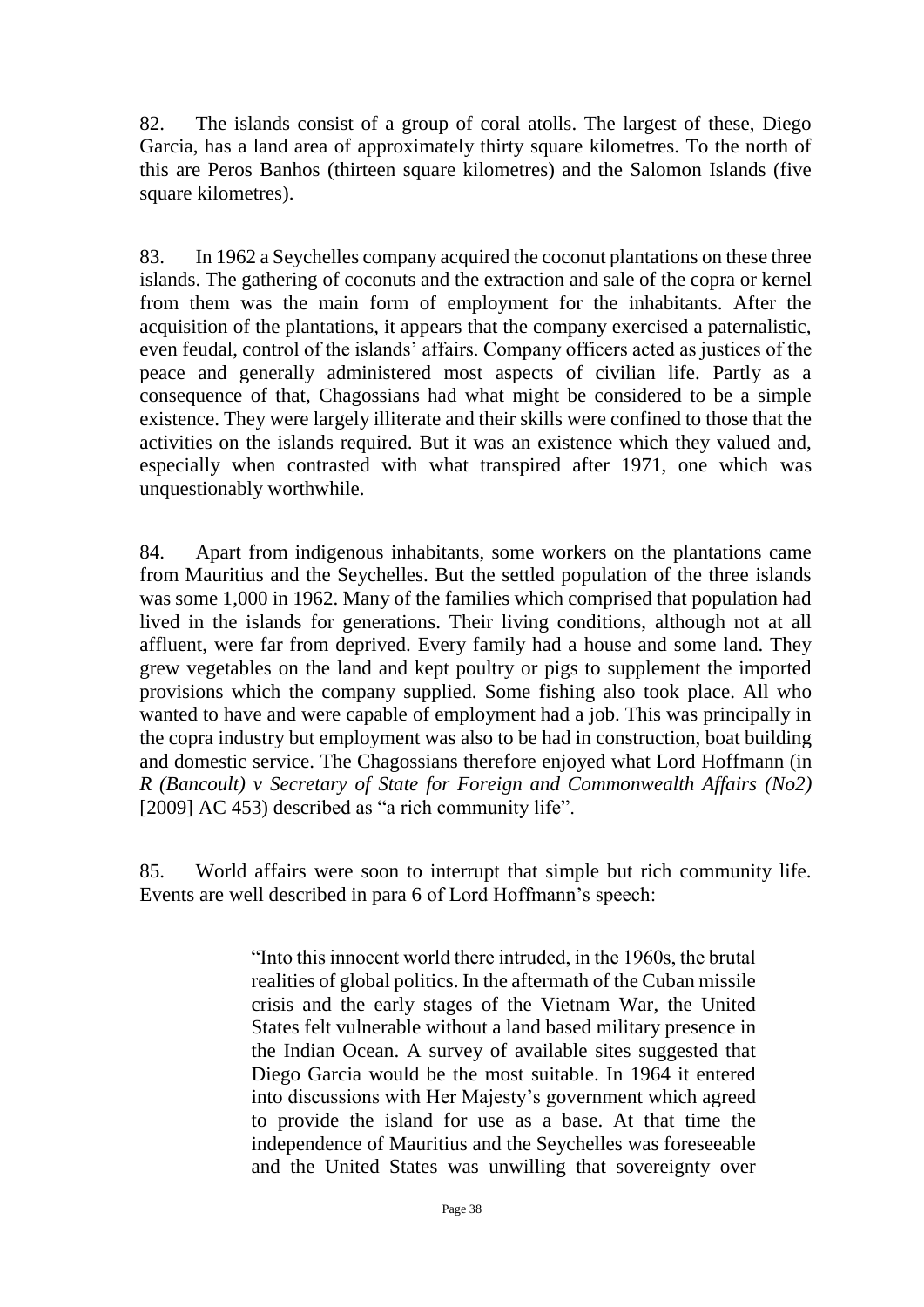82. The islands consist of a group of coral atolls. The largest of these, Diego Garcia, has a land area of approximately thirty square kilometres. To the north of this are Peros Banhos (thirteen square kilometres) and the Salomon Islands (five square kilometres).

83. In 1962 a Seychelles company acquired the coconut plantations on these three islands. The gathering of coconuts and the extraction and sale of the copra or kernel from them was the main form of employment for the inhabitants. After the acquisition of the plantations, it appears that the company exercised a paternalistic, even feudal, control of the islands' affairs. Company officers acted as justices of the peace and generally administered most aspects of civilian life. Partly as a consequence of that, Chagossians had what might be considered to be a simple existence. They were largely illiterate and their skills were confined to those that the activities on the islands required. But it was an existence which they valued and, especially when contrasted with what transpired after 1971, one which was unquestionably worthwhile.

84. Apart from indigenous inhabitants, some workers on the plantations came from Mauritius and the Seychelles. But the settled population of the three islands was some 1,000 in 1962. Many of the families which comprised that population had lived in the islands for generations. Their living conditions, although not at all affluent, were far from deprived. Every family had a house and some land. They grew vegetables on the land and kept poultry or pigs to supplement the imported provisions which the company supplied. Some fishing also took place. All who wanted to have and were capable of employment had a job. This was principally in the copra industry but employment was also to be had in construction, boat building and domestic service. The Chagossians therefore enjoyed what Lord Hoffmann (in *R (Bancoult) v Secretary of State for Foreign and Commonwealth Affairs (No2)* [2009] AC 453) described as "a rich community life".

85. World affairs were soon to interrupt that simple but rich community life. Events are well described in para 6 of Lord Hoffmann's speech:

> "Into this innocent world there intruded, in the 1960s, the brutal realities of global politics. In the aftermath of the Cuban missile crisis and the early stages of the Vietnam War, the United States felt vulnerable without a land based military presence in the Indian Ocean. A survey of available sites suggested that Diego Garcia would be the most suitable. In 1964 it entered into discussions with Her Majesty's government which agreed to provide the island for use as a base. At that time the independence of Mauritius and the Seychelles was foreseeable and the United States was unwilling that sovereignty over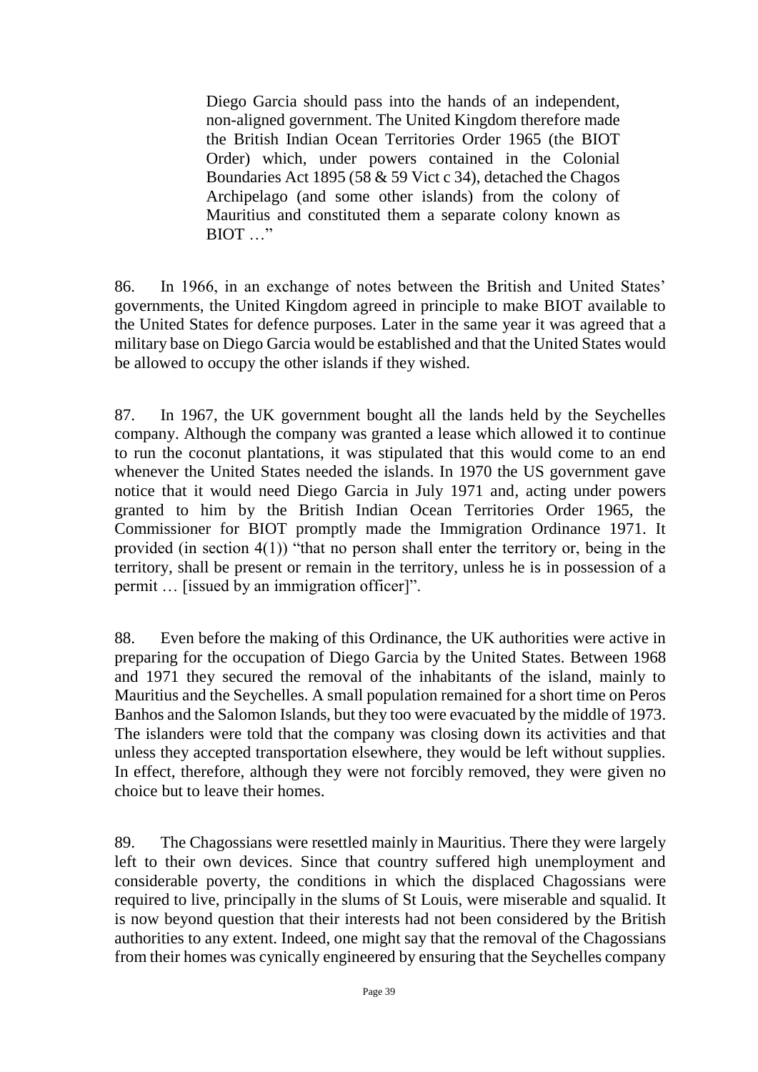> Diego Garcia should pass into the hands of an independent, non-aligned government. The United Kingdom therefore made the British Indian Ocean Territories Order 1965 (the BIOT Order) which, under powers contained in the Colonial Boundaries Act 1895 (58 & 59 Vict c 34), detached the Chagos Archipelago (and some other islands) from the colony of Mauritius and constituted them a separate colony known as BIOT …"

86. In 1966, in an exchange of notes between the British and United States' governments, the United Kingdom agreed in principle to make BIOT available to the United States for defence purposes. Later in the same year it was agreed that a military base on Diego Garcia would be established and that the United States would be allowed to occupy the other islands if they wished.

87. In 1967, the UK government bought all the lands held by the Seychelles company. Although the company was granted a lease which allowed it to continue to run the coconut plantations, it was stipulated that this would come to an end whenever the United States needed the islands. In 1970 the US government gave notice that it would need Diego Garcia in July 1971 and, acting under powers granted to him by the British Indian Ocean Territories Order 1965, the Commissioner for BIOT promptly made the Immigration Ordinance 1971. It provided (in section 4(1)) "that no person shall enter the territory or, being in the territory, shall be present or remain in the territory, unless he is in possession of a permit … [issued by an immigration officer]".

88. Even before the making of this Ordinance, the UK authorities were active in preparing for the occupation of Diego Garcia by the United States. Between 1968 and 1971 they secured the removal of the inhabitants of the island, mainly to Mauritius and the Seychelles. A small population remained for a short time on Peros Banhos and the Salomon Islands, but they too were evacuated by the middle of 1973. The islanders were told that the company was closing down its activities and that unless they accepted transportation elsewhere, they would be left without supplies. In effect, therefore, although they were not forcibly removed, they were given no choice but to leave their homes.

89. The Chagossians were resettled mainly in Mauritius. There they were largely left to their own devices. Since that country suffered high unemployment and considerable poverty, the conditions in which the displaced Chagossians were required to live, principally in the slums of St Louis, were miserable and squalid. It is now beyond question that their interests had not been considered by the British authorities to any extent. Indeed, one might say that the removal of the Chagossians from their homes was cynically engineered by ensuring that the Seychelles company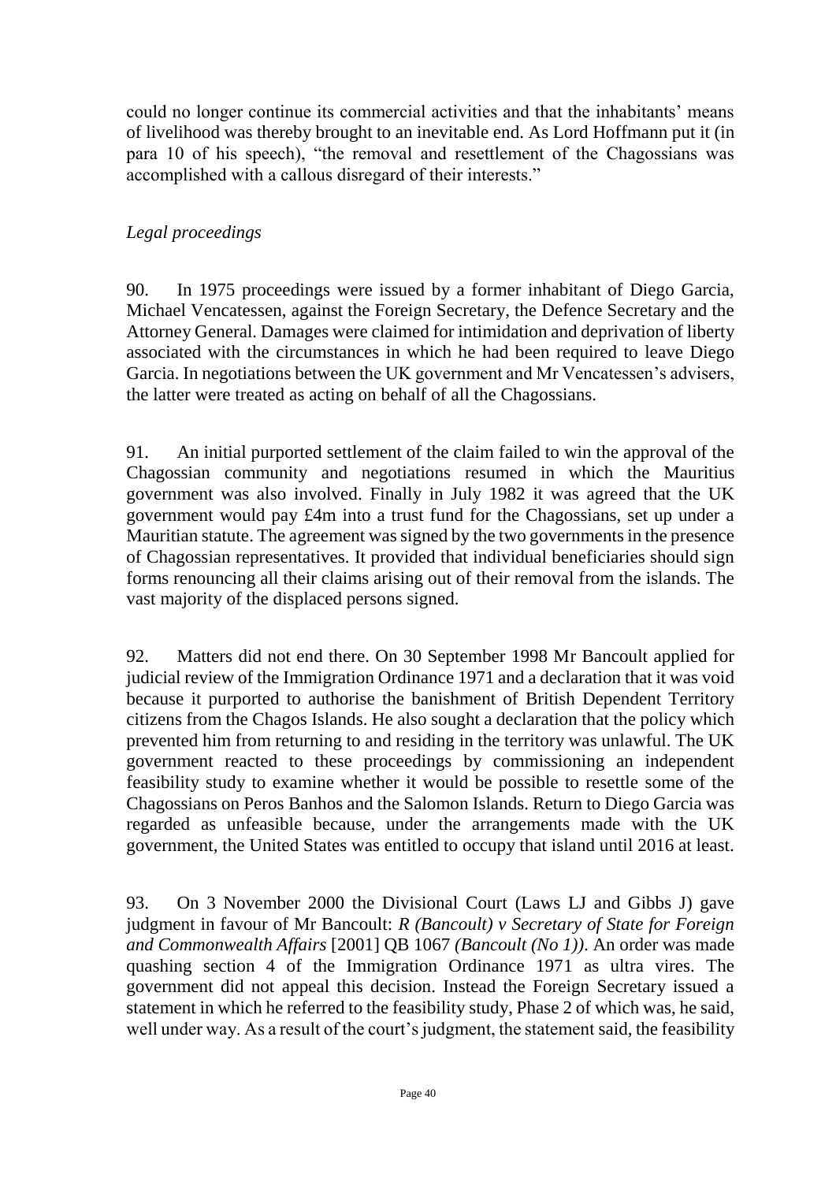could no longer continue its commercial activities and that the inhabitants' means of livelihood was thereby brought to an inevitable end. As Lord Hoffmann put it (in para 10 of his speech), "the removal and resettlement of the Chagossians was accomplished with a callous disregard of their interests."

*Legal proceedings*

90. In 1975 proceedings were issued by a former inhabitant of Diego Garcia, Michael Vencatessen, against the Foreign Secretary, the Defence Secretary and the Attorney General. Damages were claimed for intimidation and deprivation of liberty associated with the circumstances in which he had been required to leave Diego Garcia. In negotiations between the UK government and Mr Vencatessen's advisers, the latter were treated as acting on behalf of all the Chagossians.

91. An initial purported settlement of the claim failed to win the approval of the Chagossian community and negotiations resumed in which the Mauritius government was also involved. Finally in July 1982 it was agreed that the UK government would pay £4m into a trust fund for the Chagossians, set up under a Mauritian statute. The agreement was signed by the two governments in the presence of Chagossian representatives. It provided that individual beneficiaries should sign forms renouncing all their claims arising out of their removal from the islands. The vast majority of the displaced persons signed.

92. Matters did not end there. On 30 September 1998 Mr Bancoult applied for judicial review of the Immigration Ordinance 1971 and a declaration that it was void because it purported to authorise the banishment of British Dependent Territory citizens from the Chagos Islands. He also sought a declaration that the policy which prevented him from returning to and residing in the territory was unlawful. The UK government reacted to these proceedings by commissioning an independent feasibility study to examine whether it would be possible to resettle some of the Chagossians on Peros Banhos and the Salomon Islands. Return to Diego Garcia was regarded as unfeasible because, under the arrangements made with the UK government, the United States was entitled to occupy that island until 2016 at least.

93. On 3 November 2000 the Divisional Court (Laws LJ and Gibbs J) gave judgment in favour of Mr Bancoult: *R (Bancoult) v Secretary of State for Foreign and Commonwealth Affairs* [2001] QB 1067 *(Bancoult (No 1))*. An order was made quashing section 4 of the Immigration Ordinance 1971 as ultra vires. The government did not appeal this decision. Instead the Foreign Secretary issued a statement in which he referred to the feasibility study, Phase 2 of which was, he said, well under way. As a result of the court's judgment, the statement said, the feasibility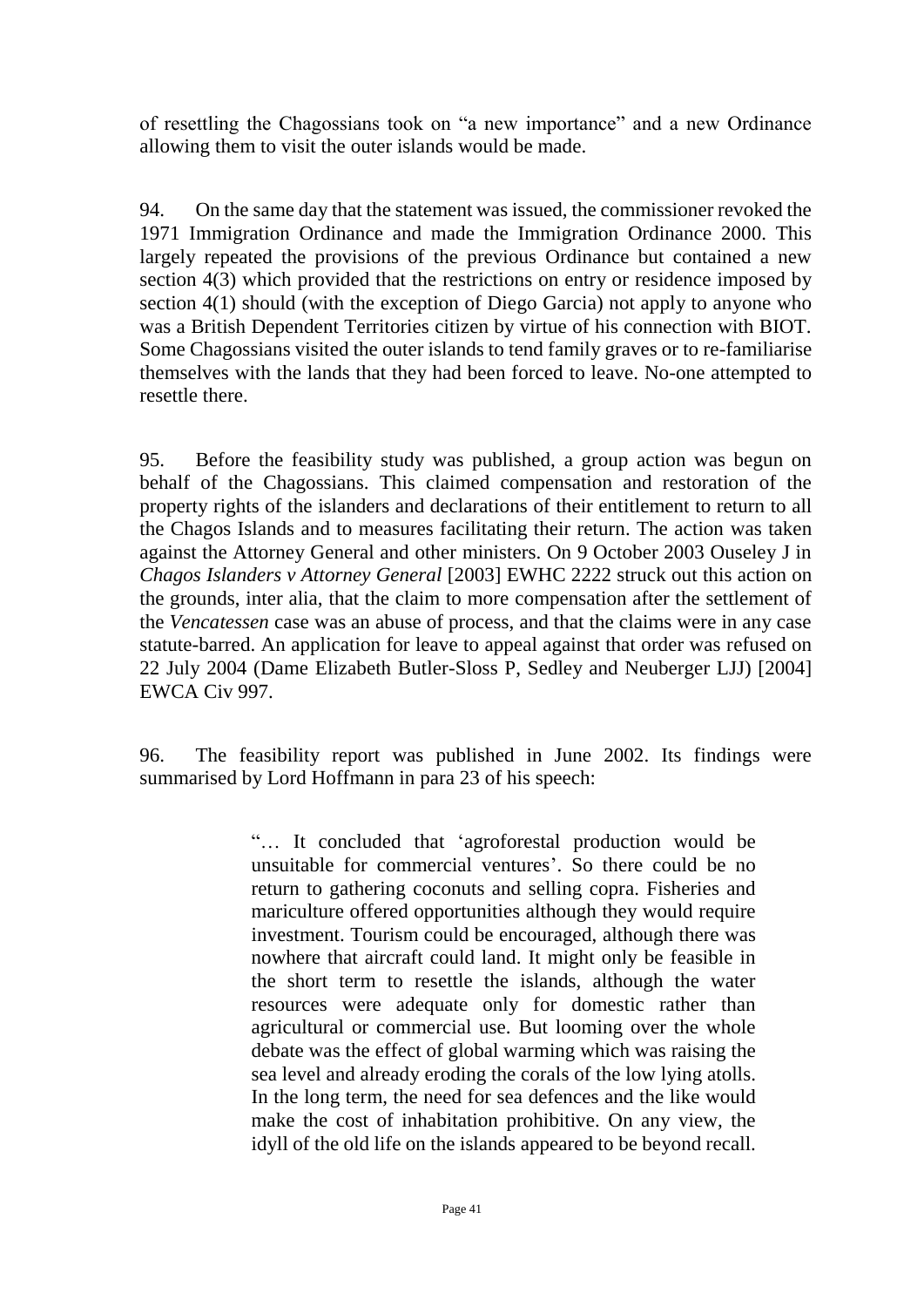of resettling the Chagossians took on "a new importance" and a new Ordinance allowing them to visit the outer islands would be made.

94. On the same day that the statement was issued, the commissioner revoked the 1971 Immigration Ordinance and made the Immigration Ordinance 2000. This largely repeated the provisions of the previous Ordinance but contained a new section 4(3) which provided that the restrictions on entry or residence imposed by section 4(1) should (with the exception of Diego Garcia) not apply to anyone who was a British Dependent Territories citizen by virtue of his connection with BIOT. Some Chagossians visited the outer islands to tend family graves or to re-familiarise themselves with the lands that they had been forced to leave. No-one attempted to resettle there.

95. Before the feasibility study was published, a group action was begun on behalf of the Chagossians. This claimed compensation and restoration of the property rights of the islanders and declarations of their entitlement to return to all the Chagos Islands and to measures facilitating their return. The action was taken against the Attorney General and other ministers. On 9 October 2003 Ouseley J in *Chagos Islanders v Attorney General* [2003] EWHC 2222 struck out this action on the grounds, inter alia, that the claim to more compensation after the settlement of the *Vencatessen* case was an abuse of process, and that the claims were in any case statute-barred. An application for leave to appeal against that order was refused on 22 July 2004 (Dame Elizabeth Butler-Sloss P, Sedley and Neuberger LJJ) [2004] EWCA Civ 997.

96. The feasibility report was published in June 2002. Its findings were summarised by Lord Hoffmann in para 23 of his speech:

> "… It concluded that 'agroforestal production would be unsuitable for commercial ventures'. So there could be no return to gathering coconuts and selling copra. Fisheries and mariculture offered opportunities although they would require investment. Tourism could be encouraged, although there was nowhere that aircraft could land. It might only be feasible in the short term to resettle the islands, although the water resources were adequate only for domestic rather than agricultural or commercial use. But looming over the whole debate was the effect of global warming which was raising the sea level and already eroding the corals of the low lying atolls. In the long term, the need for sea defences and the like would make the cost of inhabitation prohibitive. On any view, the idyll of the old life on the islands appeared to be beyond recall.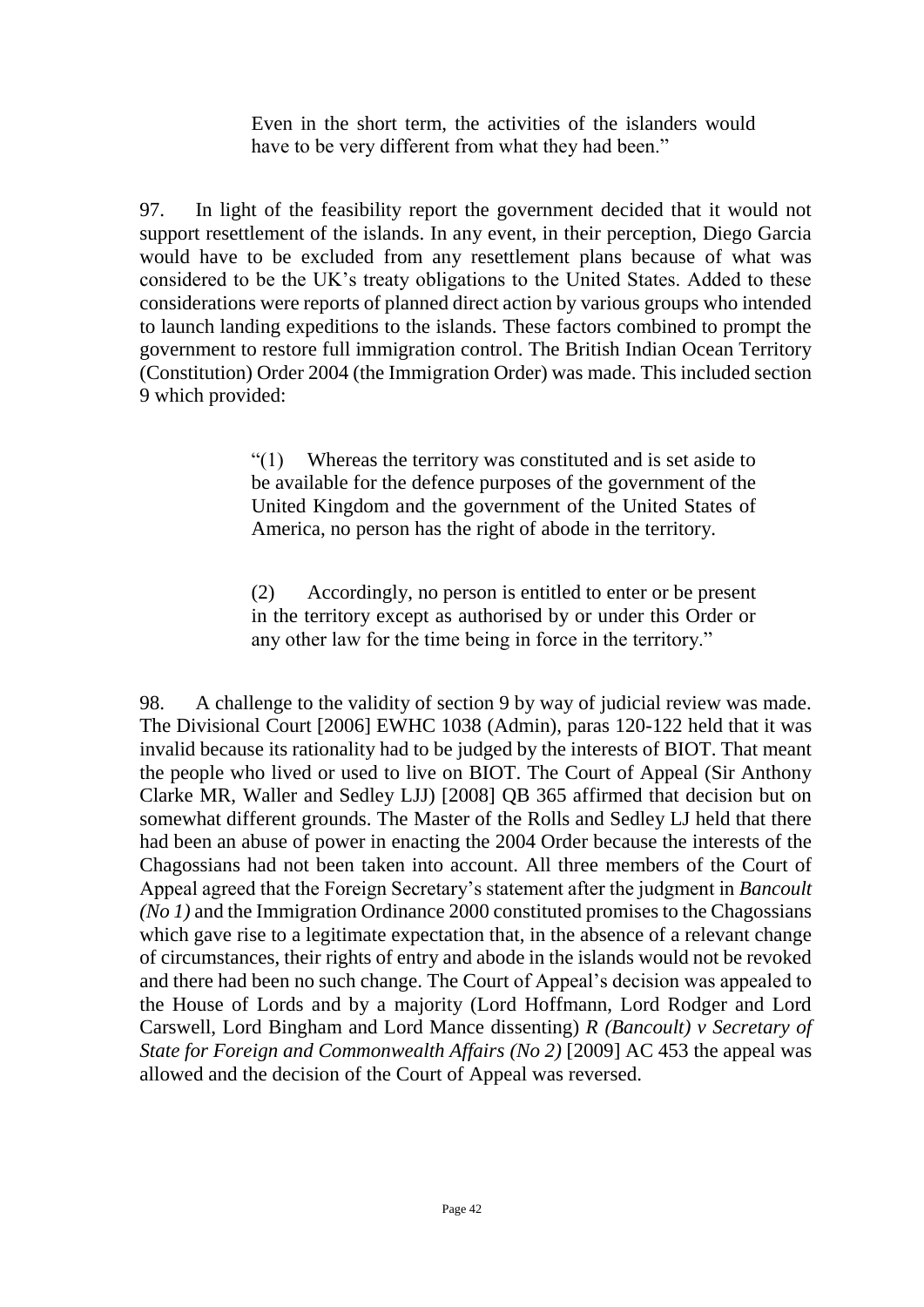> Even in the short term, the activities of the islanders would have to be very different from what they had been."

97. In light of the feasibility report the government decided that it would not support resettlement of the islands. In any event, in their perception, Diego Garcia would have to be excluded from any resettlement plans because of what was considered to be the UK's treaty obligations to the United States. Added to these considerations were reports of planned direct action by various groups who intended to launch landing expeditions to the islands. These factors combined to prompt the government to restore full immigration control. The British Indian Ocean Territory (Constitution) Order 2004 (the Immigration Order) was made. This included section 9 which provided:

> "(1) Whereas the territory was constituted and is set aside to be available for the defence purposes of the government of the United Kingdom and the government of the United States of America, no person has the right of abode in the territory.
>
> (2) Accordingly, no person is entitled to enter or be present in the territory except as authorised by or under this Order or any other law for the time being in force in the territory."

98. A challenge to the validity of section 9 by way of judicial review was made. The Divisional Court [2006] EWHC 1038 (Admin), paras 120-122 held that it was invalid because its rationality had to be judged by the interests of BIOT. That meant the people who lived or used to live on BIOT. The Court of Appeal (Sir Anthony Clarke MR, Waller and Sedley LJJ) [2008] QB 365 affirmed that decision but on somewhat different grounds. The Master of the Rolls and Sedley LJ held that there had been an abuse of power in enacting the 2004 Order because the interests of the Chagossians had not been taken into account. All three members of the Court of Appeal agreed that the Foreign Secretary's statement after the judgment in *Bancoult (No 1)* and the Immigration Ordinance 2000 constituted promises to the Chagossians which gave rise to a legitimate expectation that, in the absence of a relevant change of circumstances, their rights of entry and abode in the islands would not be revoked and there had been no such change. The Court of Appeal's decision was appealed to the House of Lords and by a majority (Lord Hoffmann, Lord Rodger and Lord Carswell, Lord Bingham and Lord Mance dissenting) *R (Bancoult) v Secretary of State for Foreign and Commonwealth Affairs (No 2)* [2009] AC 453 the appeal was allowed and the decision of the Court of Appeal was reversed.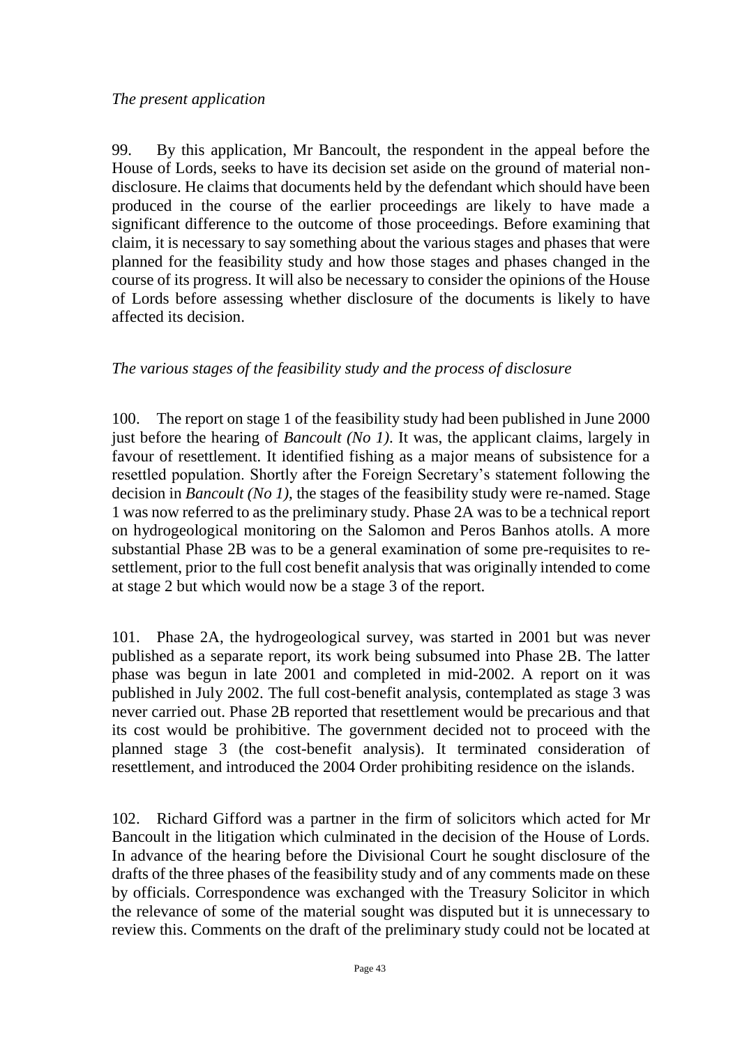*The present application*

99. By this application, Mr Bancoult, the respondent in the appeal before the House of Lords, seeks to have its decision set aside on the ground of material non-disclosure. He claims that documents held by the defendant which should have been produced in the course of the earlier proceedings are likely to have made a significant difference to the outcome of those proceedings. Before examining that claim, it is necessary to say something about the various stages and phases that were planned for the feasibility study and how those stages and phases changed in the course of its progress. It will also be necessary to consider the opinions of the House of Lords before assessing whether disclosure of the documents is likely to have affected its decision.

*The various stages of the feasibility study and the process of disclosure*

100. The report on stage 1 of the feasibility study had been published in June 2000 just before the hearing of *Bancoult (No 1)*. It was, the applicant claims, largely in favour of resettlement. It identified fishing as a major means of subsistence for a resettled population. Shortly after the Foreign Secretary's statement following the decision in *Bancoult (No 1)*, the stages of the feasibility study were re-named. Stage 1 was now referred to as the preliminary study. Phase 2A was to be a technical report on hydrogeological monitoring on the Salomon and Peros Banhos atolls. A more substantial Phase 2B was to be a general examination of some pre-requisites to re-settlement, prior to the full cost benefit analysis that was originally intended to come at stage 2 but which would now be a stage 3 of the report.

101. Phase 2A, the hydrogeological survey, was started in 2001 but was never published as a separate report, its work being subsumed into Phase 2B. The latter phase was begun in late 2001 and completed in mid-2002. A report on it was published in July 2002. The full cost-benefit analysis, contemplated as stage 3 was never carried out. Phase 2B reported that resettlement would be precarious and that its cost would be prohibitive. The government decided not to proceed with the planned stage 3 (the cost-benefit analysis). It terminated consideration of resettlement, and introduced the 2004 Order prohibiting residence on the islands.

102. Richard Gifford was a partner in the firm of solicitors which acted for Mr Bancoult in the litigation which culminated in the decision of the House of Lords. In advance of the hearing before the Divisional Court he sought disclosure of the drafts of the three phases of the feasibility study and of any comments made on these by officials. Correspondence was exchanged with the Treasury Solicitor in which the relevance of some of the material sought was disputed but it is unnecessary to review this. Comments on the draft of the preliminary study could not be located at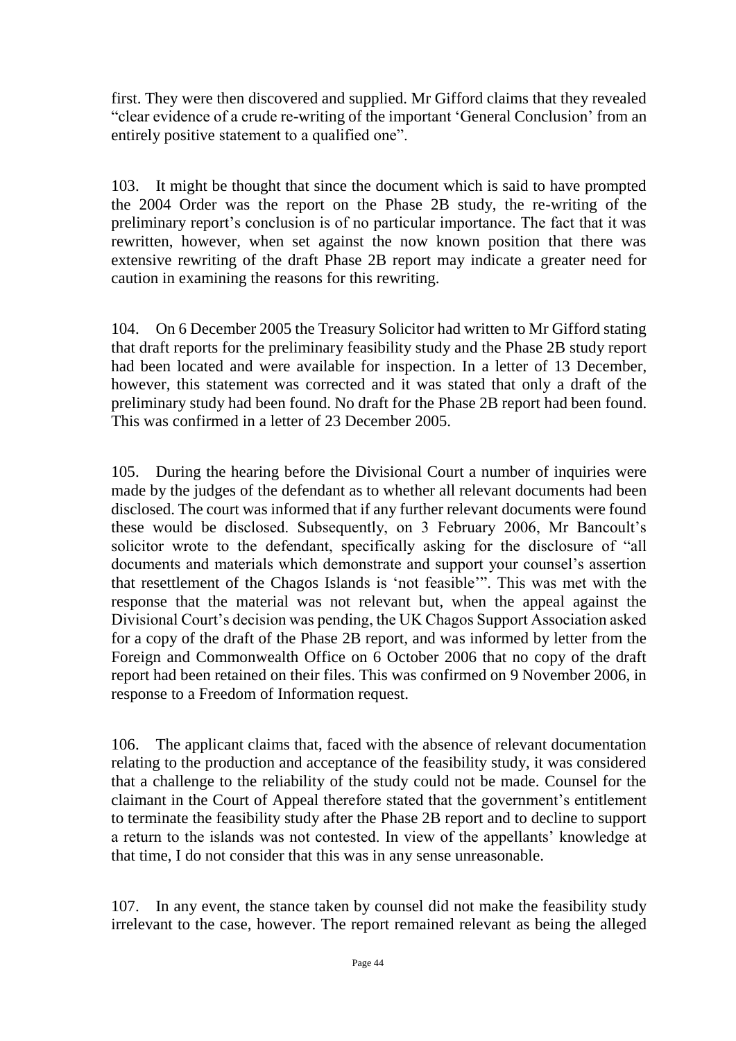first. They were then discovered and supplied. Mr Gifford claims that they revealed "clear evidence of a crude re-writing of the important 'General Conclusion' from an entirely positive statement to a qualified one".

103. It might be thought that since the document which is said to have prompted the 2004 Order was the report on the Phase 2B study, the re-writing of the preliminary report's conclusion is of no particular importance. The fact that it was rewritten, however, when set against the now known position that there was extensive rewriting of the draft Phase 2B report may indicate a greater need for caution in examining the reasons for this rewriting.

104. On 6 December 2005 the Treasury Solicitor had written to Mr Gifford stating that draft reports for the preliminary feasibility study and the Phase 2B study report had been located and were available for inspection. In a letter of 13 December, however, this statement was corrected and it was stated that only a draft of the preliminary study had been found. No draft for the Phase 2B report had been found. This was confirmed in a letter of 23 December 2005.

105. During the hearing before the Divisional Court a number of inquiries were made by the judges of the defendant as to whether all relevant documents had been disclosed. The court was informed that if any further relevant documents were found these would be disclosed. Subsequently, on 3 February 2006, Mr Bancoult's solicitor wrote to the defendant, specifically asking for the disclosure of "all documents and materials which demonstrate and support your counsel's assertion that resettlement of the Chagos Islands is 'not feasible'". This was met with the response that the material was not relevant but, when the appeal against the Divisional Court's decision was pending, the UK Chagos Support Association asked for a copy of the draft of the Phase 2B report, and was informed by letter from the Foreign and Commonwealth Office on 6 October 2006 that no copy of the draft report had been retained on their files. This was confirmed on 9 November 2006, in response to a Freedom of Information request.

106. The applicant claims that, faced with the absence of relevant documentation relating to the production and acceptance of the feasibility study, it was considered that a challenge to the reliability of the study could not be made. Counsel for the claimant in the Court of Appeal therefore stated that the government's entitlement to terminate the feasibility study after the Phase 2B report and to decline to support a return to the islands was not contested. In view of the appellants' knowledge at that time, I do not consider that this was in any sense unreasonable.

107. In any event, the stance taken by counsel did not make the feasibility study irrelevant to the case, however. The report remained relevant as being the alleged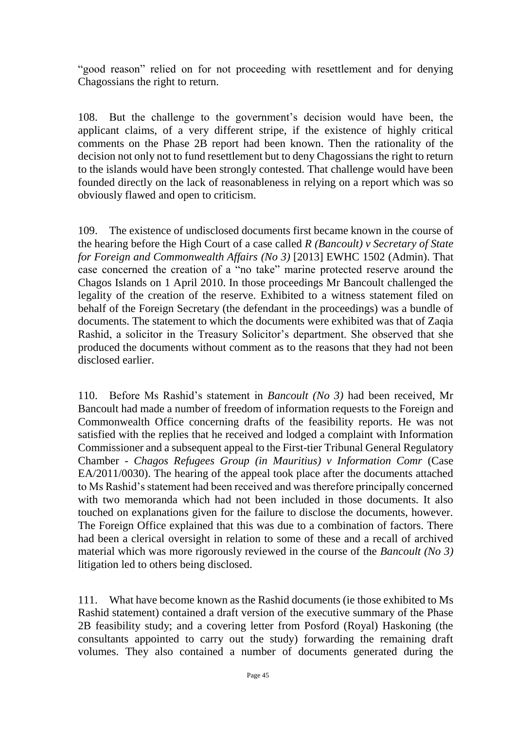"good reason" relied on for not proceeding with resettlement and for denying Chagossians the right to return.

108. But the challenge to the government's decision would have been, the applicant claims, of a very different stripe, if the existence of highly critical comments on the Phase 2B report had been known. Then the rationality of the decision not only not to fund resettlement but to deny Chagossians the right to return to the islands would have been strongly contested. That challenge would have been founded directly on the lack of reasonableness in relying on a report which was so obviously flawed and open to criticism.

109. The existence of undisclosed documents first became known in the course of the hearing before the High Court of a case called *R (Bancoult) v Secretary of State for Foreign and Commonwealth Affairs (No 3)* [2013] EWHC 1502 (Admin). That case concerned the creation of a "no take" marine protected reserve around the Chagos Islands on 1 April 2010. In those proceedings Mr Bancoult challenged the legality of the creation of the reserve. Exhibited to a witness statement filed on behalf of the Foreign Secretary (the defendant in the proceedings) was a bundle of documents. The statement to which the documents were exhibited was that of Zaqia Rashid, a solicitor in the Treasury Solicitor's department. She observed that she produced the documents without comment as to the reasons that they had not been disclosed earlier.

110. Before Ms Rashid's statement in *Bancoult (No 3)* had been received, Mr Bancoult had made a number of freedom of information requests to the Foreign and Commonwealth Office concerning drafts of the feasibility reports. He was not satisfied with the replies that he received and lodged a complaint with Information Commissioner and a subsequent appeal to the First-tier Tribunal General Regulatory Chamber - *Chagos Refugees Group (in Mauritius) v Information Comr* (Case EA/2011/0030). The hearing of the appeal took place after the documents attached to Ms Rashid's statement had been received and was therefore principally concerned with two memoranda which had not been included in those documents. It also touched on explanations given for the failure to disclose the documents, however. The Foreign Office explained that this was due to a combination of factors. There had been a clerical oversight in relation to some of these and a recall of archived material which was more rigorously reviewed in the course of the *Bancoult (No 3)* litigation led to others being disclosed.

111. What have become known as the Rashid documents (ie those exhibited to Ms Rashid statement) contained a draft version of the executive summary of the Phase 2B feasibility study; and a covering letter from Posford (Royal) Haskoning (the consultants appointed to carry out the study) forwarding the remaining draft volumes. They also contained a number of documents generated during the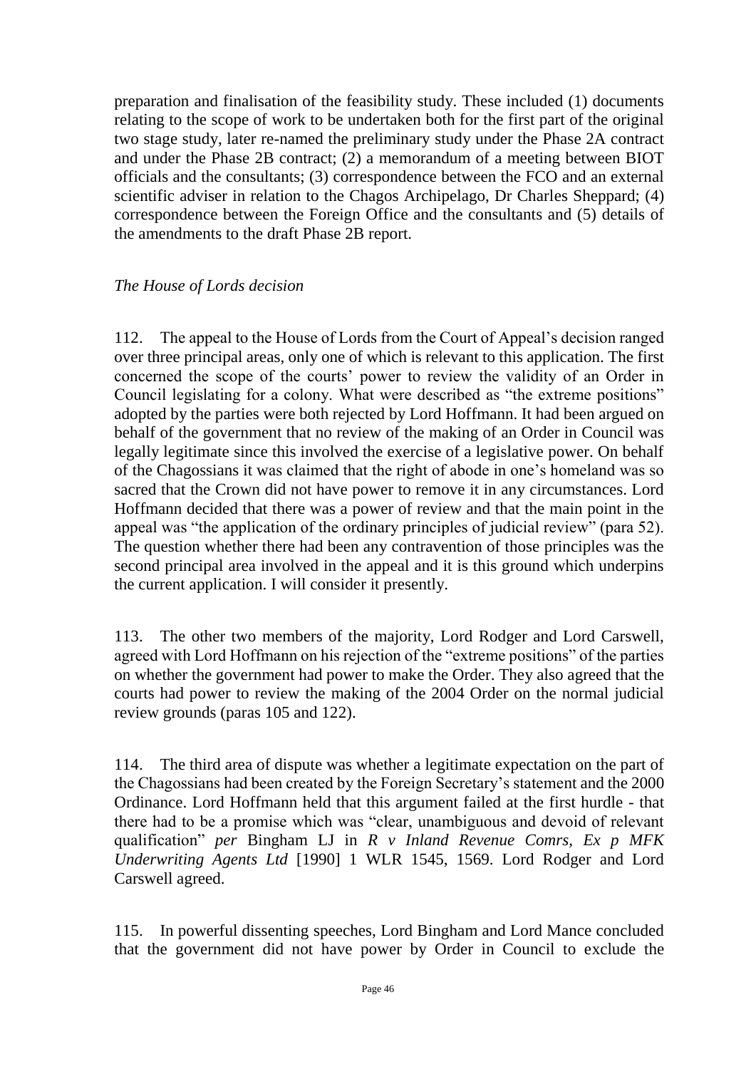preparation and finalisation of the feasibility study. These included (1) documents relating to the scope of work to be undertaken both for the first part of the original two stage study, later re-named the preliminary study under the Phase 2A contract and under the Phase 2B contract; (2) a memorandum of a meeting between BIOT officials and the consultants; (3) correspondence between the FCO and an external scientific adviser in relation to the Chagos Archipelago, Dr Charles Sheppard; (4) correspondence between the Foreign Office and the consultants and (5) details of the amendments to the draft Phase 2B report.

*The House of Lords decision*

112. The appeal to the House of Lords from the Court of Appeal's decision ranged over three principal areas, only one of which is relevant to this application. The first concerned the scope of the courts' power to review the validity of an Order in Council legislating for a colony. What were described as "the extreme positions" adopted by the parties were both rejected by Lord Hoffmann. It had been argued on behalf of the government that no review of the making of an Order in Council was legally legitimate since this involved the exercise of a legislative power. On behalf of the Chagossians it was claimed that the right of abode in one's homeland was so sacred that the Crown did not have power to remove it in any circumstances. Lord Hoffmann decided that there was a power of review and that the main point in the appeal was "the application of the ordinary principles of judicial review" (para 52). The question whether there had been any contravention of those principles was the second principal area involved in the appeal and it is this ground which underpins the current application. I will consider it presently.

113. The other two members of the majority, Lord Rodger and Lord Carswell, agreed with Lord Hoffmann on his rejection of the "extreme positions" of the parties on whether the government had power to make the Order. They also agreed that the courts had power to review the making of the 2004 Order on the normal judicial review grounds (paras 105 and 122).

114. The third area of dispute was whether a legitimate expectation on the part of the Chagossians had been created by the Foreign Secretary's statement and the 2000 Ordinance. Lord Hoffmann held that this argument failed at the first hurdle - that there had to be a promise which was "clear, unambiguous and devoid of relevant qualification" *per* Bingham LJ in *R v Inland Revenue Comrs, Ex p MFK Underwriting Agents Ltd* [1990] 1 WLR 1545, 1569. Lord Rodger and Lord Carswell agreed.

115. In powerful dissenting speeches, Lord Bingham and Lord Mance concluded that the government did not have power by Order in Council to exclude the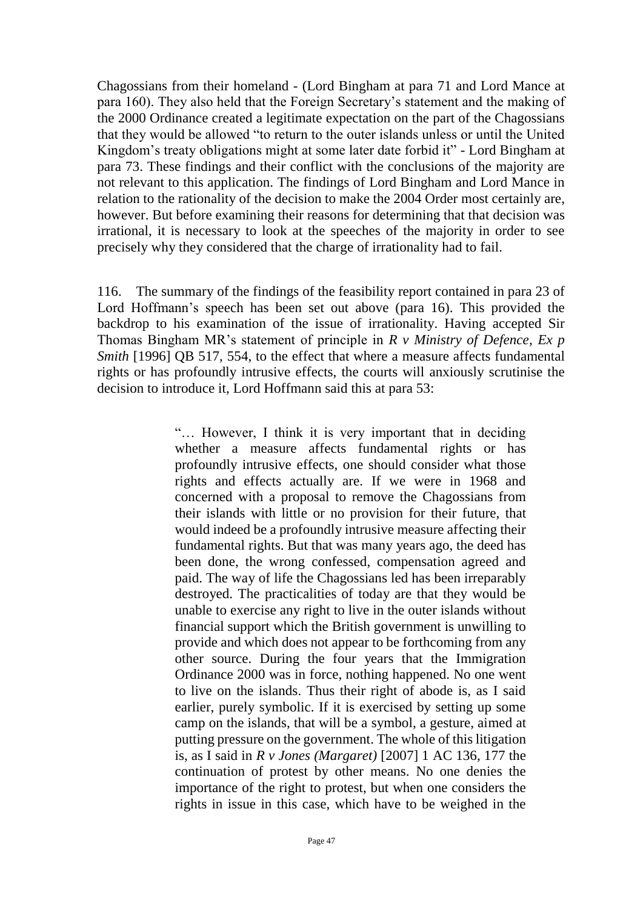Chagossians from their homeland - (Lord Bingham at para 71 and Lord Mance at para 160). They also held that the Foreign Secretary's statement and the making of the 2000 Ordinance created a legitimate expectation on the part of the Chagossians that they would be allowed "to return to the outer islands unless or until the United Kingdom's treaty obligations might at some later date forbid it" - Lord Bingham at para 73. These findings and their conflict with the conclusions of the majority are not relevant to this application. The findings of Lord Bingham and Lord Mance in relation to the rationality of the decision to make the 2004 Order most certainly are, however. But before examining their reasons for determining that that decision was irrational, it is necessary to look at the speeches of the majority in order to see precisely why they considered that the charge of irrationality had to fail.

116. The summary of the findings of the feasibility report contained in para 23 of Lord Hoffmann's speech has been set out above (para 16). This provided the backdrop to his examination of the issue of irrationality. Having accepted Sir Thomas Bingham MR's statement of principle in *R v Ministry of Defence, Ex p Smith* [1996] QB 517, 554, to the effect that where a measure affects fundamental rights or has profoundly intrusive effects, the courts will anxiously scrutinise the decision to introduce it, Lord Hoffmann said this at para 53:

> "… However, I think it is very important that in deciding whether a measure affects fundamental rights or has profoundly intrusive effects, one should consider what those rights and effects actually are. If we were in 1968 and concerned with a proposal to remove the Chagossians from their islands with little or no provision for their future, that would indeed be a profoundly intrusive measure affecting their fundamental rights. But that was many years ago, the deed has been done, the wrong confessed, compensation agreed and paid. The way of life the Chagossians led has been irreparably destroyed. The practicalities of today are that they would be unable to exercise any right to live in the outer islands without financial support which the British government is unwilling to provide and which does not appear to be forthcoming from any other source. During the four years that the Immigration Ordinance 2000 was in force, nothing happened. No one went to live on the islands. Thus their right of abode is, as I said earlier, purely symbolic. If it is exercised by setting up some camp on the islands, that will be a symbol, a gesture, aimed at putting pressure on the government. The whole of this litigation is, as I said in *R v Jones (Margaret)* [2007] 1 AC 136, 177 the continuation of protest by other means. No one denies the importance of the right to protest, but when one considers the rights in issue in this case, which have to be weighed in the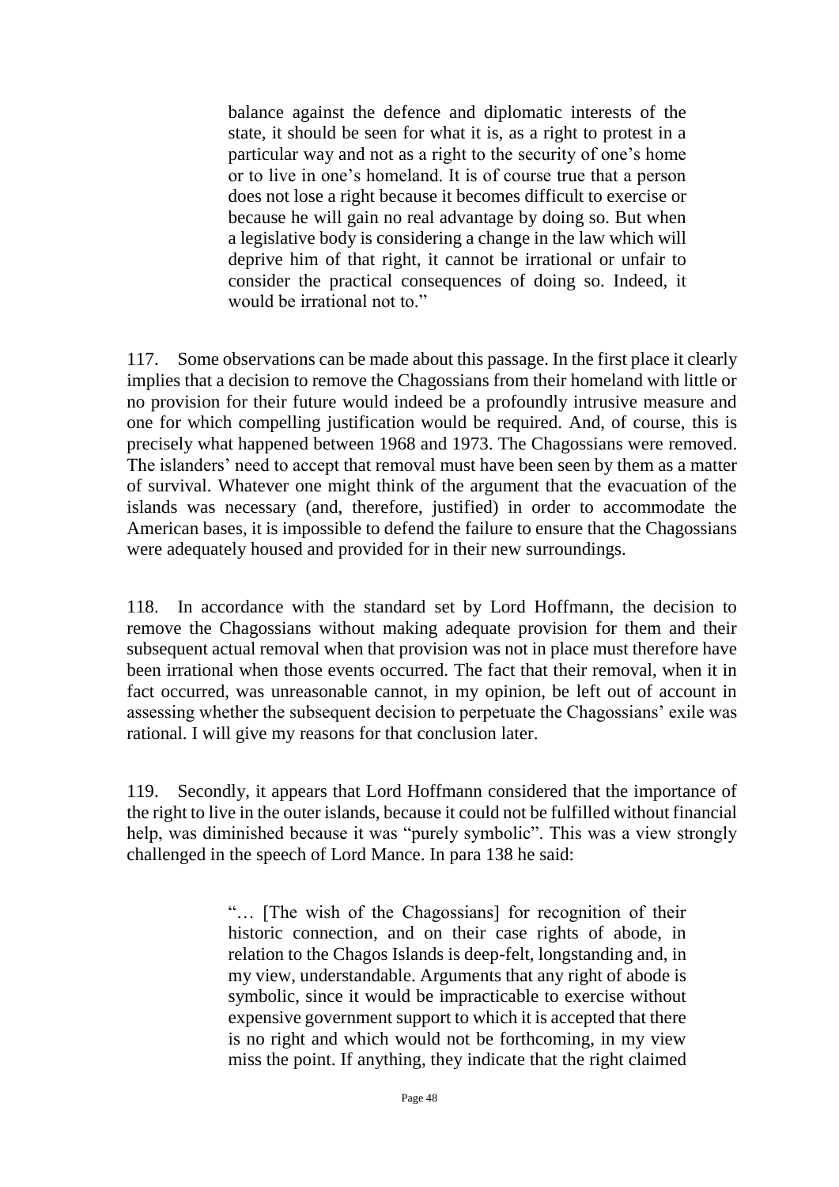> balance against the defence and diplomatic interests of the state, it should be seen for what it is, as a right to protest in a particular way and not as a right to the security of one's home or to live in one's homeland. It is of course true that a person does not lose a right because it becomes difficult to exercise or because he will gain no real advantage by doing so. But when a legislative body is considering a change in the law which will deprive him of that right, it cannot be irrational or unfair to consider the practical consequences of doing so. Indeed, it would be irrational not to."

117. Some observations can be made about this passage. In the first place it clearly implies that a decision to remove the Chagossians from their homeland with little or no provision for their future would indeed be a profoundly intrusive measure and one for which compelling justification would be required. And, of course, this is precisely what happened between 1968 and 1973. The Chagossians were removed. The islanders' need to accept that removal must have been seen by them as a matter of survival. Whatever one might think of the argument that the evacuation of the islands was necessary (and, therefore, justified) in order to accommodate the American bases, it is impossible to defend the failure to ensure that the Chagossians were adequately housed and provided for in their new surroundings.

118. In accordance with the standard set by Lord Hoffmann, the decision to remove the Chagossians without making adequate provision for them and their subsequent actual removal when that provision was not in place must therefore have been irrational when those events occurred. The fact that their removal, when it in fact occurred, was unreasonable cannot, in my opinion, be left out of account in assessing whether the subsequent decision to perpetuate the Chagossians' exile was rational. I will give my reasons for that conclusion later.

119. Secondly, it appears that Lord Hoffmann considered that the importance of the right to live in the outer islands, because it could not be fulfilled without financial help, was diminished because it was "purely symbolic". This was a view strongly challenged in the speech of Lord Mance. In para 138 he said:

> "… [The wish of the Chagossians] for recognition of their historic connection, and on their case rights of abode, in relation to the Chagos Islands is deep-felt, longstanding and, in my view, understandable. Arguments that any right of abode is symbolic, since it would be impracticable to exercise without expensive government support to which it is accepted that there is no right and which would not be forthcoming, in my view miss the point. If anything, they indicate that the right claimed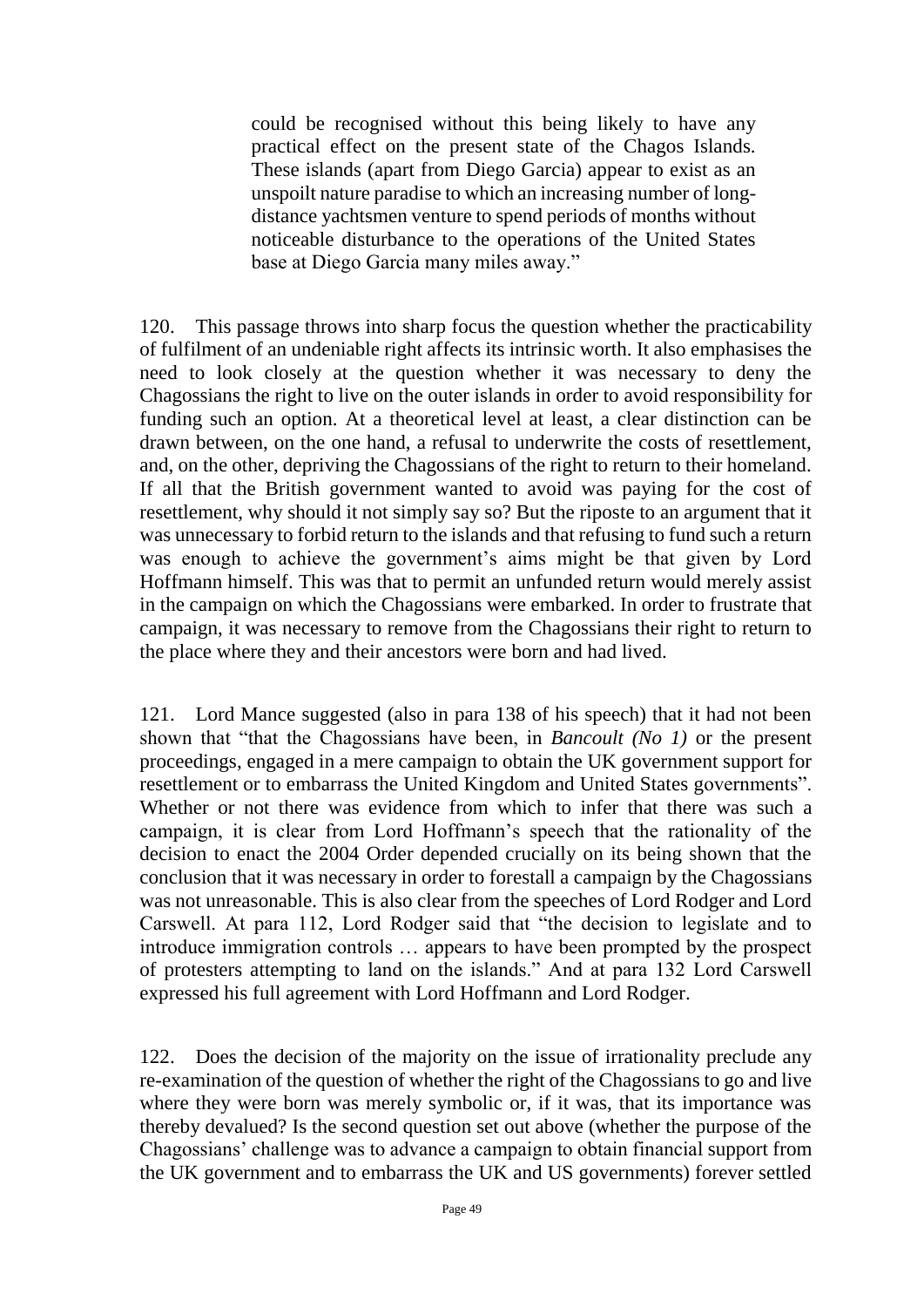> could be recognised without this being likely to have any practical effect on the present state of the Chagos Islands. These islands (apart from Diego Garcia) appear to exist as an unspoilt nature paradise to which an increasing number of long-distance yachtsmen venture to spend periods of months without noticeable disturbance to the operations of the United States base at Diego Garcia many miles away."

120. This passage throws into sharp focus the question whether the practicability of fulfilment of an undeniable right affects its intrinsic worth. It also emphasises the need to look closely at the question whether it was necessary to deny the Chagossians the right to live on the outer islands in order to avoid responsibility for funding such an option. At a theoretical level at least, a clear distinction can be drawn between, on the one hand, a refusal to underwrite the costs of resettlement, and, on the other, depriving the Chagossians of the right to return to their homeland. If all that the British government wanted to avoid was paying for the cost of resettlement, why should it not simply say so? But the riposte to an argument that it was unnecessary to forbid return to the islands and that refusing to fund such a return was enough to achieve the government's aims might be that given by Lord Hoffmann himself. This was that to permit an unfunded return would merely assist in the campaign on which the Chagossians were embarked. In order to frustrate that campaign, it was necessary to remove from the Chagossians their right to return to the place where they and their ancestors were born and had lived.

121. Lord Mance suggested (also in para 138 of his speech) that it had not been shown that "that the Chagossians have been, in *Bancoult (No 1)* or the present proceedings, engaged in a mere campaign to obtain the UK government support for resettlement or to embarrass the United Kingdom and United States governments". Whether or not there was evidence from which to infer that there was such a campaign, it is clear from Lord Hoffmann's speech that the rationality of the decision to enact the 2004 Order depended crucially on its being shown that the conclusion that it was necessary in order to forestall a campaign by the Chagossians was not unreasonable. This is also clear from the speeches of Lord Rodger and Lord Carswell. At para 112, Lord Rodger said that "the decision to legislate and to introduce immigration controls … appears to have been prompted by the prospect of protesters attempting to land on the islands." And at para 132 Lord Carswell expressed his full agreement with Lord Hoffmann and Lord Rodger.

122. Does the decision of the majority on the issue of irrationality preclude any re-examination of the question of whether the right of the Chagossians to go and live where they were born was merely symbolic or, if it was, that its importance was thereby devalued? Is the second question set out above (whether the purpose of the Chagossians' challenge was to advance a campaign to obtain financial support from the UK government and to embarrass the UK and US governments) forever settled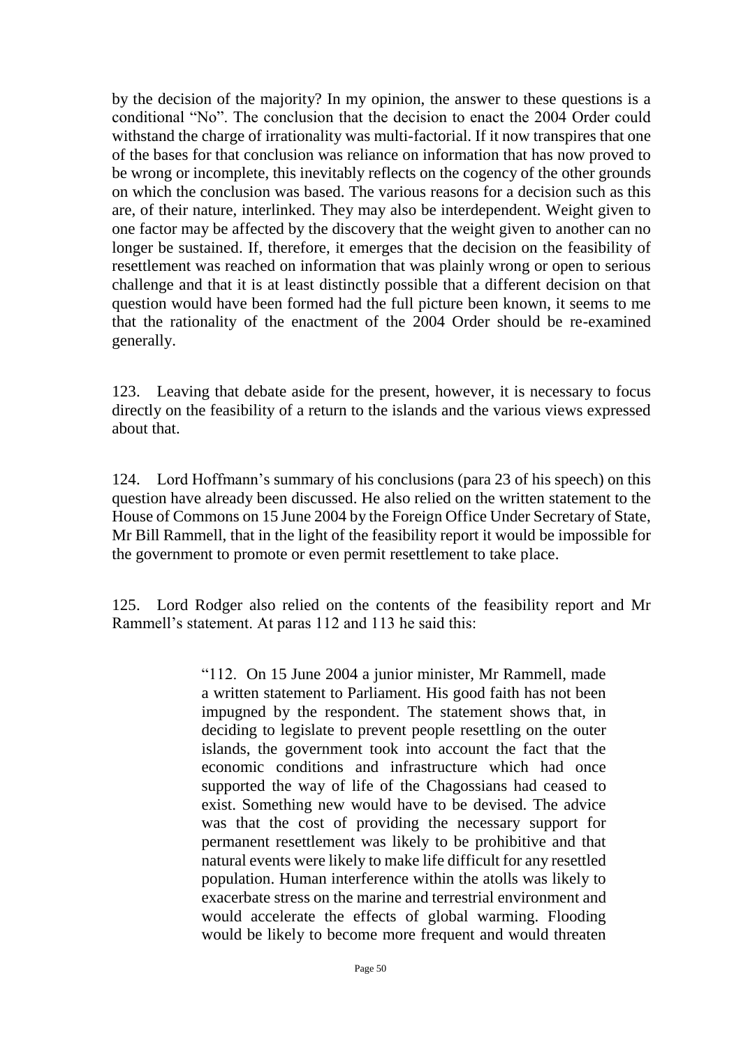by the decision of the majority? In my opinion, the answer to these questions is a conditional "No". The conclusion that the decision to enact the 2004 Order could withstand the charge of irrationality was multi-factorial. If it now transpires that one of the bases for that conclusion was reliance on information that has now proved to be wrong or incomplete, this inevitably reflects on the cogency of the other grounds on which the conclusion was based. The various reasons for a decision such as this are, of their nature, interlinked. They may also be interdependent. Weight given to one factor may be affected by the discovery that the weight given to another can no longer be sustained. If, therefore, it emerges that the decision on the feasibility of resettlement was reached on information that was plainly wrong or open to serious challenge and that it is at least distinctly possible that a different decision on that question would have been formed had the full picture been known, it seems to me that the rationality of the enactment of the 2004 Order should be re-examined generally.

123. Leaving that debate aside for the present, however, it is necessary to focus directly on the feasibility of a return to the islands and the various views expressed about that.

124. Lord Hoffmann's summary of his conclusions (para 23 of his speech) on this question have already been discussed. He also relied on the written statement to the House of Commons on 15 June 2004 by the Foreign Office Under Secretary of State, Mr Bill Rammell, that in the light of the feasibility report it would be impossible for the government to promote or even permit resettlement to take place.

125. Lord Rodger also relied on the contents of the feasibility report and Mr Rammell's statement. At paras 112 and 113 he said this:

> "112. On 15 June 2004 a junior minister, Mr Rammell, made a written statement to Parliament. His good faith has not been impugned by the respondent. The statement shows that, in deciding to legislate to prevent people resettling on the outer islands, the government took into account the fact that the economic conditions and infrastructure which had once supported the way of life of the Chagossians had ceased to exist. Something new would have to be devised. The advice was that the cost of providing the necessary support for permanent resettlement was likely to be prohibitive and that natural events were likely to make life difficult for any resettled population. Human interference within the atolls was likely to exacerbate stress on the marine and terrestrial environment and would accelerate the effects of global warming. Flooding would be likely to become more frequent and would threaten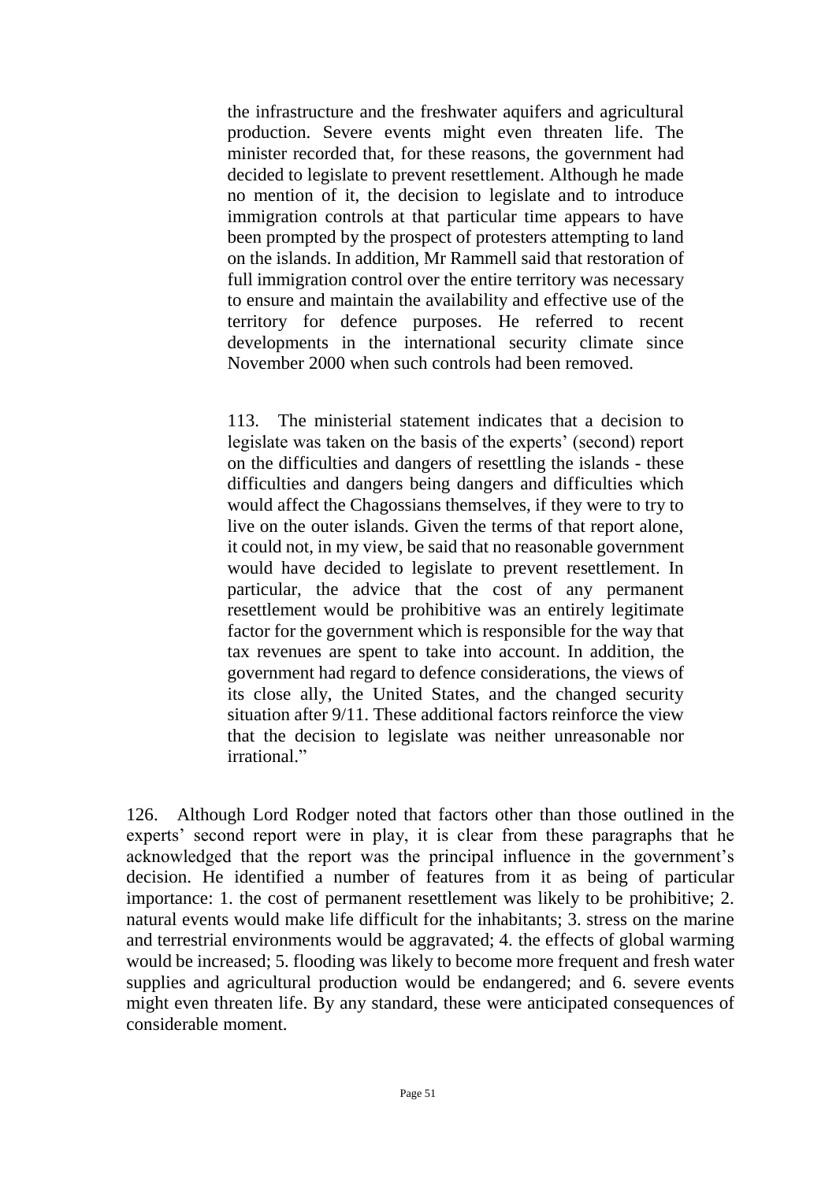> the infrastructure and the freshwater aquifers and agricultural production. Severe events might even threaten life. The minister recorded that, for these reasons, the government had decided to legislate to prevent resettlement. Although he made no mention of it, the decision to legislate and to introduce immigration controls at that particular time appears to have been prompted by the prospect of protesters attempting to land on the islands. In addition, Mr Rammell said that restoration of full immigration control over the entire territory was necessary to ensure and maintain the availability and effective use of the territory for defence purposes. He referred to recent developments in the international security climate since November 2000 when such controls had been removed.
>
> 113. The ministerial statement indicates that a decision to legislate was taken on the basis of the experts' (second) report on the difficulties and dangers of resettling the islands - these difficulties and dangers being dangers and difficulties which would affect the Chagossians themselves, if they were to try to live on the outer islands. Given the terms of that report alone, it could not, in my view, be said that no reasonable government would have decided to legislate to prevent resettlement. In particular, the advice that the cost of any permanent resettlement would be prohibitive was an entirely legitimate factor for the government which is responsible for the way that tax revenues are spent to take into account. In addition, the government had regard to defence considerations, the views of its close ally, the United States, and the changed security situation after 9/11. These additional factors reinforce the view that the decision to legislate was neither unreasonable nor irrational."

126. Although Lord Rodger noted that factors other than those outlined in the experts' second report were in play, it is clear from these paragraphs that he acknowledged that the report was the principal influence in the government's decision. He identified a number of features from it as being of particular importance: 1. the cost of permanent resettlement was likely to be prohibitive; 2. natural events would make life difficult for the inhabitants; 3. stress on the marine and terrestrial environments would be aggravated; 4. the effects of global warming would be increased; 5. flooding was likely to become more frequent and fresh water supplies and agricultural production would be endangered; and 6. severe events might even threaten life. By any standard, these were anticipated consequences of considerable moment.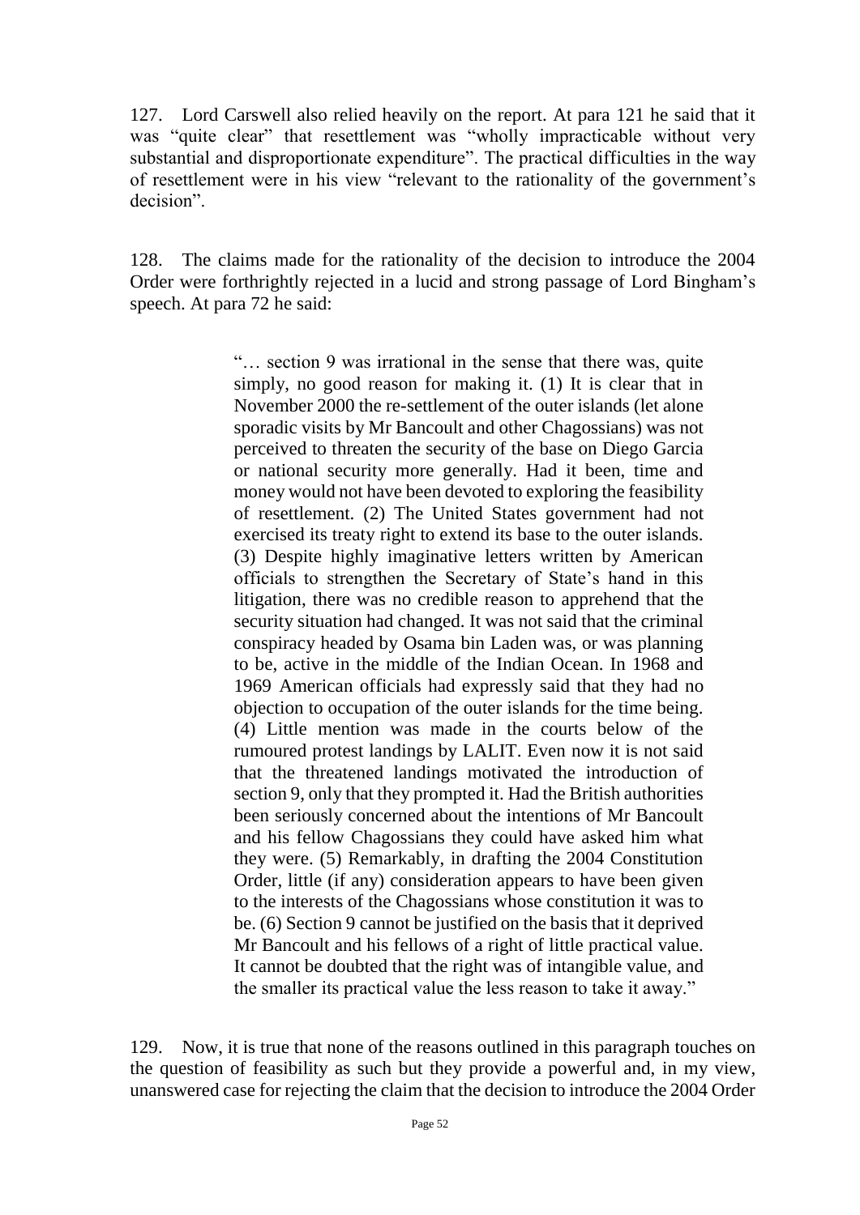127. Lord Carswell also relied heavily on the report. At para 121 he said that it was "quite clear" that resettlement was "wholly impracticable without very substantial and disproportionate expenditure". The practical difficulties in the way of resettlement were in his view "relevant to the rationality of the government's decision".

128. The claims made for the rationality of the decision to introduce the 2004 Order were forthrightly rejected in a lucid and strong passage of Lord Bingham's speech. At para 72 he said:

> "… section 9 was irrational in the sense that there was, quite simply, no good reason for making it. (1) It is clear that in November 2000 the re-settlement of the outer islands (let alone sporadic visits by Mr Bancoult and other Chagossians) was not perceived to threaten the security of the base on Diego Garcia or national security more generally. Had it been, time and money would not have been devoted to exploring the feasibility of resettlement. (2) The United States government had not exercised its treaty right to extend its base to the outer islands. (3) Despite highly imaginative letters written by American officials to strengthen the Secretary of State's hand in this litigation, there was no credible reason to apprehend that the security situation had changed. It was not said that the criminal conspiracy headed by Osama bin Laden was, or was planning to be, active in the middle of the Indian Ocean. In 1968 and 1969 American officials had expressly said that they had no objection to occupation of the outer islands for the time being. (4) Little mention was made in the courts below of the rumoured protest landings by LALIT. Even now it is not said that the threatened landings motivated the introduction of section 9, only that they prompted it. Had the British authorities been seriously concerned about the intentions of Mr Bancoult and his fellow Chagossians they could have asked him what they were. (5) Remarkably, in drafting the 2004 Constitution Order, little (if any) consideration appears to have been given to the interests of the Chagossians whose constitution it was to be. (6) Section 9 cannot be justified on the basis that it deprived Mr Bancoult and his fellows of a right of little practical value. It cannot be doubted that the right was of intangible value, and the smaller its practical value the less reason to take it away."

129. Now, it is true that none of the reasons outlined in this paragraph touches on the question of feasibility as such but they provide a powerful and, in my view, unanswered case for rejecting the claim that the decision to introduce the 2004 Order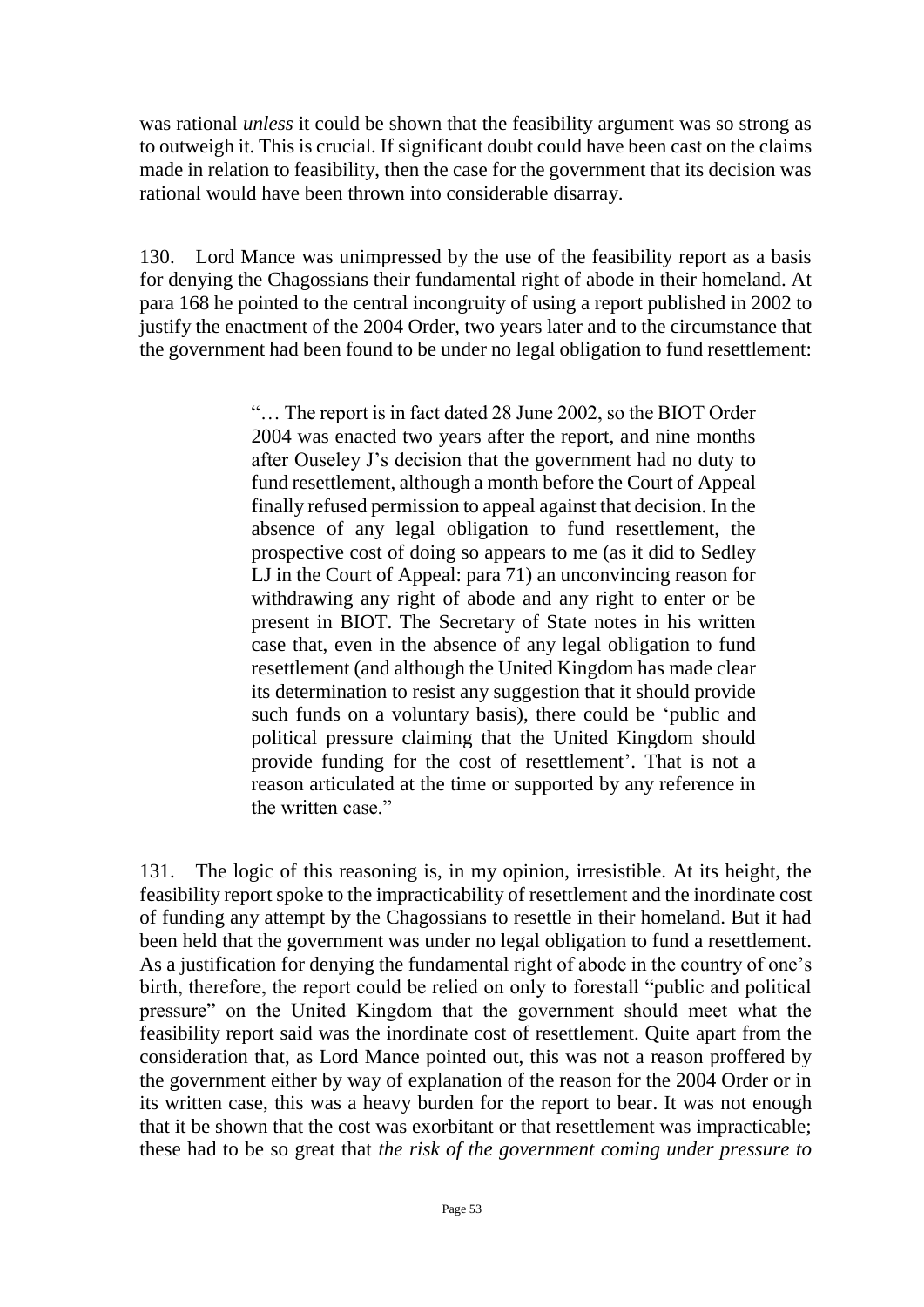was rational *unless* it could be shown that the feasibility argument was so strong as to outweigh it. This is crucial. If significant doubt could have been cast on the claims made in relation to feasibility, then the case for the government that its decision was rational would have been thrown into considerable disarray.

130. Lord Mance was unimpressed by the use of the feasibility report as a basis for denying the Chagossians their fundamental right of abode in their homeland. At para 168 he pointed to the central incongruity of using a report published in 2002 to justify the enactment of the 2004 Order, two years later and to the circumstance that the government had been found to be under no legal obligation to fund resettlement:

> "… The report is in fact dated 28 June 2002, so the BIOT Order 2004 was enacted two years after the report, and nine months after Ouseley J's decision that the government had no duty to fund resettlement, although a month before the Court of Appeal finally refused permission to appeal against that decision. In the absence of any legal obligation to fund resettlement, the prospective cost of doing so appears to me (as it did to Sedley LJ in the Court of Appeal: para 71) an unconvincing reason for withdrawing any right of abode and any right to enter or be present in BIOT. The Secretary of State notes in his written case that, even in the absence of any legal obligation to fund resettlement (and although the United Kingdom has made clear its determination to resist any suggestion that it should provide such funds on a voluntary basis), there could be 'public and political pressure claiming that the United Kingdom should provide funding for the cost of resettlement'. That is not a reason articulated at the time or supported by any reference in the written case."

131. The logic of this reasoning is, in my opinion, irresistible. At its height, the feasibility report spoke to the impracticability of resettlement and the inordinate cost of funding any attempt by the Chagossians to resettle in their homeland. But it had been held that the government was under no legal obligation to fund a resettlement. As a justification for denying the fundamental right of abode in the country of one's birth, therefore, the report could be relied on only to forestall "public and political pressure" on the United Kingdom that the government should meet what the feasibility report said was the inordinate cost of resettlement. Quite apart from the consideration that, as Lord Mance pointed out, this was not a reason proffered by the government either by way of explanation of the reason for the 2004 Order or in its written case, this was a heavy burden for the report to bear. It was not enough that it be shown that the cost was exorbitant or that resettlement was impracticable; these had to be so great that *the risk of the government coming under pressure to*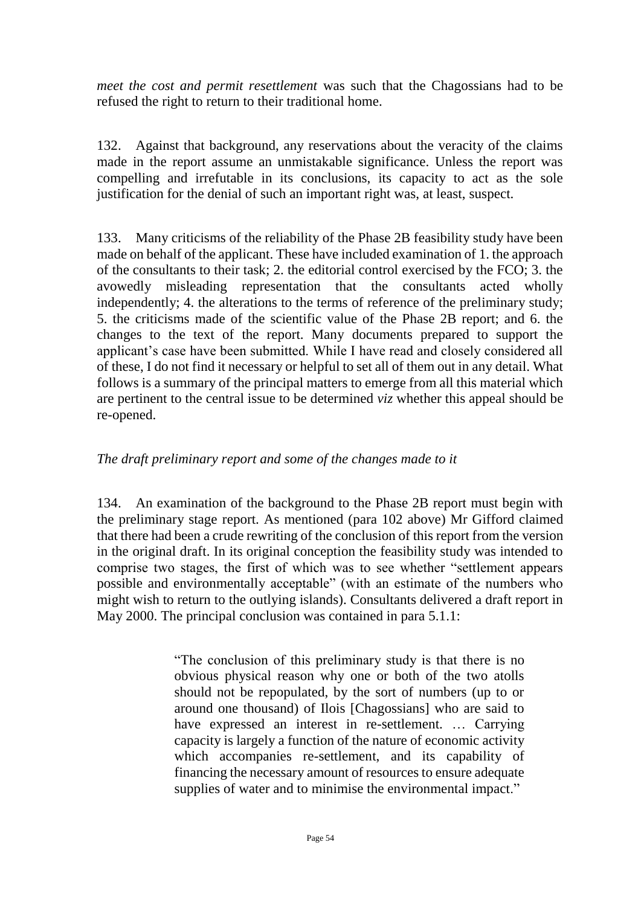*meet the cost and permit resettlement* was such that the Chagossians had to be refused the right to return to their traditional home.

132. Against that background, any reservations about the veracity of the claims made in the report assume an unmistakable significance. Unless the report was compelling and irrefutable in its conclusions, its capacity to act as the sole justification for the denial of such an important right was, at least, suspect.

133. Many criticisms of the reliability of the Phase 2B feasibility study have been made on behalf of the applicant. These have included examination of 1. the approach of the consultants to their task; 2. the editorial control exercised by the FCO; 3. the avowedly misleading representation that the consultants acted wholly independently; 4. the alterations to the terms of reference of the preliminary study; 5. the criticisms made of the scientific value of the Phase 2B report; and 6. the changes to the text of the report. Many documents prepared to support the applicant's case have been submitted. While I have read and closely considered all of these, I do not find it necessary or helpful to set all of them out in any detail. What follows is a summary of the principal matters to emerge from all this material which are pertinent to the central issue to be determined *viz* whether this appeal should be re-opened.

*The draft preliminary report and some of the changes made to it*

134. An examination of the background to the Phase 2B report must begin with the preliminary stage report. As mentioned (para 102 above) Mr Gifford claimed that there had been a crude rewriting of the conclusion of this report from the version in the original draft. In its original conception the feasibility study was intended to comprise two stages, the first of which was to see whether "settlement appears possible and environmentally acceptable" (with an estimate of the numbers who might wish to return to the outlying islands). Consultants delivered a draft report in May 2000. The principal conclusion was contained in para 5.1.1:

> "The conclusion of this preliminary study is that there is no obvious physical reason why one or both of the two atolls should not be repopulated, by the sort of numbers (up to or around one thousand) of Ilois [Chagossians] who are said to have expressed an interest in re-settlement. … Carrying capacity is largely a function of the nature of economic activity which accompanies re-settlement, and its capability of financing the necessary amount of resources to ensure adequate supplies of water and to minimise the environmental impact."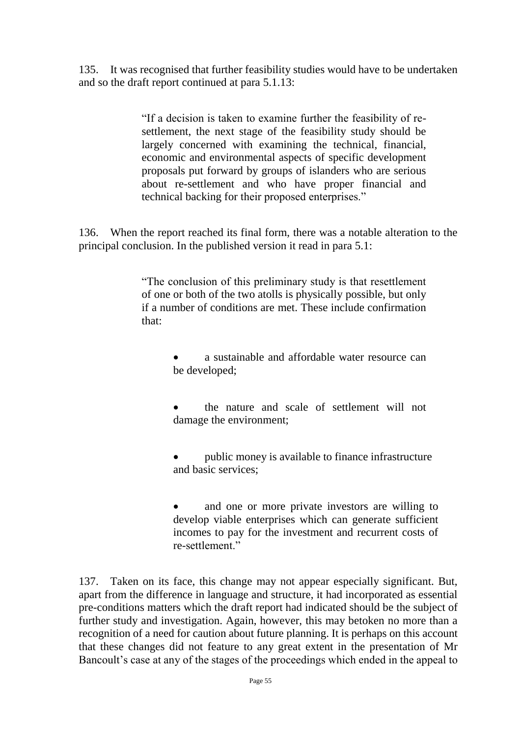135. It was recognised that further feasibility studies would have to be undertaken and so the draft report continued at para 5.1.13:

> "If a decision is taken to examine further the feasibility of re-settlement, the next stage of the feasibility study should be largely concerned with examining the technical, financial, economic and environmental aspects of specific development proposals put forward by groups of islanders who are serious about re-settlement and who have proper financial and technical backing for their proposed enterprises."

136. When the report reached its final form, there was a notable alteration to the principal conclusion. In the published version it read in para 5.1:

> "The conclusion of this preliminary study is that resettlement of one or both of the two atolls is physically possible, but only if a number of conditions are met. These include confirmation that:
>
> - a sustainable and affordable water resource can be developed;
>
> - the nature and scale of settlement will not damage the environment;
>
> - public money is available to finance infrastructure and basic services;
>
> - and one or more private investors are willing to develop viable enterprises which can generate sufficient incomes to pay for the investment and recurrent costs of re-settlement."

137. Taken on its face, this change may not appear especially significant. But, apart from the difference in language and structure, it had incorporated as essential pre-conditions matters which the draft report had indicated should be the subject of further study and investigation. Again, however, this may betoken no more than a recognition of a need for caution about future planning. It is perhaps on this account that these changes did not feature to any great extent in the presentation of Mr Bancoult's case at any of the stages of the proceedings which ended in the appeal to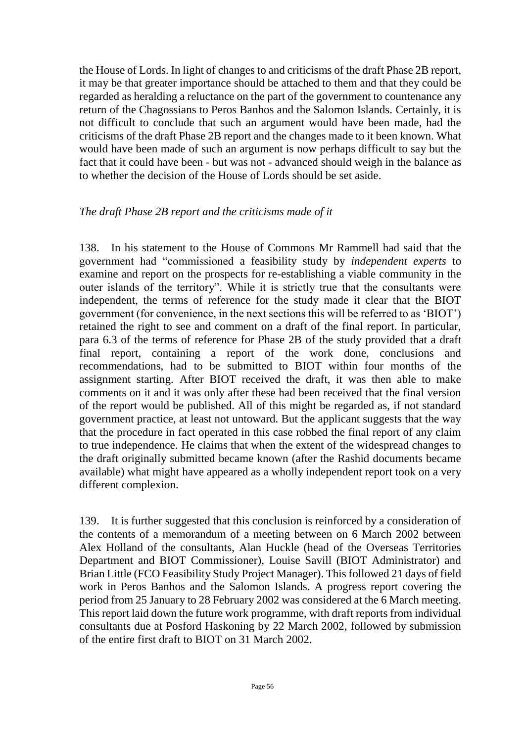the House of Lords. In light of changes to and criticisms of the draft Phase 2B report, it may be that greater importance should be attached to them and that they could be regarded as heralding a reluctance on the part of the government to countenance any return of the Chagossians to Peros Banhos and the Salomon Islands. Certainly, it is not difficult to conclude that such an argument would have been made, had the criticisms of the draft Phase 2B report and the changes made to it been known. What would have been made of such an argument is now perhaps difficult to say but the fact that it could have been - but was not - advanced should weigh in the balance as to whether the decision of the House of Lords should be set aside.

*The draft Phase 2B report and the criticisms made of it*

138. In his statement to the House of Commons Mr Rammell had said that the government had "commissioned a feasibility study by *independent experts* to examine and report on the prospects for re-establishing a viable community in the outer islands of the territory". While it is strictly true that the consultants were independent, the terms of reference for the study made it clear that the BIOT government (for convenience, in the next sections this will be referred to as 'BIOT') retained the right to see and comment on a draft of the final report. In particular, para 6.3 of the terms of reference for Phase 2B of the study provided that a draft final report, containing a report of the work done, conclusions and recommendations, had to be submitted to BIOT within four months of the assignment starting. After BIOT received the draft, it was then able to make comments on it and it was only after these had been received that the final version of the report would be published. All of this might be regarded as, if not standard government practice, at least not untoward. But the applicant suggests that the way that the procedure in fact operated in this case robbed the final report of any claim to true independence. He claims that when the extent of the widespread changes to the draft originally submitted became known (after the Rashid documents became available) what might have appeared as a wholly independent report took on a very different complexion.

139. It is further suggested that this conclusion is reinforced by a consideration of the contents of a memorandum of a meeting between on 6 March 2002 between Alex Holland of the consultants, Alan Huckle (head of the Overseas Territories Department and BIOT Commissioner), Louise Savill (BIOT Administrator) and Brian Little (FCO Feasibility Study Project Manager). This followed 21 days of field work in Peros Banhos and the Salomon Islands. A progress report covering the period from 25 January to 28 February 2002 was considered at the 6 March meeting. This report laid down the future work programme, with draft reports from individual consultants due at Posford Haskoning by 22 March 2002, followed by submission of the entire first draft to BIOT on 31 March 2002.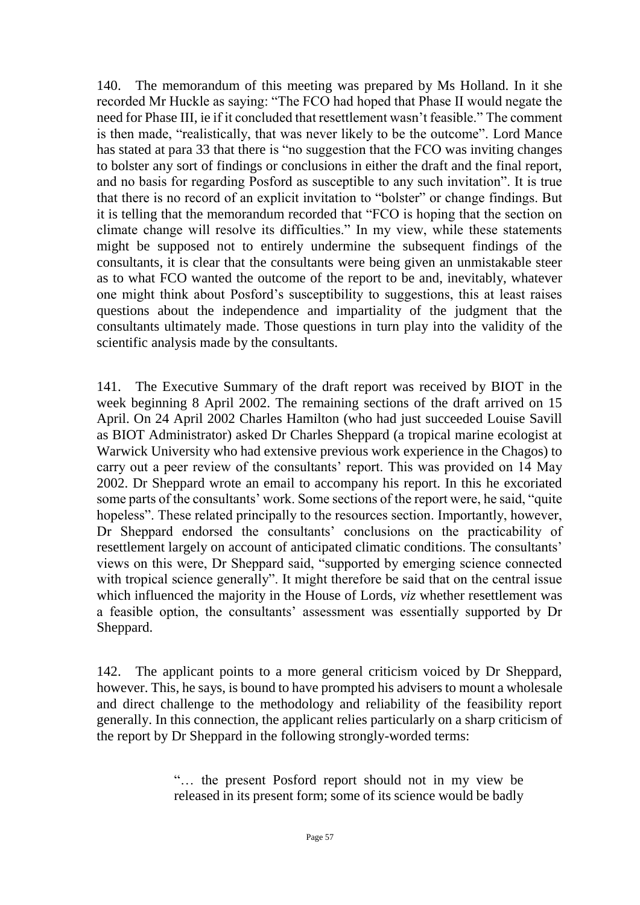140. The memorandum of this meeting was prepared by Ms Holland. In it she recorded Mr Huckle as saying: "The FCO had hoped that Phase II would negate the need for Phase III, ie if it concluded that resettlement wasn't feasible." The comment is then made, "realistically, that was never likely to be the outcome". Lord Mance has stated at para 33 that there is "no suggestion that the FCO was inviting changes to bolster any sort of findings or conclusions in either the draft and the final report, and no basis for regarding Posford as susceptible to any such invitation". It is true that there is no record of an explicit invitation to "bolster" or change findings. But it is telling that the memorandum recorded that "FCO is hoping that the section on climate change will resolve its difficulties." In my view, while these statements might be supposed not to entirely undermine the subsequent findings of the consultants, it is clear that the consultants were being given an unmistakable steer as to what FCO wanted the outcome of the report to be and, inevitably, whatever one might think about Posford's susceptibility to suggestions, this at least raises questions about the independence and impartiality of the judgment that the consultants ultimately made. Those questions in turn play into the validity of the scientific analysis made by the consultants.

141. The Executive Summary of the draft report was received by BIOT in the week beginning 8 April 2002. The remaining sections of the draft arrived on 15 April. On 24 April 2002 Charles Hamilton (who had just succeeded Louise Savill as BIOT Administrator) asked Dr Charles Sheppard (a tropical marine ecologist at Warwick University who had extensive previous work experience in the Chagos) to carry out a peer review of the consultants' report. This was provided on 14 May 2002. Dr Sheppard wrote an email to accompany his report. In this he excoriated some parts of the consultants' work. Some sections of the report were, he said, "quite hopeless". These related principally to the resources section. Importantly, however, Dr Sheppard endorsed the consultants' conclusions on the practicability of resettlement largely on account of anticipated climatic conditions. The consultants' views on this were, Dr Sheppard said, "supported by emerging science connected with tropical science generally". It might therefore be said that on the central issue which influenced the majority in the House of Lords, *viz* whether resettlement was a feasible option, the consultants' assessment was essentially supported by Dr Sheppard.

142. The applicant points to a more general criticism voiced by Dr Sheppard, however. This, he says, is bound to have prompted his advisers to mount a wholesale and direct challenge to the methodology and reliability of the feasibility report generally. In this connection, the applicant relies particularly on a sharp criticism of the report by Dr Sheppard in the following strongly-worded terms:

> "… the present Posford report should not in my view be released in its present form; some of its science would be badly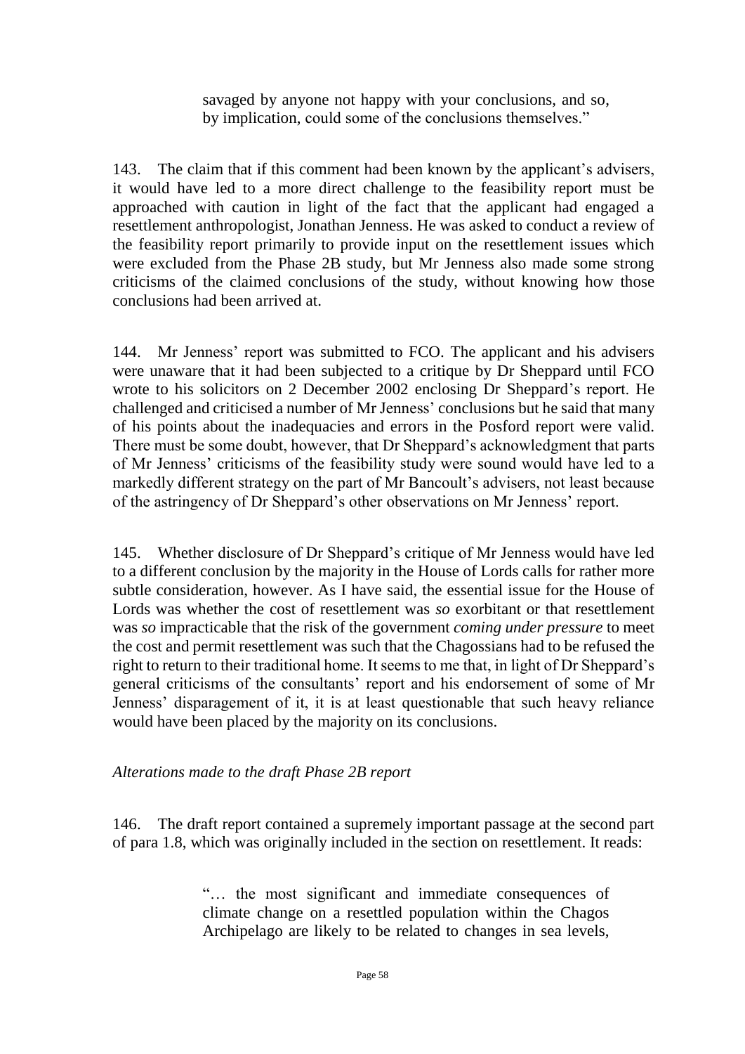> savaged by anyone not happy with your conclusions, and so, by implication, could some of the conclusions themselves."

143. The claim that if this comment had been known by the applicant's advisers, it would have led to a more direct challenge to the feasibility report must be approached with caution in light of the fact that the applicant had engaged a resettlement anthropologist, Jonathan Jenness. He was asked to conduct a review of the feasibility report primarily to provide input on the resettlement issues which were excluded from the Phase 2B study, but Mr Jenness also made some strong criticisms of the claimed conclusions of the study, without knowing how those conclusions had been arrived at.

144. Mr Jenness' report was submitted to FCO. The applicant and his advisers were unaware that it had been subjected to a critique by Dr Sheppard until FCO wrote to his solicitors on 2 December 2002 enclosing Dr Sheppard's report. He challenged and criticised a number of Mr Jenness' conclusions but he said that many of his points about the inadequacies and errors in the Posford report were valid. There must be some doubt, however, that Dr Sheppard's acknowledgment that parts of Mr Jenness' criticisms of the feasibility study were sound would have led to a markedly different strategy on the part of Mr Bancoult's advisers, not least because of the astringency of Dr Sheppard's other observations on Mr Jenness' report.

145. Whether disclosure of Dr Sheppard's critique of Mr Jenness would have led to a different conclusion by the majority in the House of Lords calls for rather more subtle consideration, however. As I have said, the essential issue for the House of Lords was whether the cost of resettlement was *so* exorbitant or that resettlement was *so* impracticable that the risk of the government *coming under pressure* to meet the cost and permit resettlement was such that the Chagossians had to be refused the right to return to their traditional home. It seems to me that, in light of Dr Sheppard's general criticisms of the consultants' report and his endorsement of some of Mr Jenness' disparagement of it, it is at least questionable that such heavy reliance would have been placed by the majority on its conclusions.

*Alterations made to the draft Phase 2B report*

146. The draft report contained a supremely important passage at the second part of para 1.8, which was originally included in the section on resettlement. It reads:

> "… the most significant and immediate consequences of climate change on a resettled population within the Chagos Archipelago are likely to be related to changes in sea levels,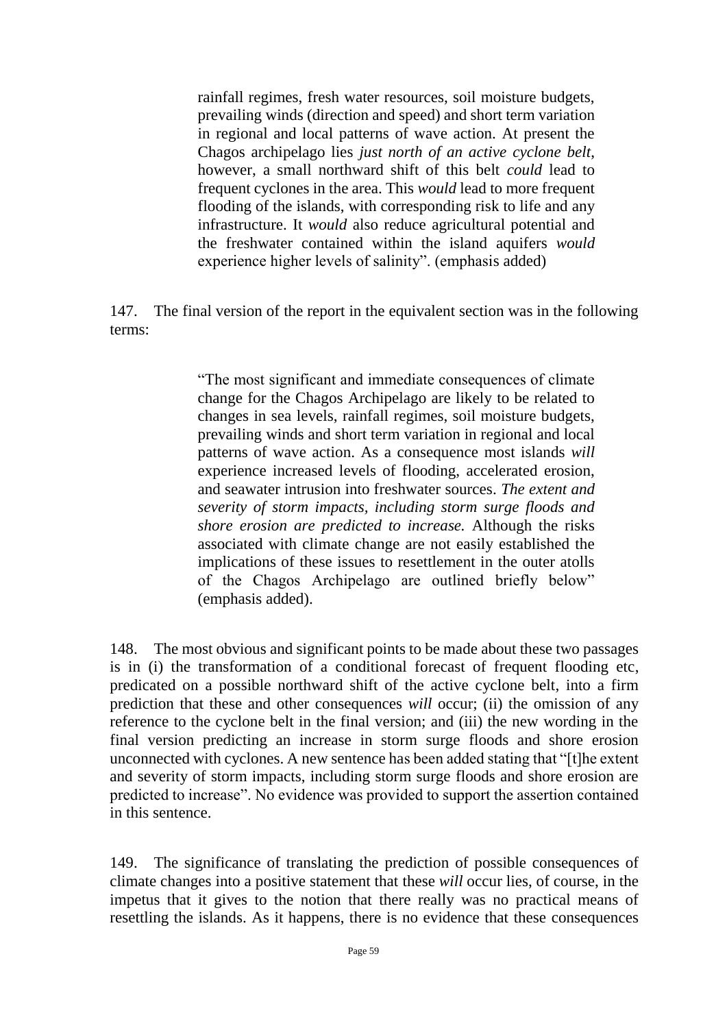> rainfall regimes, fresh water resources, soil moisture budgets, prevailing winds (direction and speed) and short term variation in regional and local patterns of wave action. At present the Chagos archipelago lies *just north of an active cyclone belt*, however, a small northward shift of this belt *could* lead to frequent cyclones in the area. This *would* lead to more frequent flooding of the islands, with corresponding risk to life and any infrastructure. It *would* also reduce agricultural potential and the freshwater contained within the island aquifers *would* experience higher levels of salinity". (emphasis added)

147. The final version of the report in the equivalent section was in the following terms:

> "The most significant and immediate consequences of climate change for the Chagos Archipelago are likely to be related to changes in sea levels, rainfall regimes, soil moisture budgets, prevailing winds and short term variation in regional and local patterns of wave action. As a consequence most islands *will* experience increased levels of flooding, accelerated erosion, and seawater intrusion into freshwater sources. *The extent and severity of storm impacts, including storm surge floods and shore erosion are predicted to increase.* Although the risks associated with climate change are not easily established the implications of these issues to resettlement in the outer atolls of the Chagos Archipelago are outlined briefly below" (emphasis added).

148. The most obvious and significant points to be made about these two passages is in (i) the transformation of a conditional forecast of frequent flooding etc, predicated on a possible northward shift of the active cyclone belt, into a firm prediction that these and other consequences *will* occur; (ii) the omission of any reference to the cyclone belt in the final version; and (iii) the new wording in the final version predicting an increase in storm surge floods and shore erosion unconnected with cyclones. A new sentence has been added stating that "[t]he extent and severity of storm impacts, including storm surge floods and shore erosion are predicted to increase". No evidence was provided to support the assertion contained in this sentence.

149. The significance of translating the prediction of possible consequences of climate changes into a positive statement that these *will* occur lies, of course, in the impetus that it gives to the notion that there really was no practical means of resettling the islands. As it happens, there is no evidence that these consequences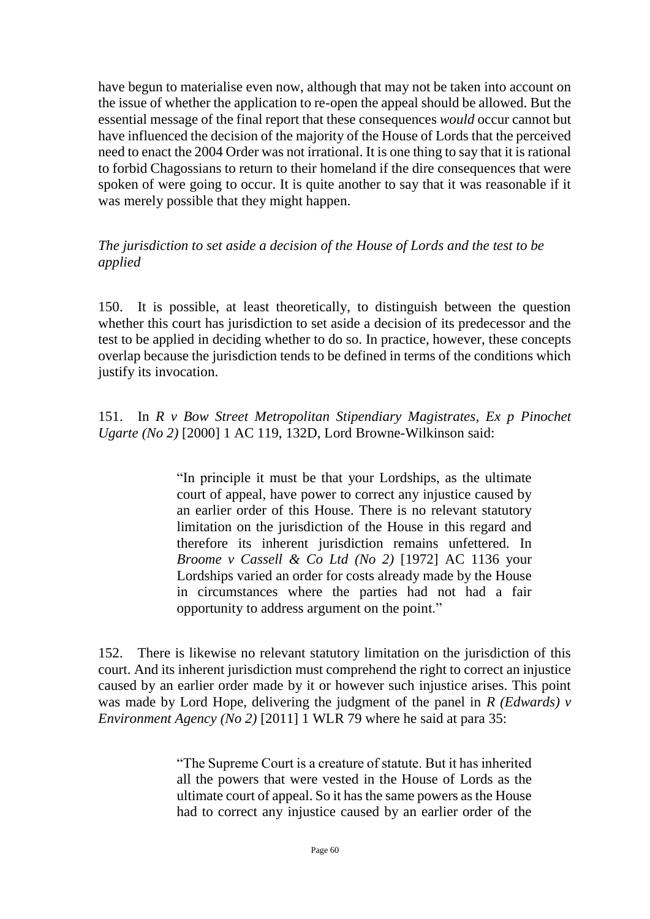have begun to materialise even now, although that may not be taken into account on the issue of whether the application to re-open the appeal should be allowed. But the essential message of the final report that these consequences *would* occur cannot but have influenced the decision of the majority of the House of Lords that the perceived need to enact the 2004 Order was not irrational. It is one thing to say that it is rational to forbid Chagossians to return to their homeland if the dire consequences that were spoken of were going to occur. It is quite another to say that it was reasonable if it was merely possible that they might happen.

*The jurisdiction to set aside a decision of the House of Lords and the test to be applied*

150. It is possible, at least theoretically, to distinguish between the question whether this court has jurisdiction to set aside a decision of its predecessor and the test to be applied in deciding whether to do so. In practice, however, these concepts overlap because the jurisdiction tends to be defined in terms of the conditions which justify its invocation.

151. In *R v Bow Street Metropolitan Stipendiary Magistrates, Ex p Pinochet Ugarte (No 2)* [2000] 1 AC 119, 132D, Lord Browne-Wilkinson said:

> "In principle it must be that your Lordships, as the ultimate court of appeal, have power to correct any injustice caused by an earlier order of this House. There is no relevant statutory limitation on the jurisdiction of the House in this regard and therefore its inherent jurisdiction remains unfettered. In *Broome v Cassell & Co Ltd (No 2)* [1972] AC 1136 your Lordships varied an order for costs already made by the House in circumstances where the parties had not had a fair opportunity to address argument on the point."

152. There is likewise no relevant statutory limitation on the jurisdiction of this court. And its inherent jurisdiction must comprehend the right to correct an injustice caused by an earlier order made by it or however such injustice arises. This point was made by Lord Hope, delivering the judgment of the panel in *R (Edwards) v Environment Agency (No 2)* [2011] 1 WLR 79 where he said at para 35:

> "The Supreme Court is a creature of statute. But it has inherited all the powers that were vested in the House of Lords as the ultimate court of appeal. So it has the same powers as the House had to correct any injustice caused by an earlier order of the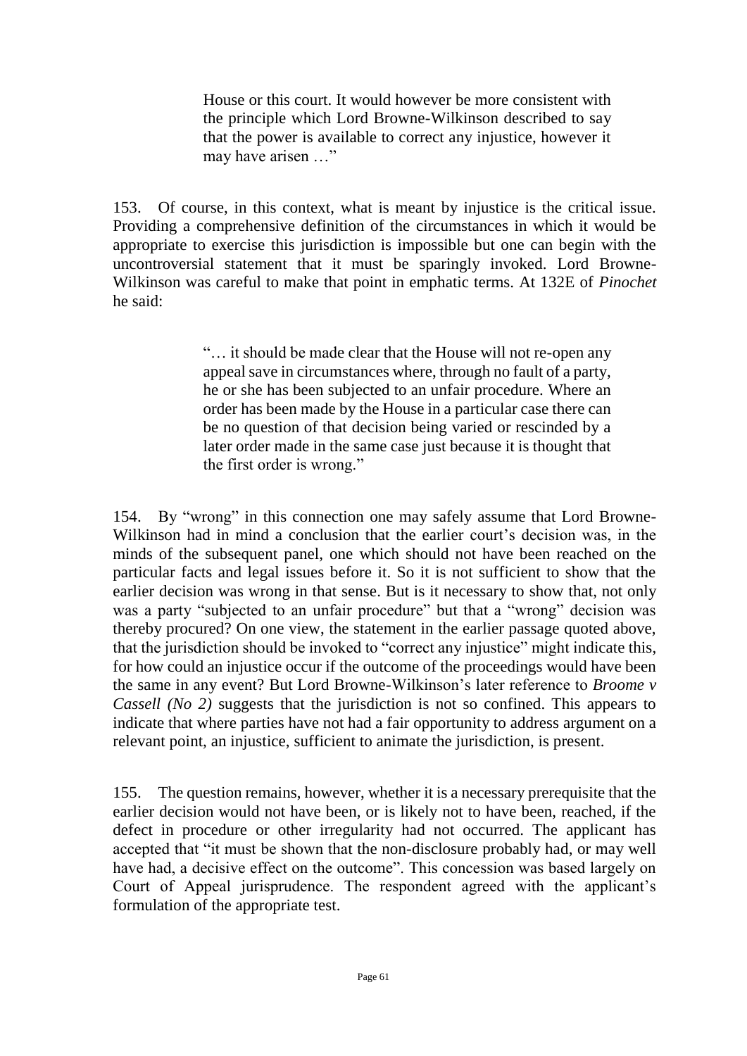> House or this court. It would however be more consistent with the principle which Lord Browne-Wilkinson described to say that the power is available to correct any injustice, however it may have arisen …"

153. Of course, in this context, what is meant by injustice is the critical issue. Providing a comprehensive definition of the circumstances in which it would be appropriate to exercise this jurisdiction is impossible but one can begin with the uncontroversial statement that it must be sparingly invoked. Lord Browne-Wilkinson was careful to make that point in emphatic terms. At 132E of *Pinochet* he said:

> "… it should be made clear that the House will not re-open any appeal save in circumstances where, through no fault of a party, he or she has been subjected to an unfair procedure. Where an order has been made by the House in a particular case there can be no question of that decision being varied or rescinded by a later order made in the same case just because it is thought that the first order is wrong."

154. By "wrong" in this connection one may safely assume that Lord Browne-Wilkinson had in mind a conclusion that the earlier court's decision was, in the minds of the subsequent panel, one which should not have been reached on the particular facts and legal issues before it. So it is not sufficient to show that the earlier decision was wrong in that sense. But is it necessary to show that, not only was a party "subjected to an unfair procedure" but that a "wrong" decision was thereby procured? On one view, the statement in the earlier passage quoted above, that the jurisdiction should be invoked to "correct any injustice" might indicate this, for how could an injustice occur if the outcome of the proceedings would have been the same in any event? But Lord Browne-Wilkinson's later reference to *Broome v Cassell (No 2)* suggests that the jurisdiction is not so confined. This appears to indicate that where parties have not had a fair opportunity to address argument on a relevant point, an injustice, sufficient to animate the jurisdiction, is present.

155. The question remains, however, whether it is a necessary prerequisite that the earlier decision would not have been, or is likely not to have been, reached, if the defect in procedure or other irregularity had not occurred. The applicant has accepted that "it must be shown that the non-disclosure probably had, or may well have had, a decisive effect on the outcome". This concession was based largely on Court of Appeal jurisprudence. The respondent agreed with the applicant's formulation of the appropriate test.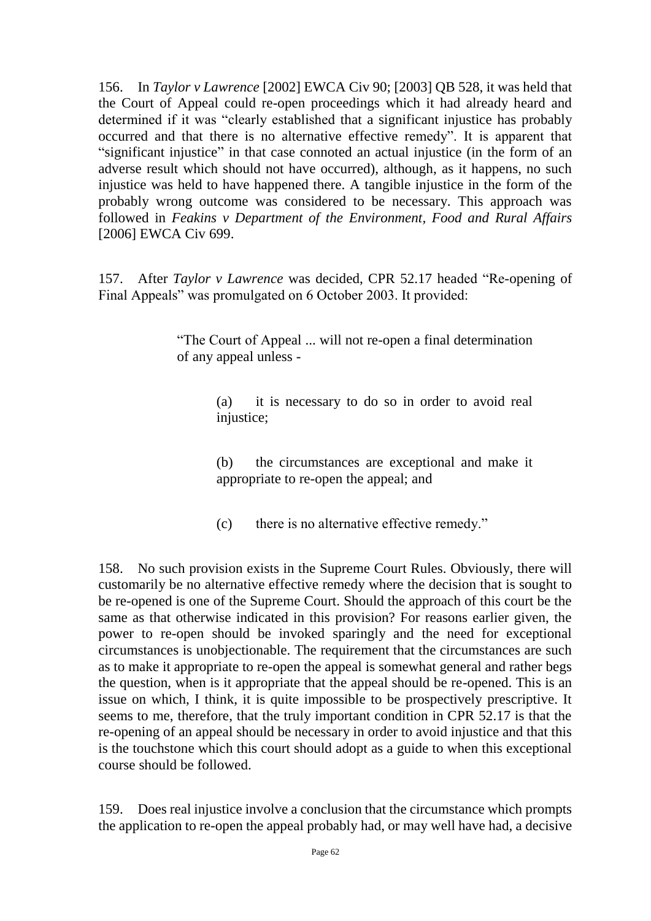156. In *Taylor v Lawrence* [2002] EWCA Civ 90; [2003] QB 528, it was held that the Court of Appeal could re-open proceedings which it had already heard and determined if it was "clearly established that a significant injustice has probably occurred and that there is no alternative effective remedy". It is apparent that "significant injustice" in that case connoted an actual injustice (in the form of an adverse result which should not have occurred), although, as it happens, no such injustice was held to have happened there. A tangible injustice in the form of the probably wrong outcome was considered to be necessary. This approach was followed in *Feakins v Department of the Environment, Food and Rural Affairs* [2006] EWCA Civ 699.

157. After *Taylor v Lawrence* was decided, CPR 52.17 headed "Re-opening of Final Appeals" was promulgated on 6 October 2003. It provided:

> "The Court of Appeal ... will not re-open a final determination of any appeal unless -
>
> > (a) it is necessary to do so in order to avoid real injustice;
> >
> > (b) the circumstances are exceptional and make it appropriate to re-open the appeal; and
> >
> > (c) there is no alternative effective remedy."

158. No such provision exists in the Supreme Court Rules. Obviously, there will customarily be no alternative effective remedy where the decision that is sought to be re-opened is one of the Supreme Court. Should the approach of this court be the same as that otherwise indicated in this provision? For reasons earlier given, the power to re-open should be invoked sparingly and the need for exceptional circumstances is unobjectionable. The requirement that the circumstances are such as to make it appropriate to re-open the appeal is somewhat general and rather begs the question, when is it appropriate that the appeal should be re-opened. This is an issue on which, I think, it is quite impossible to be prospectively prescriptive. It seems to me, therefore, that the truly important condition in CPR 52.17 is that the re-opening of an appeal should be necessary in order to avoid injustice and that this is the touchstone which this court should adopt as a guide to when this exceptional course should be followed.

159. Does real injustice involve a conclusion that the circumstance which prompts the application to re-open the appeal probably had, or may well have had, a decisive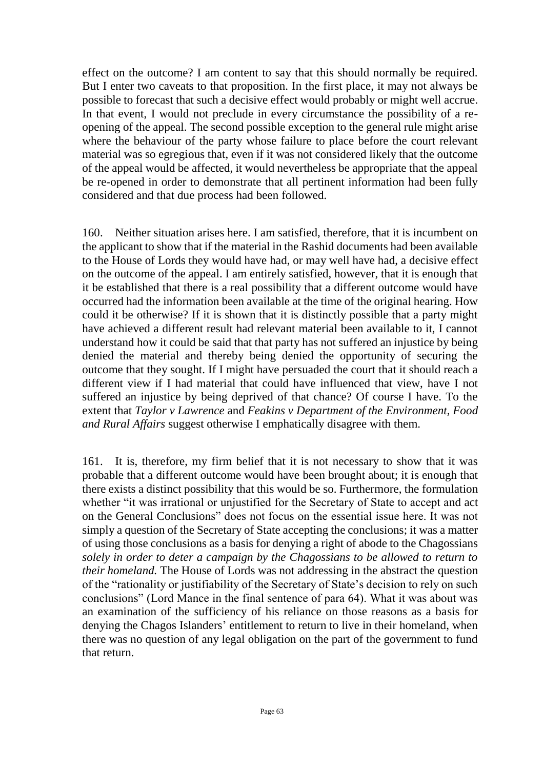effect on the outcome? I am content to say that this should normally be required. But I enter two caveats to that proposition. In the first place, it may not always be possible to forecast that such a decisive effect would probably or might well accrue. In that event, I would not preclude in every circumstance the possibility of a re-opening of the appeal. The second possible exception to the general rule might arise where the behaviour of the party whose failure to place before the court relevant material was so egregious that, even if it was not considered likely that the outcome of the appeal would be affected, it would nevertheless be appropriate that the appeal be re-opened in order to demonstrate that all pertinent information had been fully considered and that due process had been followed.

160. Neither situation arises here. I am satisfied, therefore, that it is incumbent on the applicant to show that if the material in the Rashid documents had been available to the House of Lords they would have had, or may well have had, a decisive effect on the outcome of the appeal. I am entirely satisfied, however, that it is enough that it be established that there is a real possibility that a different outcome would have occurred had the information been available at the time of the original hearing. How could it be otherwise? If it is shown that it is distinctly possible that a party might have achieved a different result had relevant material been available to it, I cannot understand how it could be said that that party has not suffered an injustice by being denied the material and thereby being denied the opportunity of securing the outcome that they sought. If I might have persuaded the court that it should reach a different view if I had material that could have influenced that view, have I not suffered an injustice by being deprived of that chance? Of course I have. To the extent that *Taylor v Lawrence* and *Feakins v Department of the Environment, Food and Rural Affairs* suggest otherwise I emphatically disagree with them.

161. It is, therefore, my firm belief that it is not necessary to show that it was probable that a different outcome would have been brought about; it is enough that there exists a distinct possibility that this would be so. Furthermore, the formulation whether "it was irrational or unjustified for the Secretary of State to accept and act on the General Conclusions" does not focus on the essential issue here. It was not simply a question of the Secretary of State accepting the conclusions; it was a matter of using those conclusions as a basis for denying a right of abode to the Chagossians *solely in order to deter a campaign by the Chagossians to be allowed to return to their homeland.* The House of Lords was not addressing in the abstract the question of the "rationality or justifiability of the Secretary of State's decision to rely on such conclusions" (Lord Mance in the final sentence of para 64). What it was about was an examination of the sufficiency of his reliance on those reasons as a basis for denying the Chagos Islanders' entitlement to return to live in their homeland, when there was no question of any legal obligation on the part of the government to fund that return.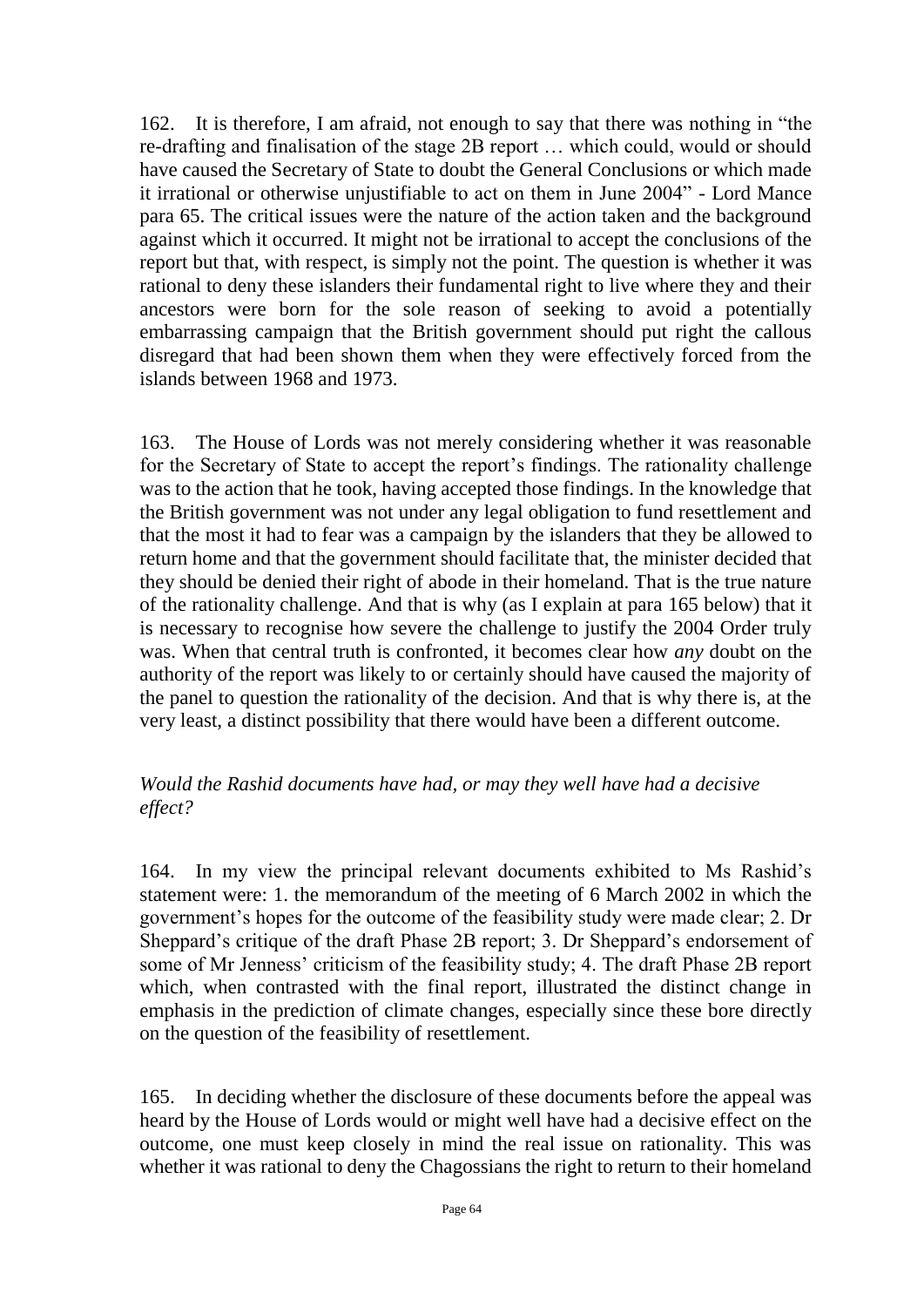162. It is therefore, I am afraid, not enough to say that there was nothing in "the re-drafting and finalisation of the stage 2B report … which could, would or should have caused the Secretary of State to doubt the General Conclusions or which made it irrational or otherwise unjustifiable to act on them in June 2004" - Lord Mance para 65. The critical issues were the nature of the action taken and the background against which it occurred. It might not be irrational to accept the conclusions of the report but that, with respect, is simply not the point. The question is whether it was rational to deny these islanders their fundamental right to live where they and their ancestors were born for the sole reason of seeking to avoid a potentially embarrassing campaign that the British government should put right the callous disregard that had been shown them when they were effectively forced from the islands between 1968 and 1973.

163. The House of Lords was not merely considering whether it was reasonable for the Secretary of State to accept the report's findings. The rationality challenge was to the action that he took, having accepted those findings. In the knowledge that the British government was not under any legal obligation to fund resettlement and that the most it had to fear was a campaign by the islanders that they be allowed to return home and that the government should facilitate that, the minister decided that they should be denied their right of abode in their homeland. That is the true nature of the rationality challenge. And that is why (as I explain at para 165 below) that it is necessary to recognise how severe the challenge to justify the 2004 Order truly was. When that central truth is confronted, it becomes clear how *any* doubt on the authority of the report was likely to or certainly should have caused the majority of the panel to question the rationality of the decision. And that is why there is, at the very least, a distinct possibility that there would have been a different outcome.

*Would the Rashid documents have had, or may they well have had a decisive effect?*

164. In my view the principal relevant documents exhibited to Ms Rashid's statement were: 1. the memorandum of the meeting of 6 March 2002 in which the government's hopes for the outcome of the feasibility study were made clear; 2. Dr Sheppard's critique of the draft Phase 2B report; 3. Dr Sheppard's endorsement of some of Mr Jenness' criticism of the feasibility study; 4. The draft Phase 2B report which, when contrasted with the final report, illustrated the distinct change in emphasis in the prediction of climate changes, especially since these bore directly on the question of the feasibility of resettlement.

165. In deciding whether the disclosure of these documents before the appeal was heard by the House of Lords would or might well have had a decisive effect on the outcome, one must keep closely in mind the real issue on rationality. This was whether it was rational to deny the Chagossians the right to return to their homeland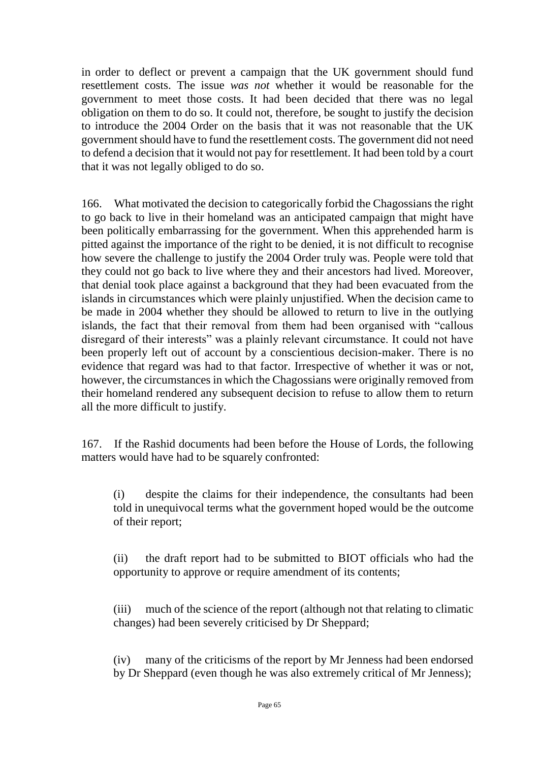in order to deflect or prevent a campaign that the UK government should fund resettlement costs. The issue *was not* whether it would be reasonable for the government to meet those costs. It had been decided that there was no legal obligation on them to do so. It could not, therefore, be sought to justify the decision to introduce the 2004 Order on the basis that it was not reasonable that the UK government should have to fund the resettlement costs. The government did not need to defend a decision that it would not pay for resettlement. It had been told by a court that it was not legally obliged to do so.

166. What motivated the decision to categorically forbid the Chagossians the right to go back to live in their homeland was an anticipated campaign that might have been politically embarrassing for the government. When this apprehended harm is pitted against the importance of the right to be denied, it is not difficult to recognise how severe the challenge to justify the 2004 Order truly was. People were told that they could not go back to live where they and their ancestors had lived. Moreover, that denial took place against a background that they had been evacuated from the islands in circumstances which were plainly unjustified. When the decision came to be made in 2004 whether they should be allowed to return to live in the outlying islands, the fact that their removal from them had been organised with "callous disregard of their interests" was a plainly relevant circumstance. It could not have been properly left out of account by a conscientious decision-maker. There is no evidence that regard was had to that factor. Irrespective of whether it was or not, however, the circumstances in which the Chagossians were originally removed from their homeland rendered any subsequent decision to refuse to allow them to return all the more difficult to justify.

167. If the Rashid documents had been before the House of Lords, the following matters would have had to be squarely confronted:

(i) despite the claims for their independence, the consultants had been told in unequivocal terms what the government hoped would be the outcome of their report;

(ii) the draft report had to be submitted to BIOT officials who had the opportunity to approve or require amendment of its contents;

(iii) much of the science of the report (although not that relating to climatic changes) had been severely criticised by Dr Sheppard;

(iv) many of the criticisms of the report by Mr Jenness had been endorsed by Dr Sheppard (even though he was also extremely critical of Mr Jenness);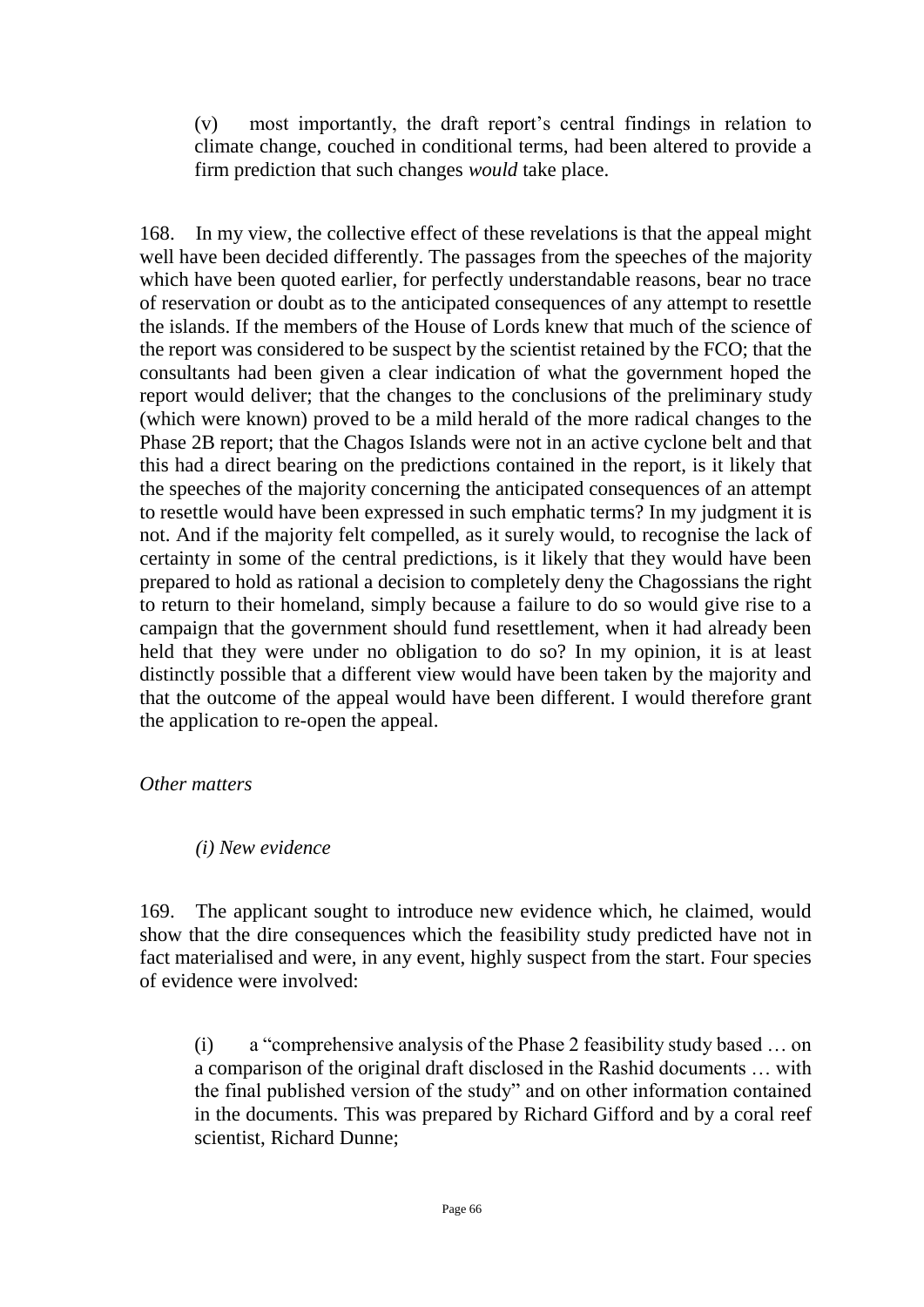(v) most importantly, the draft report's central findings in relation to climate change, couched in conditional terms, had been altered to provide a firm prediction that such changes *would* take place.

168. In my view, the collective effect of these revelations is that the appeal might well have been decided differently. The passages from the speeches of the majority which have been quoted earlier, for perfectly understandable reasons, bear no trace of reservation or doubt as to the anticipated consequences of any attempt to resettle the islands. If the members of the House of Lords knew that much of the science of the report was considered to be suspect by the scientist retained by the FCO; that the consultants had been given a clear indication of what the government hoped the report would deliver; that the changes to the conclusions of the preliminary study (which were known) proved to be a mild herald of the more radical changes to the Phase 2B report; that the Chagos Islands were not in an active cyclone belt and that this had a direct bearing on the predictions contained in the report, is it likely that the speeches of the majority concerning the anticipated consequences of an attempt to resettle would have been expressed in such emphatic terms? In my judgment it is not. And if the majority felt compelled, as it surely would, to recognise the lack of certainty in some of the central predictions, is it likely that they would have been prepared to hold as rational a decision to completely deny the Chagossians the right to return to their homeland, simply because a failure to do so would give rise to a campaign that the government should fund resettlement, when it had already been held that they were under no obligation to do so? In my opinion, it is at least distinctly possible that a different view would have been taken by the majority and that the outcome of the appeal would have been different. I would therefore grant the application to re-open the appeal.

*Other matters*

*(i) New evidence*

169. The applicant sought to introduce new evidence which, he claimed, would show that the dire consequences which the feasibility study predicted have not in fact materialised and were, in any event, highly suspect from the start. Four species of evidence were involved:

(i) a "comprehensive analysis of the Phase 2 feasibility study based … on a comparison of the original draft disclosed in the Rashid documents … with the final published version of the study" and on other information contained in the documents. This was prepared by Richard Gifford and by a coral reef scientist, Richard Dunne;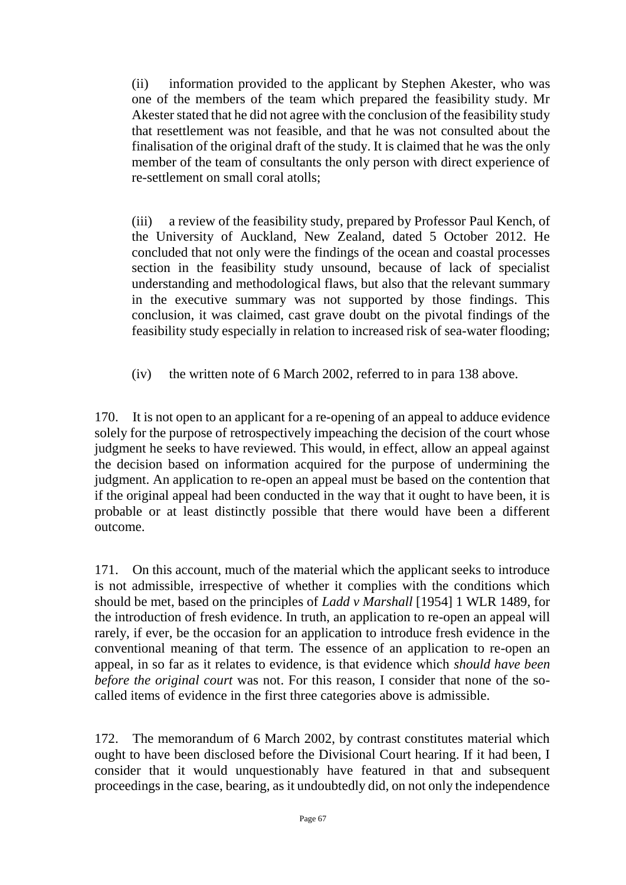(ii) information provided to the applicant by Stephen Akester, who was one of the members of the team which prepared the feasibility study. Mr Akester stated that he did not agree with the conclusion of the feasibility study that resettlement was not feasible, and that he was not consulted about the finalisation of the original draft of the study. It is claimed that he was the only member of the team of consultants the only person with direct experience of re-settlement on small coral atolls;

(iii) a review of the feasibility study, prepared by Professor Paul Kench, of the University of Auckland, New Zealand, dated 5 October 2012. He concluded that not only were the findings of the ocean and coastal processes section in the feasibility study unsound, because of lack of specialist understanding and methodological flaws, but also that the relevant summary in the executive summary was not supported by those findings. This conclusion, it was claimed, cast grave doubt on the pivotal findings of the feasibility study especially in relation to increased risk of sea-water flooding;

(iv) the written note of 6 March 2002, referred to in para 138 above.

170. It is not open to an applicant for a re-opening of an appeal to adduce evidence solely for the purpose of retrospectively impeaching the decision of the court whose judgment he seeks to have reviewed. This would, in effect, allow an appeal against the decision based on information acquired for the purpose of undermining the judgment. An application to re-open an appeal must be based on the contention that if the original appeal had been conducted in the way that it ought to have been, it is probable or at least distinctly possible that there would have been a different outcome.

171. On this account, much of the material which the applicant seeks to introduce is not admissible, irrespective of whether it complies with the conditions which should be met, based on the principles of *Ladd v Marshall* [1954] 1 WLR 1489, for the introduction of fresh evidence. In truth, an application to re-open an appeal will rarely, if ever, be the occasion for an application to introduce fresh evidence in the conventional meaning of that term. The essence of an application to re-open an appeal, in so far as it relates to evidence, is that evidence which *should have been before the original court* was not. For this reason, I consider that none of the so-called items of evidence in the first three categories above is admissible.

172. The memorandum of 6 March 2002, by contrast constitutes material which ought to have been disclosed before the Divisional Court hearing. If it had been, I consider that it would unquestionably have featured in that and subsequent proceedings in the case, bearing, as it undoubtedly did, on not only the independence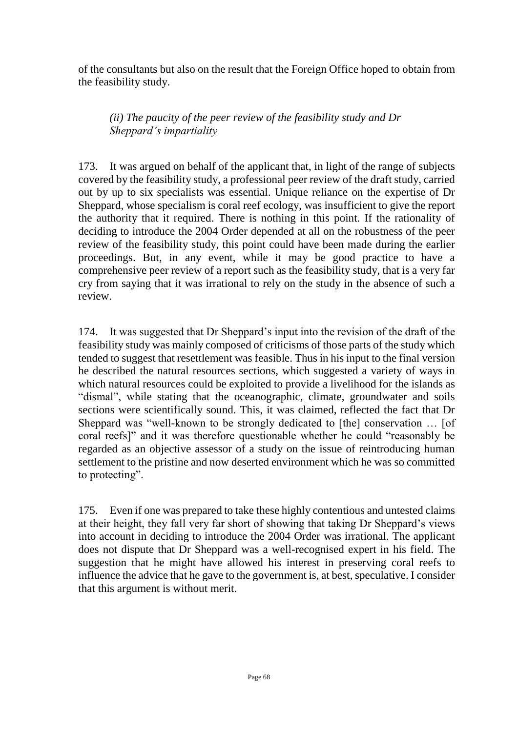of the consultants but also on the result that the Foreign Office hoped to obtain from the feasibility study.

*(ii) The paucity of the peer review of the feasibility study and Dr Sheppard's impartiality*

173. It was argued on behalf of the applicant that, in light of the range of subjects covered by the feasibility study, a professional peer review of the draft study, carried out by up to six specialists was essential. Unique reliance on the expertise of Dr Sheppard, whose specialism is coral reef ecology, was insufficient to give the report the authority that it required. There is nothing in this point. If the rationality of deciding to introduce the 2004 Order depended at all on the robustness of the peer review of the feasibility study, this point could have been made during the earlier proceedings. But, in any event, while it may be good practice to have a comprehensive peer review of a report such as the feasibility study, that is a very far cry from saying that it was irrational to rely on the study in the absence of such a review.

174. It was suggested that Dr Sheppard's input into the revision of the draft of the feasibility study was mainly composed of criticisms of those parts of the study which tended to suggest that resettlement was feasible. Thus in his input to the final version he described the natural resources sections, which suggested a variety of ways in which natural resources could be exploited to provide a livelihood for the islands as "dismal", while stating that the oceanographic, climate, groundwater and soils sections were scientifically sound. This, it was claimed, reflected the fact that Dr Sheppard was "well-known to be strongly dedicated to [the] conservation … [of coral reefs]" and it was therefore questionable whether he could "reasonably be regarded as an objective assessor of a study on the issue of reintroducing human settlement to the pristine and now deserted environment which he was so committed to protecting".

175. Even if one was prepared to take these highly contentious and untested claims at their height, they fall very far short of showing that taking Dr Sheppard's views into account in deciding to introduce the 2004 Order was irrational. The applicant does not dispute that Dr Sheppard was a well-recognised expert in his field. The suggestion that he might have allowed his interest in preserving coral reefs to influence the advice that he gave to the government is, at best, speculative. I consider that this argument is without merit.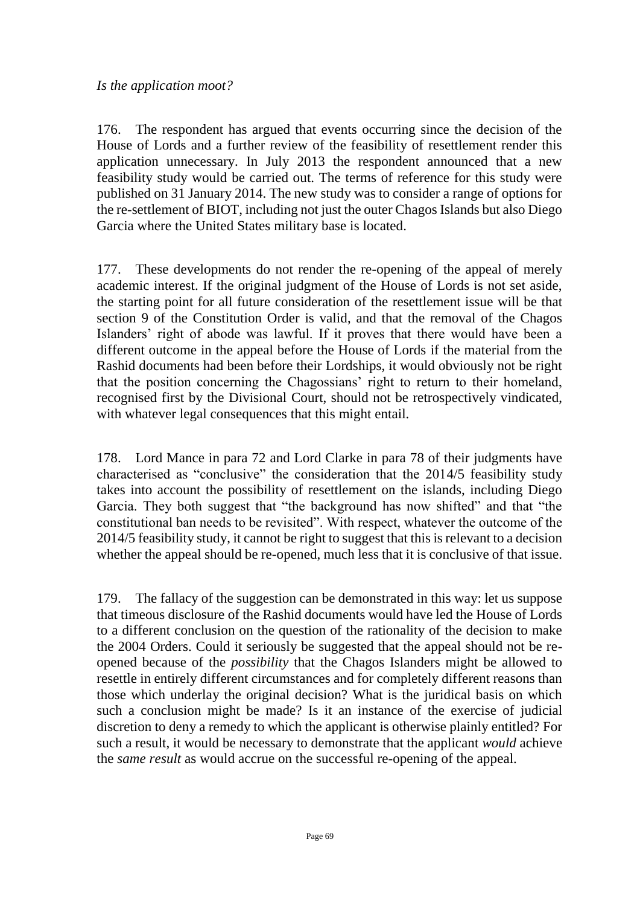*Is the application moot?*

176. The respondent has argued that events occurring since the decision of the House of Lords and a further review of the feasibility of resettlement render this application unnecessary. In July 2013 the respondent announced that a new feasibility study would be carried out. The terms of reference for this study were published on 31 January 2014. The new study was to consider a range of options for the re-settlement of BIOT, including not just the outer Chagos Islands but also Diego Garcia where the United States military base is located.

177. These developments do not render the re-opening of the appeal of merely academic interest. If the original judgment of the House of Lords is not set aside, the starting point for all future consideration of the resettlement issue will be that section 9 of the Constitution Order is valid, and that the removal of the Chagos Islanders' right of abode was lawful. If it proves that there would have been a different outcome in the appeal before the House of Lords if the material from the Rashid documents had been before their Lordships, it would obviously not be right that the position concerning the Chagossians' right to return to their homeland, recognised first by the Divisional Court, should not be retrospectively vindicated, with whatever legal consequences that this might entail.

178. Lord Mance in para 72 and Lord Clarke in para 78 of their judgments have characterised as "conclusive" the consideration that the 2014/5 feasibility study takes into account the possibility of resettlement on the islands, including Diego Garcia. They both suggest that "the background has now shifted" and that "the constitutional ban needs to be revisited". With respect, whatever the outcome of the 2014/5 feasibility study, it cannot be right to suggest that this is relevant to a decision whether the appeal should be re-opened, much less that it is conclusive of that issue.

179. The fallacy of the suggestion can be demonstrated in this way: let us suppose that timeous disclosure of the Rashid documents would have led the House of Lords to a different conclusion on the question of the rationality of the decision to make the 2004 Orders. Could it seriously be suggested that the appeal should not be re-opened because of the *possibility* that the Chagos Islanders might be allowed to resettle in entirely different circumstances and for completely different reasons than those which underlay the original decision? What is the juridical basis on which such a conclusion might be made? Is it an instance of the exercise of judicial discretion to deny a remedy to which the applicant is otherwise plainly entitled? For such a result, it would be necessary to demonstrate that the applicant *would* achieve the *same result* as would accrue on the successful re-opening of the appeal.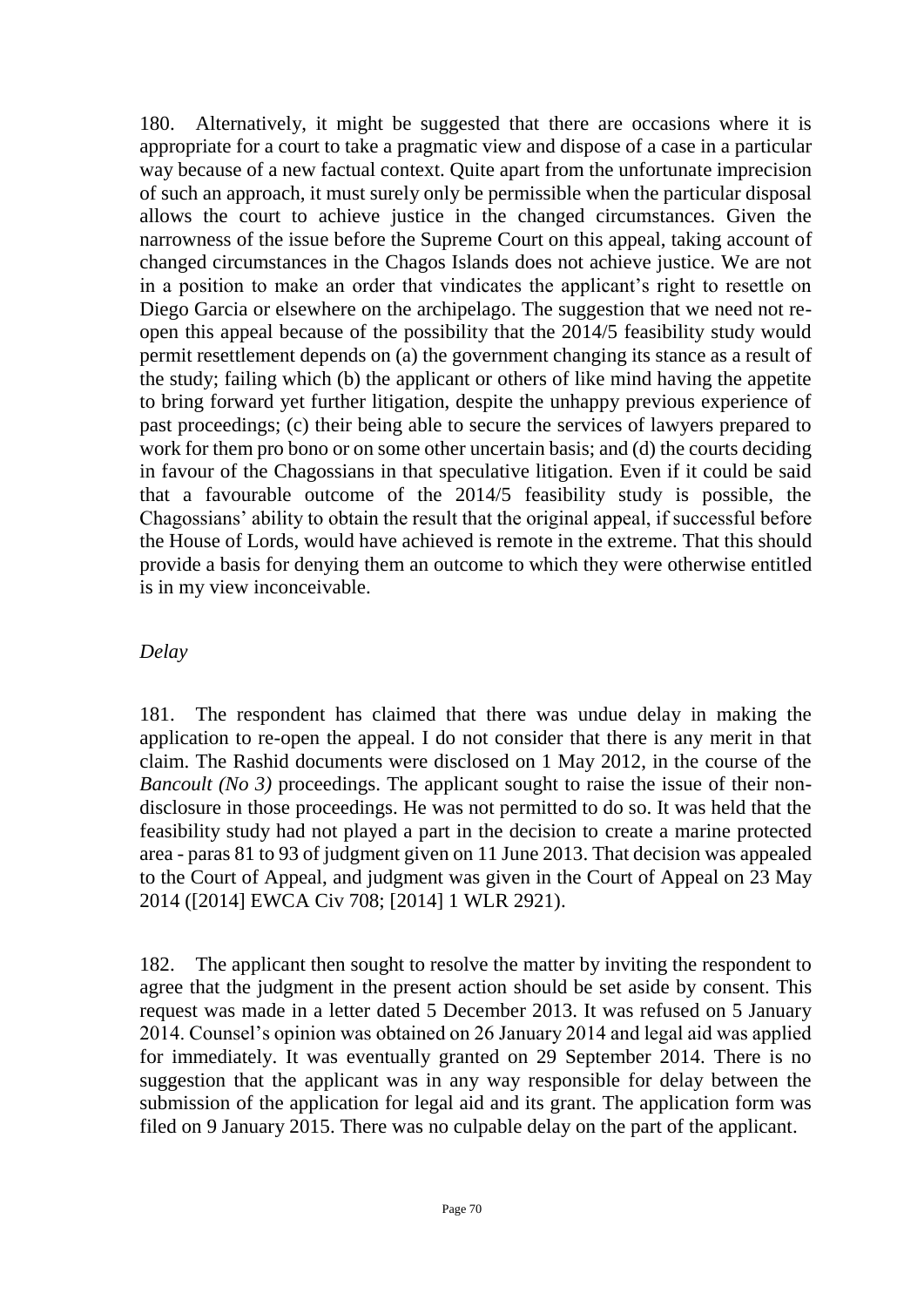180. Alternatively, it might be suggested that there are occasions where it is appropriate for a court to take a pragmatic view and dispose of a case in a particular way because of a new factual context. Quite apart from the unfortunate imprecision of such an approach, it must surely only be permissible when the particular disposal allows the court to achieve justice in the changed circumstances. Given the narrowness of the issue before the Supreme Court on this appeal, taking account of changed circumstances in the Chagos Islands does not achieve justice. We are not in a position to make an order that vindicates the applicant's right to resettle on Diego Garcia or elsewhere on the archipelago. The suggestion that we need not re-open this appeal because of the possibility that the 2014/5 feasibility study would permit resettlement depends on (a) the government changing its stance as a result of the study; failing which (b) the applicant or others of like mind having the appetite to bring forward yet further litigation, despite the unhappy previous experience of past proceedings; (c) their being able to secure the services of lawyers prepared to work for them pro bono or on some other uncertain basis; and (d) the courts deciding in favour of the Chagossians in that speculative litigation. Even if it could be said that a favourable outcome of the 2014/5 feasibility study is possible, the Chagossians' ability to obtain the result that the original appeal, if successful before the House of Lords, would have achieved is remote in the extreme. That this should provide a basis for denying them an outcome to which they were otherwise entitled is in my view inconceivable.

*Delay*

181. The respondent has claimed that there was undue delay in making the application to re-open the appeal. I do not consider that there is any merit in that claim. The Rashid documents were disclosed on 1 May 2012, in the course of the *Bancoult (No 3)* proceedings. The applicant sought to raise the issue of their non-disclosure in those proceedings. He was not permitted to do so. It was held that the feasibility study had not played a part in the decision to create a marine protected area - paras 81 to 93 of judgment given on 11 June 2013. That decision was appealed to the Court of Appeal, and judgment was given in the Court of Appeal on 23 May 2014 ([2014] EWCA Civ 708; [2014] 1 WLR 2921).

182. The applicant then sought to resolve the matter by inviting the respondent to agree that the judgment in the present action should be set aside by consent. This request was made in a letter dated 5 December 2013. It was refused on 5 January 2014. Counsel's opinion was obtained on 26 January 2014 and legal aid was applied for immediately. It was eventually granted on 29 September 2014. There is no suggestion that the applicant was in any way responsible for delay between the submission of the application for legal aid and its grant. The application form was filed on 9 January 2015. There was no culpable delay on the part of the applicant.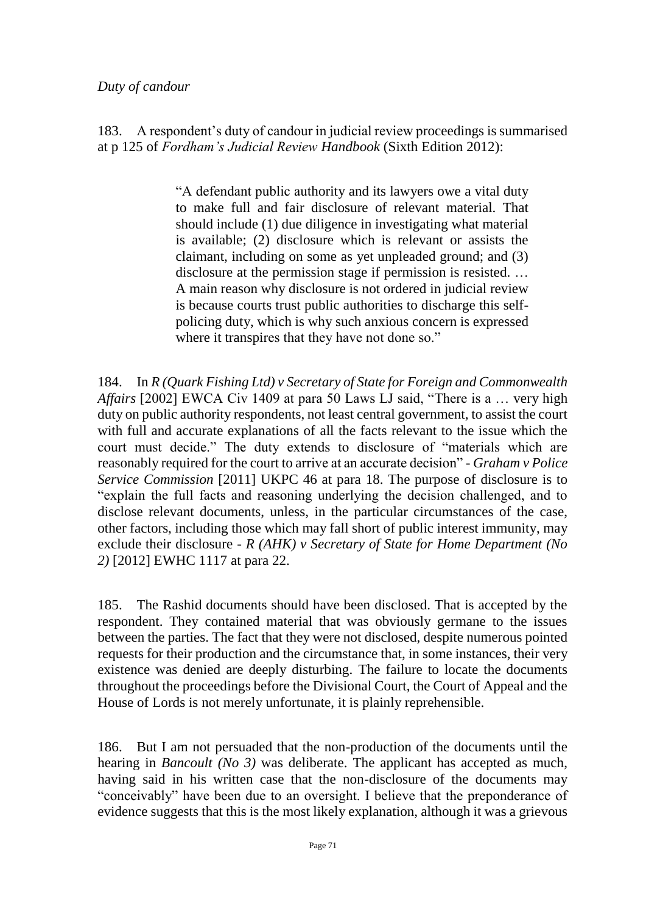*Duty of candour*

183. A respondent's duty of candour in judicial review proceedings is summarised at p 125 of *Fordham's Judicial Review Handbook* (Sixth Edition 2012):

> "A defendant public authority and its lawyers owe a vital duty to make full and fair disclosure of relevant material. That should include (1) due diligence in investigating what material is available; (2) disclosure which is relevant or assists the claimant, including on some as yet unpleaded ground; and (3) disclosure at the permission stage if permission is resisted. … A main reason why disclosure is not ordered in judicial review is because courts trust public authorities to discharge this self-policing duty, which is why such anxious concern is expressed where it transpires that they have not done so."

184. In *R (Quark Fishing Ltd) v Secretary of State for Foreign and Commonwealth Affairs* [2002] EWCA Civ 1409 at para 50 Laws LJ said, "There is a … very high duty on public authority respondents, not least central government, to assist the court with full and accurate explanations of all the facts relevant to the issue which the court must decide." The duty extends to disclosure of "materials which are reasonably required for the court to arrive at an accurate decision" - *Graham v Police Service Commission* [2011] UKPC 46 at para 18. The purpose of disclosure is to "explain the full facts and reasoning underlying the decision challenged, and to disclose relevant documents, unless, in the particular circumstances of the case, other factors, including those which may fall short of public interest immunity, may exclude their disclosure - *R (AHK) v Secretary of State for Home Department (No 2)* [2012] EWHC 1117 at para 22.

185. The Rashid documents should have been disclosed. That is accepted by the respondent. They contained material that was obviously germane to the issues between the parties. The fact that they were not disclosed, despite numerous pointed requests for their production and the circumstance that, in some instances, their very existence was denied are deeply disturbing. The failure to locate the documents throughout the proceedings before the Divisional Court, the Court of Appeal and the House of Lords is not merely unfortunate, it is plainly reprehensible.

186. But I am not persuaded that the non-production of the documents until the hearing in *Bancoult (No 3)* was deliberate. The applicant has accepted as much, having said in his written case that the non-disclosure of the documents may "conceivably" have been due to an oversight. I believe that the preponderance of evidence suggests that this is the most likely explanation, although it was a grievous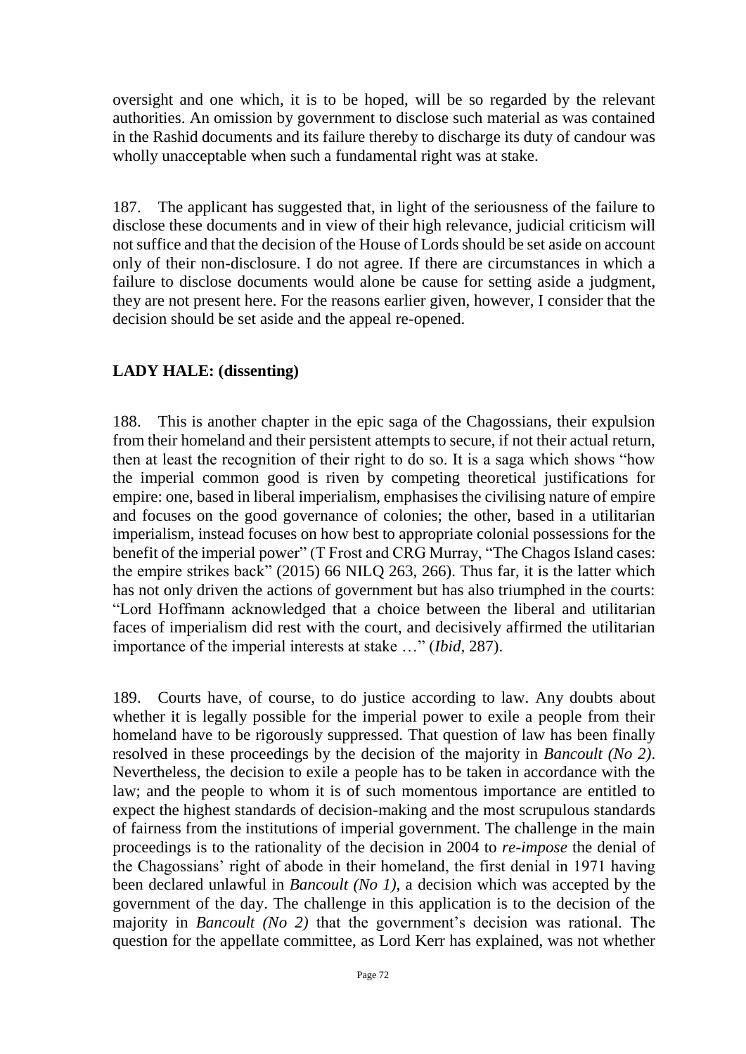oversight and one which, it is to be hoped, will be so regarded by the relevant authorities. An omission by government to disclose such material as was contained in the Rashid documents and its failure thereby to discharge its duty of candour was wholly unacceptable when such a fundamental right was at stake.

187. The applicant has suggested that, in light of the seriousness of the failure to disclose these documents and in view of their high relevance, judicial criticism will not suffice and that the decision of the House of Lords should be set aside on account only of their non-disclosure. I do not agree. If there are circumstances in which a failure to disclose documents would alone be cause for setting aside a judgment, they are not present here. For the reasons earlier given, however, I consider that the decision should be set aside and the appeal re-opened.

**LADY HALE: (dissenting)**

188. This is another chapter in the epic saga of the Chagossians, their expulsion from their homeland and their persistent attempts to secure, if not their actual return, then at least the recognition of their right to do so. It is a saga which shows "how the imperial common good is riven by competing theoretical justifications for empire: one, based in liberal imperialism, emphasises the civilising nature of empire and focuses on the good governance of colonies; the other, based in a utilitarian imperialism, instead focuses on how best to appropriate colonial possessions for the benefit of the imperial power" (T Frost and CRG Murray, "The Chagos Island cases: the empire strikes back" (2015) 66 NILQ 263, 266). Thus far, it is the latter which has not only driven the actions of government but has also triumphed in the courts: "Lord Hoffmann acknowledged that a choice between the liberal and utilitarian faces of imperialism did rest with the court, and decisively affirmed the utilitarian importance of the imperial interests at stake …" (*Ibid*, 287).

189. Courts have, of course, to do justice according to law. Any doubts about whether it is legally possible for the imperial power to exile a people from their homeland have to be rigorously suppressed. That question of law has been finally resolved in these proceedings by the decision of the majority in *Bancoult (No 2)*. Nevertheless, the decision to exile a people has to be taken in accordance with the law; and the people to whom it is of such momentous importance are entitled to expect the highest standards of decision-making and the most scrupulous standards of fairness from the institutions of imperial government. The challenge in the main proceedings is to the rationality of the decision in 2004 to *re-impose* the denial of the Chagossians' right of abode in their homeland, the first denial in 1971 having been declared unlawful in *Bancoult (No 1)*, a decision which was accepted by the government of the day. The challenge in this application is to the decision of the majority in *Bancoult (No 2)* that the government's decision was rational. The question for the appellate committee, as Lord Kerr has explained, was not whether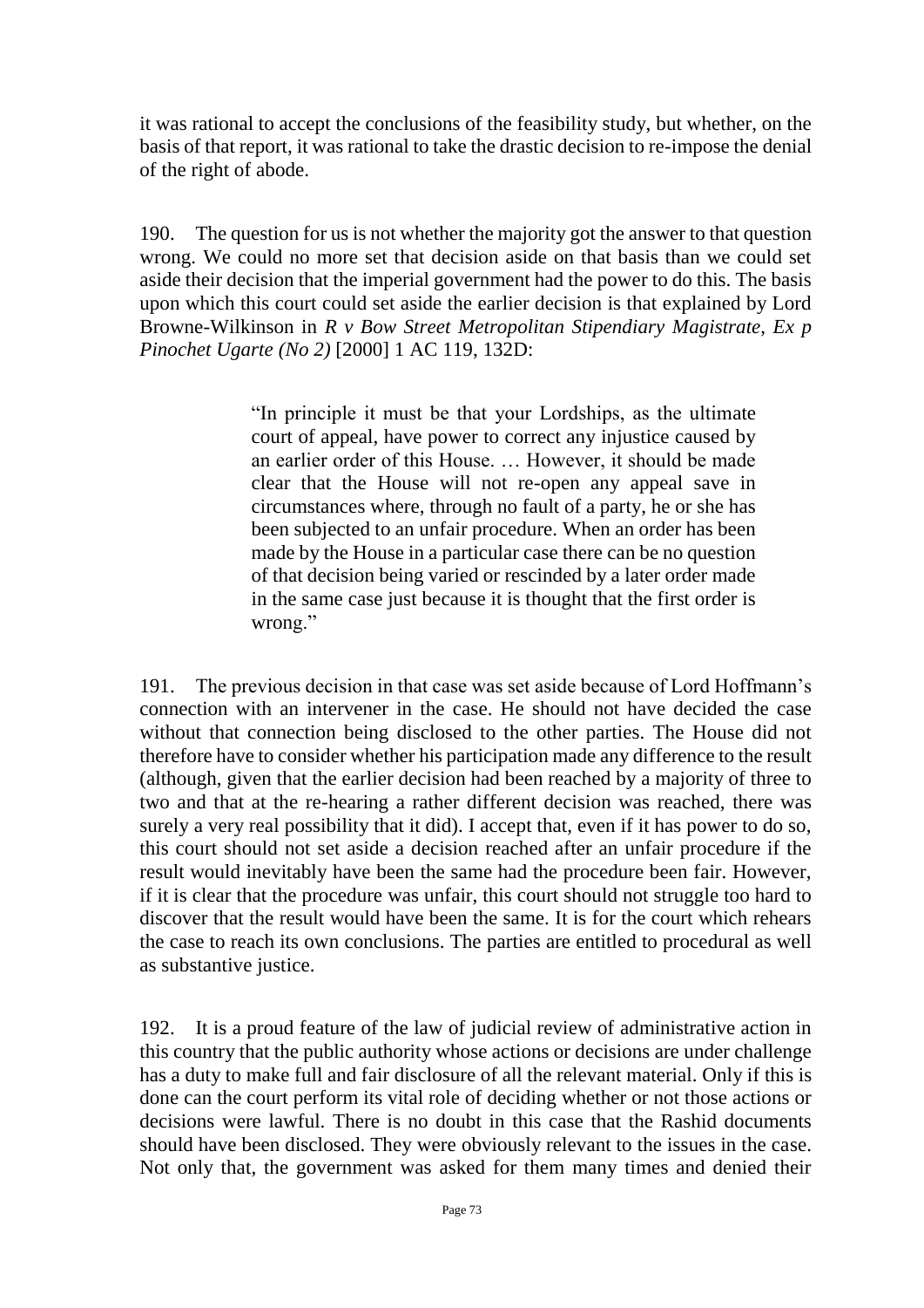it was rational to accept the conclusions of the feasibility study, but whether, on the basis of that report, it was rational to take the drastic decision to re-impose the denial of the right of abode.

190. The question for us is not whether the majority got the answer to that question wrong. We could no more set that decision aside on that basis than we could set aside their decision that the imperial government had the power to do this. The basis upon which this court could set aside the earlier decision is that explained by Lord Browne-Wilkinson in *R v Bow Street Metropolitan Stipendiary Magistrate, Ex p Pinochet Ugarte (No 2)* [2000] 1 AC 119, 132D:

> "In principle it must be that your Lordships, as the ultimate court of appeal, have power to correct any injustice caused by an earlier order of this House. … However, it should be made clear that the House will not re-open any appeal save in circumstances where, through no fault of a party, he or she has been subjected to an unfair procedure. When an order has been made by the House in a particular case there can be no question of that decision being varied or rescinded by a later order made in the same case just because it is thought that the first order is wrong."

191. The previous decision in that case was set aside because of Lord Hoffmann's connection with an intervener in the case. He should not have decided the case without that connection being disclosed to the other parties. The House did not therefore have to consider whether his participation made any difference to the result (although, given that the earlier decision had been reached by a majority of three to two and that at the re-hearing a rather different decision was reached, there was surely a very real possibility that it did). I accept that, even if it has power to do so, this court should not set aside a decision reached after an unfair procedure if the result would inevitably have been the same had the procedure been fair. However, if it is clear that the procedure was unfair, this court should not struggle too hard to discover that the result would have been the same. It is for the court which rehears the case to reach its own conclusions. The parties are entitled to procedural as well as substantive justice.

192. It is a proud feature of the law of judicial review of administrative action in this country that the public authority whose actions or decisions are under challenge has a duty to make full and fair disclosure of all the relevant material. Only if this is done can the court perform its vital role of deciding whether or not those actions or decisions were lawful. There is no doubt in this case that the Rashid documents should have been disclosed. They were obviously relevant to the issues in the case. Not only that, the government was asked for them many times and denied their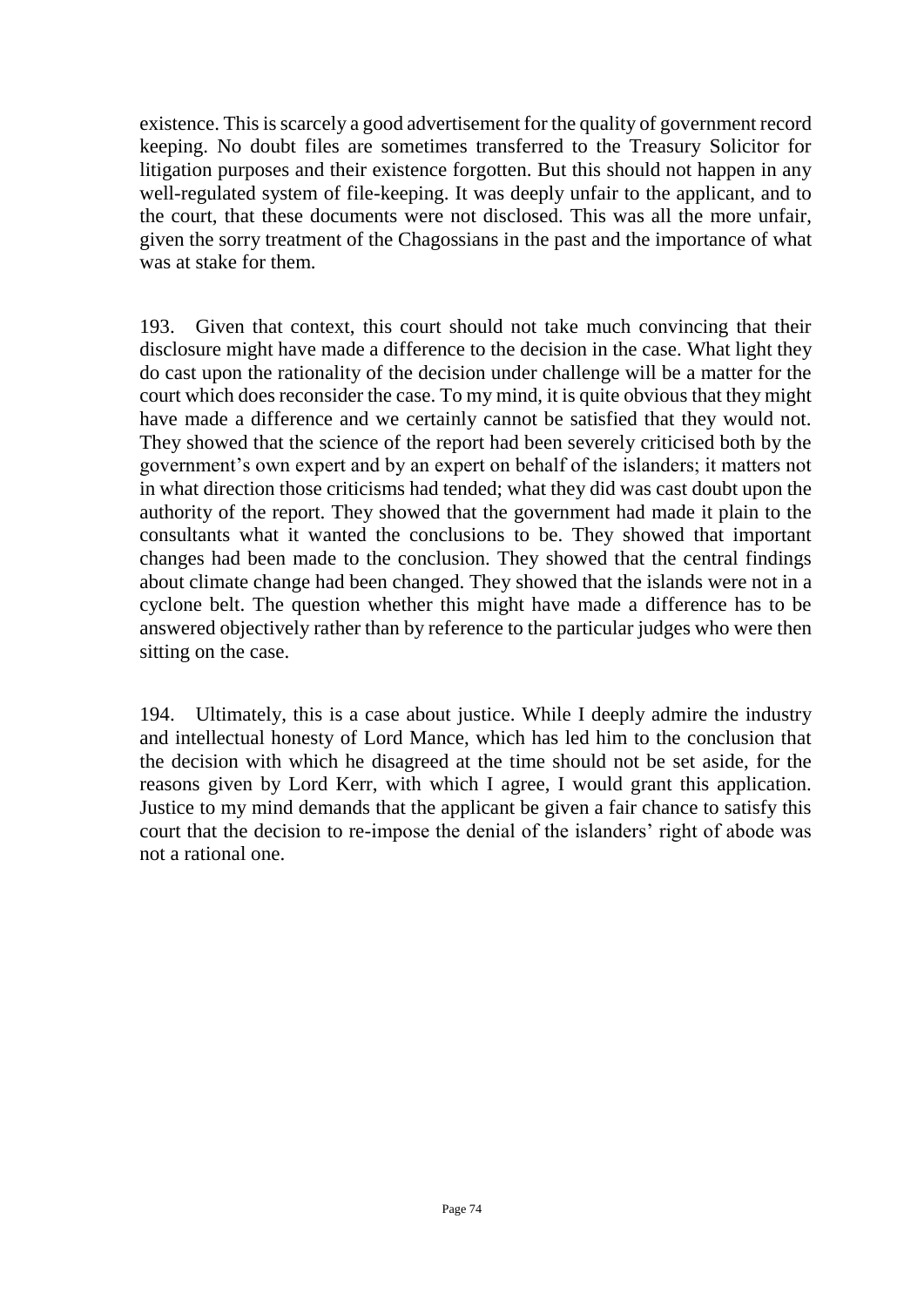existence. This is scarcely a good advertisement for the quality of government record keeping. No doubt files are sometimes transferred to the Treasury Solicitor for litigation purposes and their existence forgotten. But this should not happen in any well-regulated system of file-keeping. It was deeply unfair to the applicant, and to the court, that these documents were not disclosed. This was all the more unfair, given the sorry treatment of the Chagossians in the past and the importance of what was at stake for them.

193. Given that context, this court should not take much convincing that their disclosure might have made a difference to the decision in the case. What light they do cast upon the rationality of the decision under challenge will be a matter for the court which does reconsider the case. To my mind, it is quite obvious that they might have made a difference and we certainly cannot be satisfied that they would not. They showed that the science of the report had been severely criticised both by the government's own expert and by an expert on behalf of the islanders; it matters not in what direction those criticisms had tended; what they did was cast doubt upon the authority of the report. They showed that the government had made it plain to the consultants what it wanted the conclusions to be. They showed that important changes had been made to the conclusion. They showed that the central findings about climate change had been changed. They showed that the islands were not in a cyclone belt. The question whether this might have made a difference has to be answered objectively rather than by reference to the particular judges who were then sitting on the case.

194. Ultimately, this is a case about justice. While I deeply admire the industry and intellectual honesty of Lord Mance, which has led him to the conclusion that the decision with which he disagreed at the time should not be set aside, for the reasons given by Lord Kerr, with which I agree, I would grant this application. Justice to my mind demands that the applicant be given a fair chance to satisfy this court that the decision to re-impose the denial of the islanders' right of abode was not a rational one.